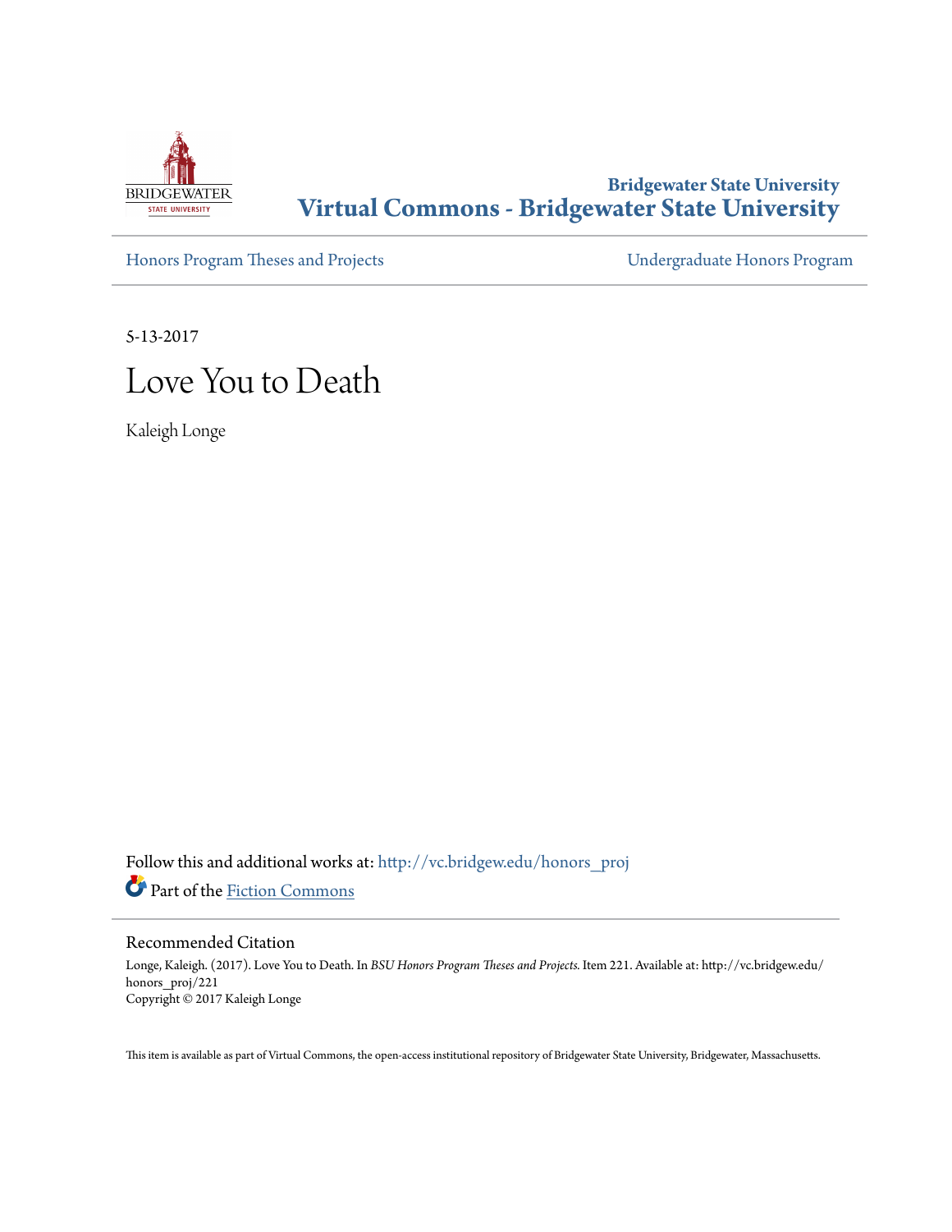Bridgewater State University

# Virtual Commons - Bridgewater State University

Honors Program Theses and Projects

Undergraduate Honors Program

5-13-2017

# Love You to Death

Kaleigh Longe

Follow this and additional works at: http://vc.bridgew.edu/honors_proj

Part of the Fiction Commons

## Recommended Citation

Longe, Kaleigh. (2017). Love You to Death. In *BSU Honors Program Theses and Projects.* Item 221. Available at: http://vc.bridgew.edu/honors_proj/221

Copyright © 2017 Kaleigh Longe

This item is available as part of Virtual Commons, the open-access institutional repository of Bridgewater State University, Bridgewater, Massachusetts.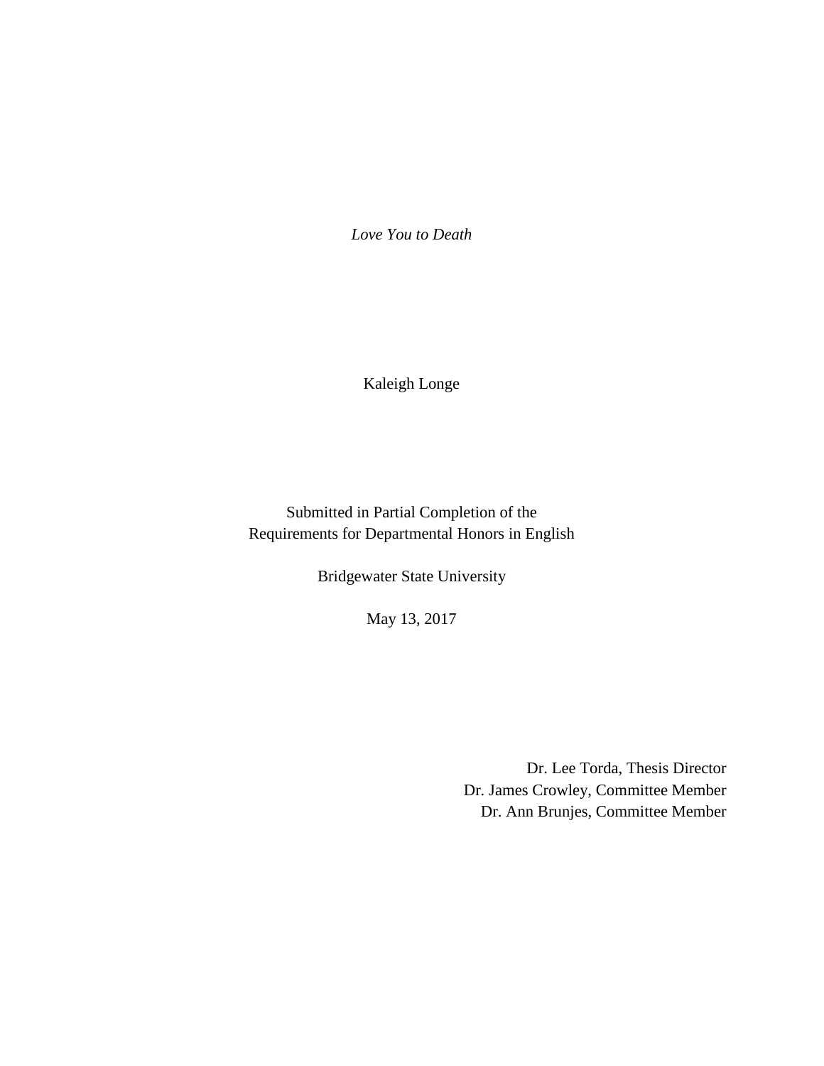*Love You to Death*

Kaleigh Longe

Submitted in Partial Completion of the
Requirements for Departmental Honors in English

Bridgewater State University

May 13, 2017

Dr. Lee Torda, Thesis Director
Dr. James Crowley, Committee Member
Dr. Ann Brunjes, Committee Member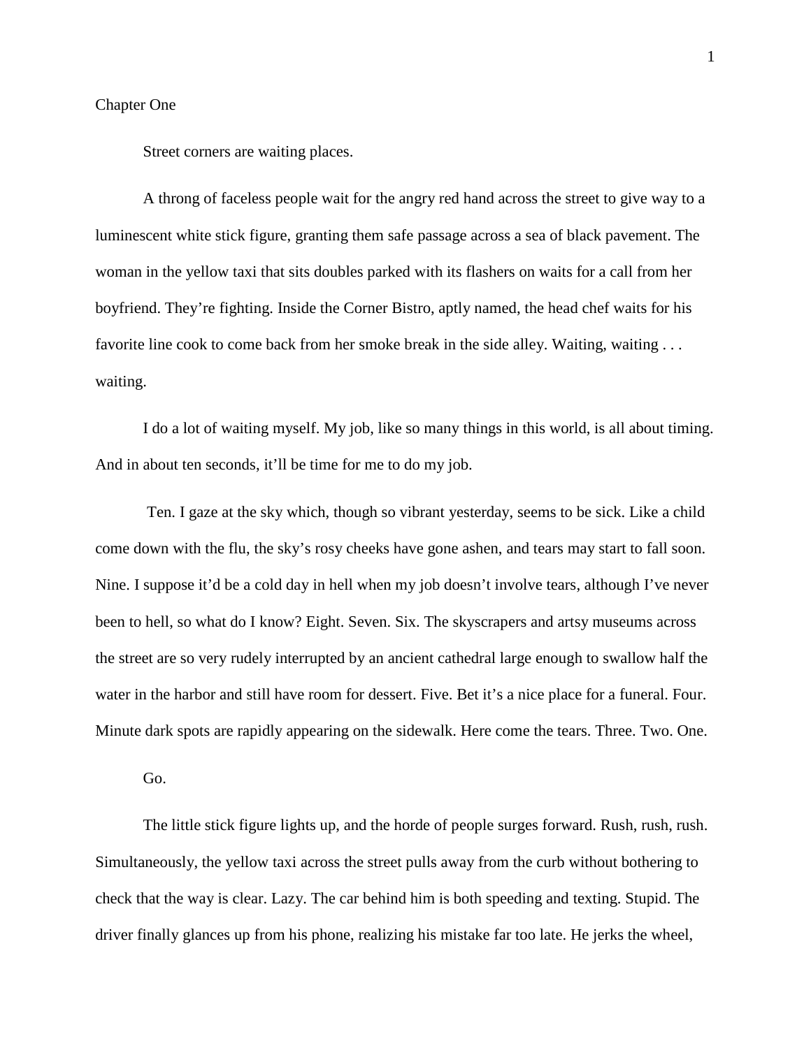Chapter One

Street corners are waiting places.

A throng of faceless people wait for the angry red hand across the street to give way to a luminescent white stick figure, granting them safe passage across a sea of black pavement. The woman in the yellow taxi that sits doubles parked with its flashers on waits for a call from her boyfriend. They're fighting. Inside the Corner Bistro, aptly named, the head chef waits for his favorite line cook to come back from her smoke break in the side alley. Waiting, waiting . . . waiting.

I do a lot of waiting myself. My job, like so many things in this world, is all about timing. And in about ten seconds, it'll be time for me to do my job.

Ten. I gaze at the sky which, though so vibrant yesterday, seems to be sick. Like a child come down with the flu, the sky's rosy cheeks have gone ashen, and tears may start to fall soon. Nine. I suppose it'd be a cold day in hell when my job doesn't involve tears, although I've never been to hell, so what do I know? Eight. Seven. Six. The skyscrapers and artsy museums across the street are so very rudely interrupted by an ancient cathedral large enough to swallow half the water in the harbor and still have room for dessert. Five. Bet it's a nice place for a funeral. Four. Minute dark spots are rapidly appearing on the sidewalk. Here come the tears. Three. Two. One.

Go.

The little stick figure lights up, and the horde of people surges forward. Rush, rush, rush. Simultaneously, the yellow taxi across the street pulls away from the curb without bothering to check that the way is clear. Lazy. The car behind him is both speeding and texting. Stupid. The driver finally glances up from his phone, realizing his mistake far too late. He jerks the wheel,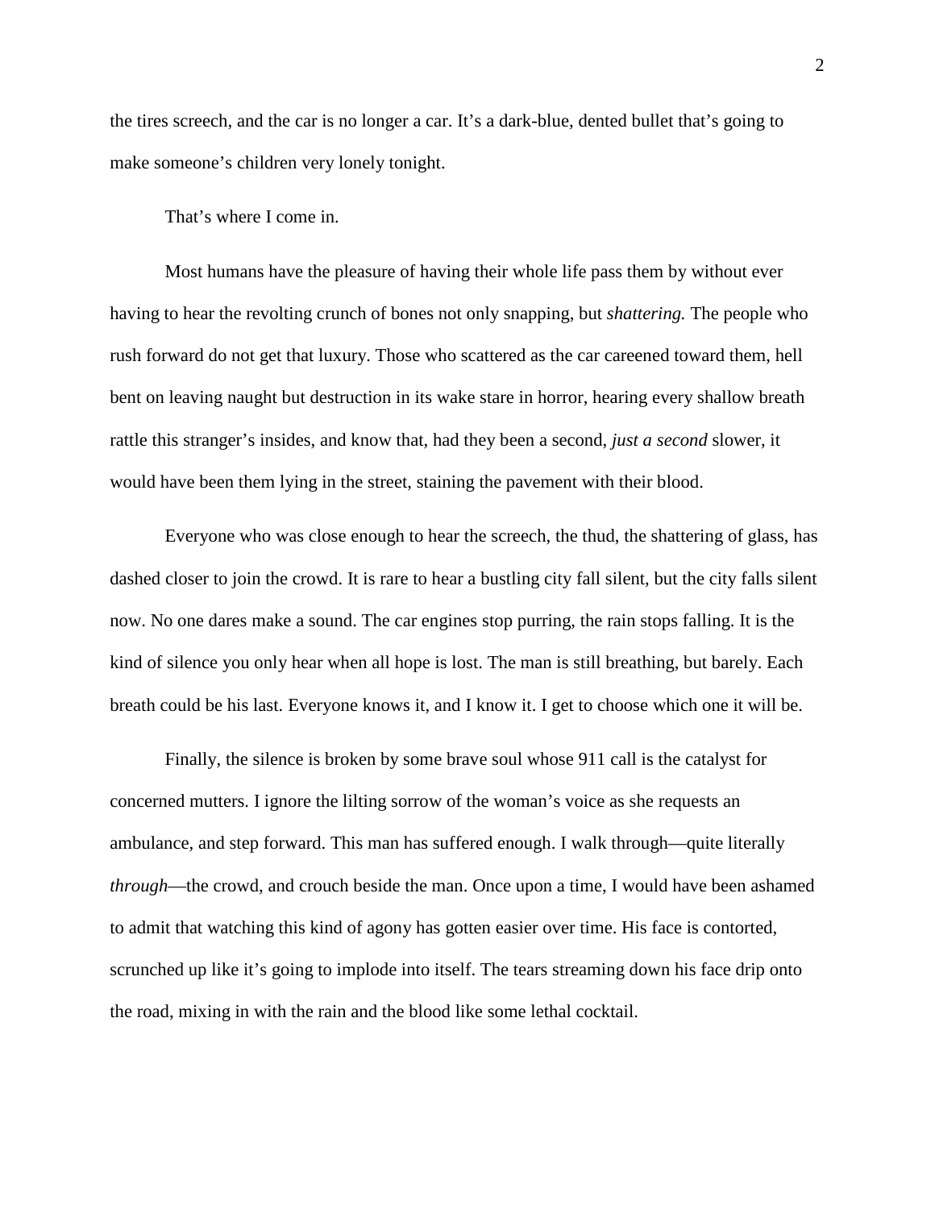the tires screech, and the car is no longer a car. It's a dark-blue, dented bullet that's going to make someone's children very lonely tonight.

That's where I come in.

Most humans have the pleasure of having their whole life pass them by without ever having to hear the revolting crunch of bones not only snapping, but *shattering.* The people who rush forward do not get that luxury. Those who scattered as the car careened toward them, hell bent on leaving naught but destruction in its wake stare in horror, hearing every shallow breath rattle this stranger's insides, and know that, had they been a second, *just a second* slower, it would have been them lying in the street, staining the pavement with their blood.

Everyone who was close enough to hear the screech, the thud, the shattering of glass, has dashed closer to join the crowd. It is rare to hear a bustling city fall silent, but the city falls silent now. No one dares make a sound. The car engines stop purring, the rain stops falling. It is the kind of silence you only hear when all hope is lost. The man is still breathing, but barely. Each breath could be his last. Everyone knows it, and I know it. I get to choose which one it will be.

Finally, the silence is broken by some brave soul whose 911 call is the catalyst for concerned mutters. I ignore the lilting sorrow of the woman's voice as she requests an ambulance, and step forward. This man has suffered enough. I walk through—quite literally *through*—the crowd, and crouch beside the man. Once upon a time, I would have been ashamed to admit that watching this kind of agony has gotten easier over time. His face is contorted, scrunched up like it's going to implode into itself. The tears streaming down his face drip onto the road, mixing in with the rain and the blood like some lethal cocktail.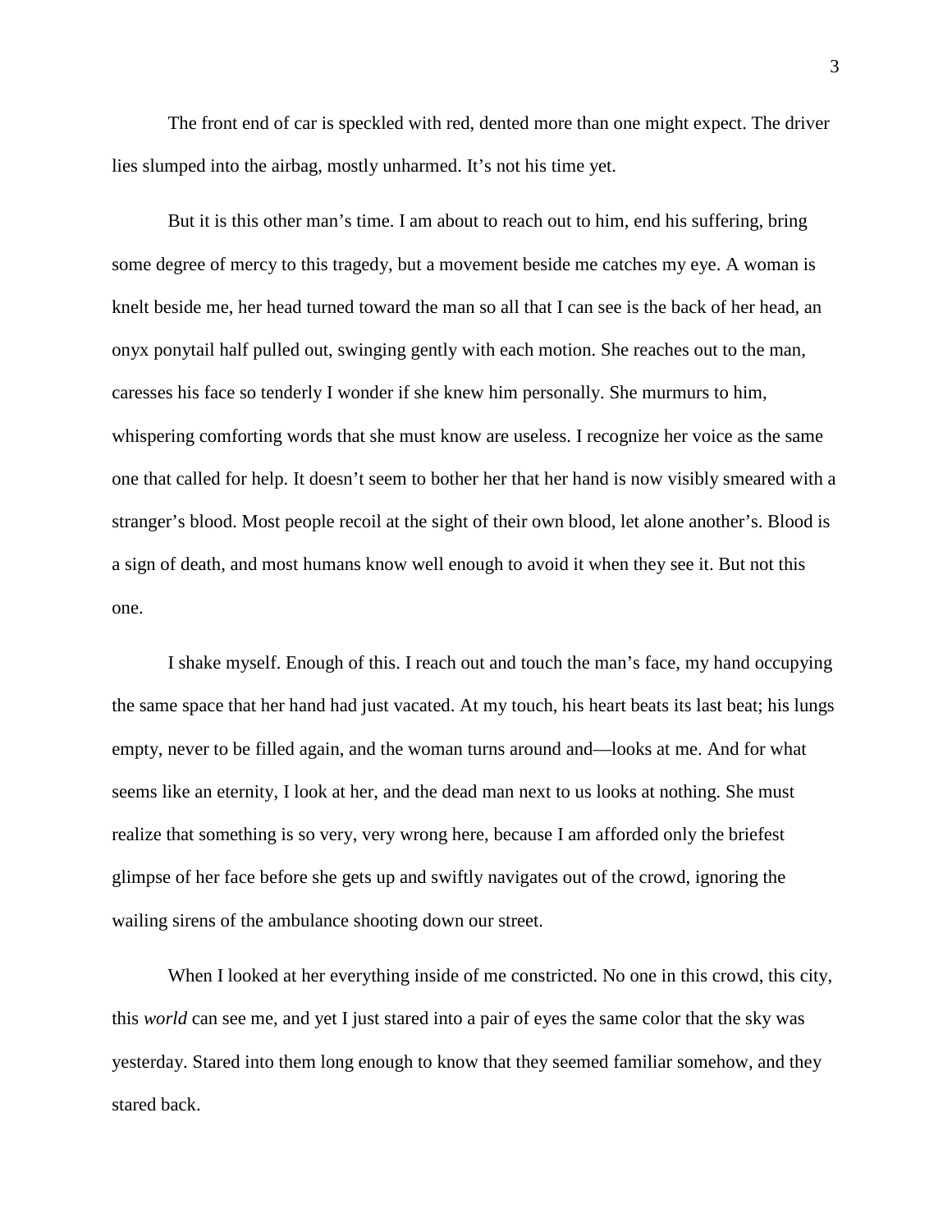The front end of car is speckled with red, dented more than one might expect. The driver lies slumped into the airbag, mostly unharmed. It's not his time yet.

But it is this other man's time. I am about to reach out to him, end his suffering, bring some degree of mercy to this tragedy, but a movement beside me catches my eye. A woman is knelt beside me, her head turned toward the man so all that I can see is the back of her head, an onyx ponytail half pulled out, swinging gently with each motion. She reaches out to the man, caresses his face so tenderly I wonder if she knew him personally. She murmurs to him, whispering comforting words that she must know are useless. I recognize her voice as the same one that called for help. It doesn't seem to bother her that her hand is now visibly smeared with a stranger's blood. Most people recoil at the sight of their own blood, let alone another's. Blood is a sign of death, and most humans know well enough to avoid it when they see it. But not this one.

I shake myself. Enough of this. I reach out and touch the man's face, my hand occupying the same space that her hand had just vacated. At my touch, his heart beats its last beat; his lungs empty, never to be filled again, and the woman turns around and—looks at me. And for what seems like an eternity, I look at her, and the dead man next to us looks at nothing. She must realize that something is so very, very wrong here, because I am afforded only the briefest glimpse of her face before she gets up and swiftly navigates out of the crowd, ignoring the wailing sirens of the ambulance shooting down our street.

When I looked at her everything inside of me constricted. No one in this crowd, this city, this *world* can see me, and yet I just stared into a pair of eyes the same color that the sky was yesterday. Stared into them long enough to know that they seemed familiar somehow, and they stared back.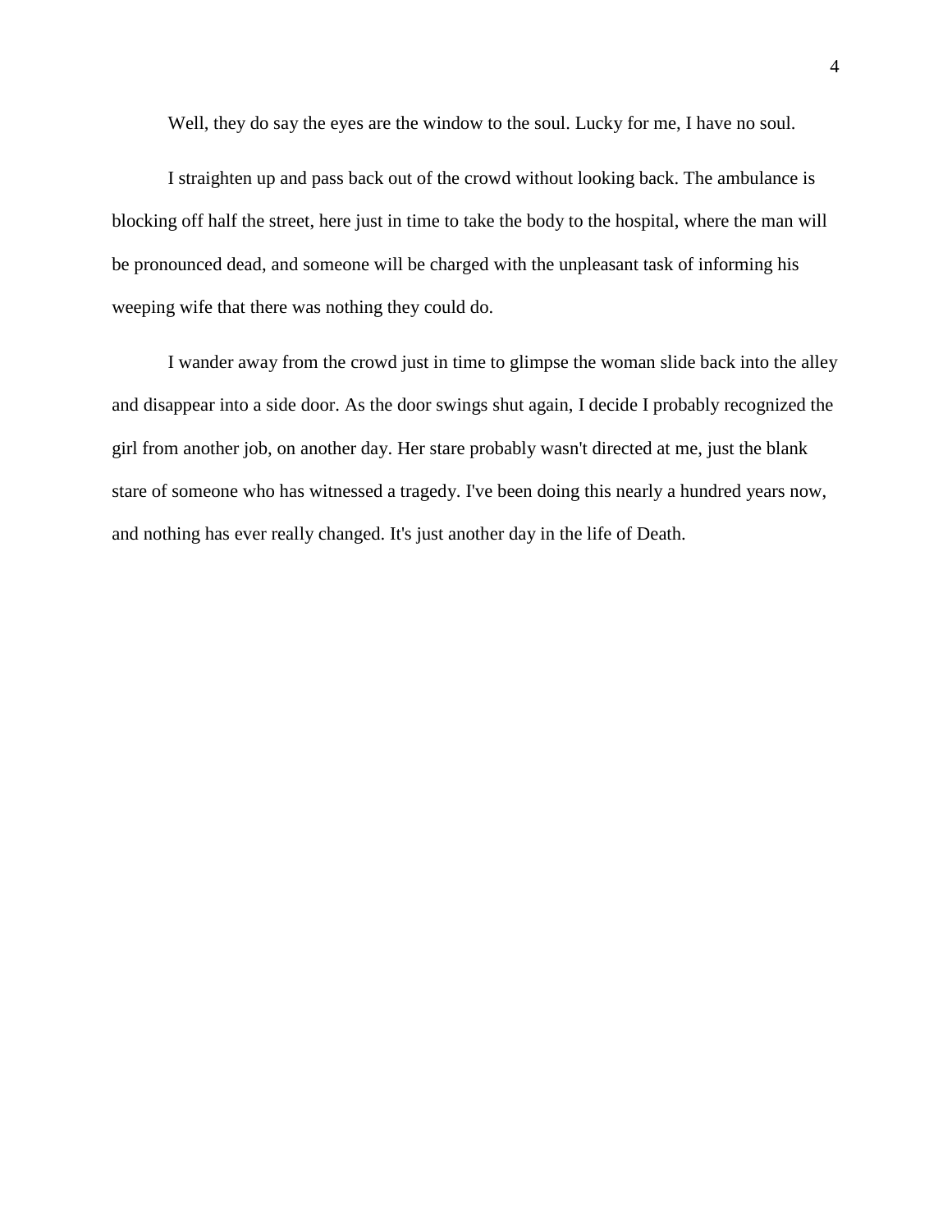Well, they do say the eyes are the window to the soul. Lucky for me, I have no soul.

I straighten up and pass back out of the crowd without looking back. The ambulance is blocking off half the street, here just in time to take the body to the hospital, where the man will be pronounced dead, and someone will be charged with the unpleasant task of informing his weeping wife that there was nothing they could do.

I wander away from the crowd just in time to glimpse the woman slide back into the alley and disappear into a side door. As the door swings shut again, I decide I probably recognized the girl from another job, on another day. Her stare probably wasn't directed at me, just the blank stare of someone who has witnessed a tragedy. I've been doing this nearly a hundred years now, and nothing has ever really changed. It's just another day in the life of Death.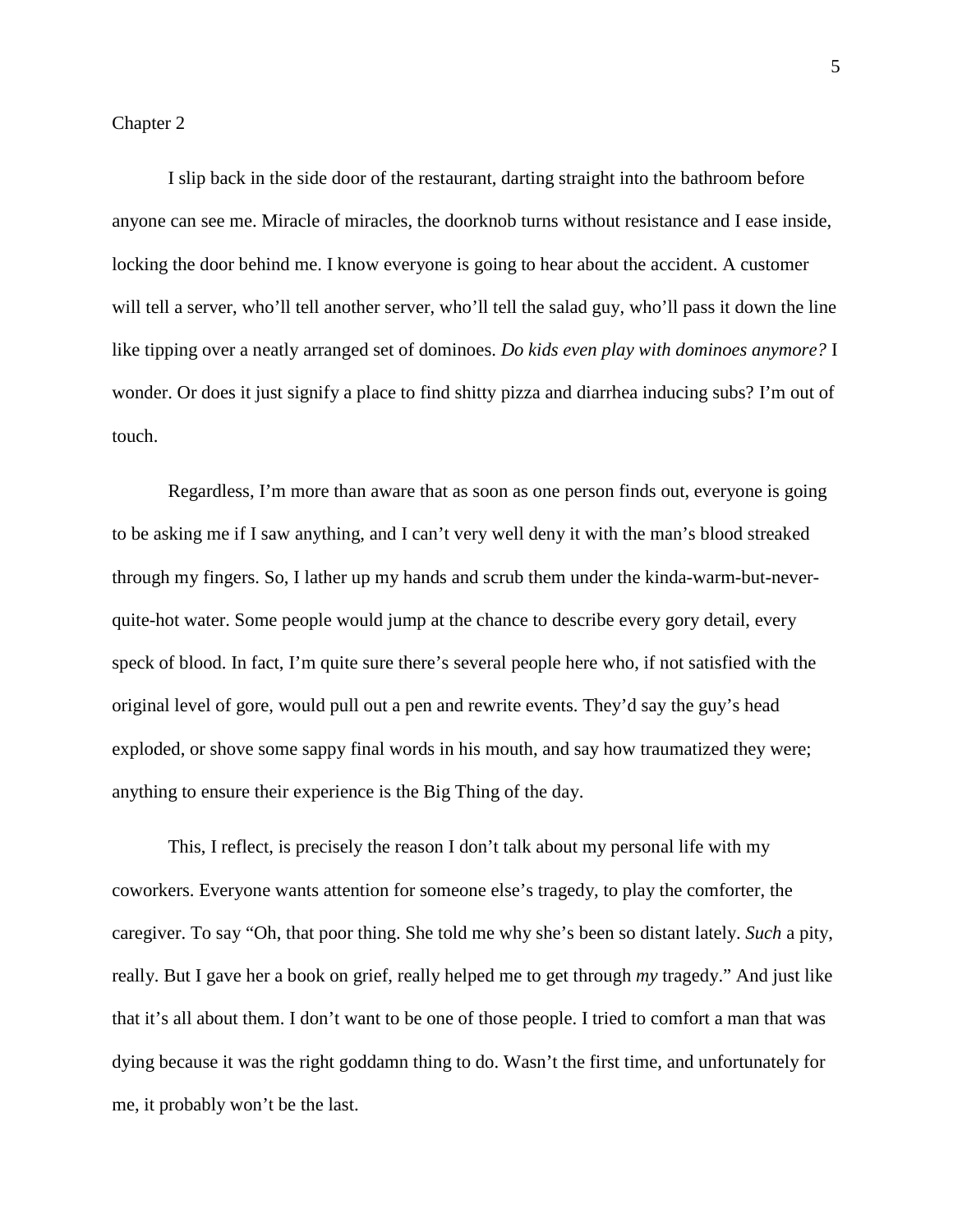## Chapter 2

I slip back in the side door of the restaurant, darting straight into the bathroom before anyone can see me. Miracle of miracles, the doorknob turns without resistance and I ease inside, locking the door behind me. I know everyone is going to hear about the accident. A customer will tell a server, who'll tell another server, who'll tell the salad guy, who'll pass it down the line like tipping over a neatly arranged set of dominoes. *Do kids even play with dominoes anymore?* I wonder. Or does it just signify a place to find shitty pizza and diarrhea inducing subs? I'm out of touch.

Regardless, I'm more than aware that as soon as one person finds out, everyone is going to be asking me if I saw anything, and I can't very well deny it with the man's blood streaked through my fingers. So, I lather up my hands and scrub them under the kinda-warm-but-never-quite-hot water. Some people would jump at the chance to describe every gory detail, every speck of blood. In fact, I'm quite sure there's several people here who, if not satisfied with the original level of gore, would pull out a pen and rewrite events. They'd say the guy's head exploded, or shove some sappy final words in his mouth, and say how traumatized they were; anything to ensure their experience is the Big Thing of the day.

This, I reflect, is precisely the reason I don't talk about my personal life with my coworkers. Everyone wants attention for someone else's tragedy, to play the comforter, the caregiver. To say "Oh, that poor thing. She told me why she's been so distant lately. *Such* a pity, really. But I gave her a book on grief, really helped me to get through *my* tragedy." And just like that it's all about them. I don't want to be one of those people. I tried to comfort a man that was dying because it was the right goddamn thing to do. Wasn't the first time, and unfortunately for me, it probably won't be the last.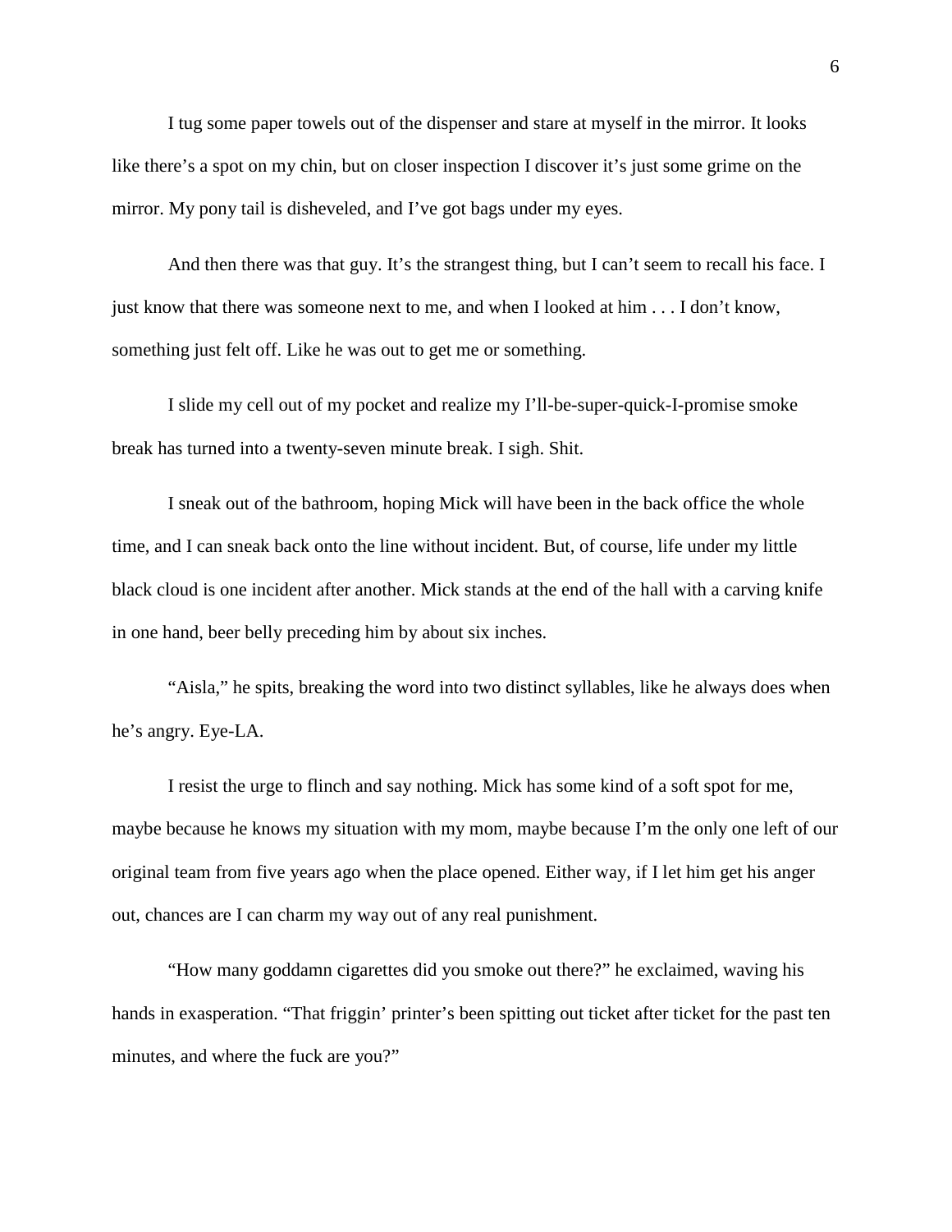I tug some paper towels out of the dispenser and stare at myself in the mirror. It looks like there's a spot on my chin, but on closer inspection I discover it's just some grime on the mirror. My pony tail is disheveled, and I've got bags under my eyes.

And then there was that guy. It's the strangest thing, but I can't seem to recall his face. I just know that there was someone next to me, and when I looked at him . . . I don't know, something just felt off. Like he was out to get me or something.

I slide my cell out of my pocket and realize my I'll-be-super-quick-I-promise smoke break has turned into a twenty-seven minute break. I sigh. Shit.

I sneak out of the bathroom, hoping Mick will have been in the back office the whole time, and I can sneak back onto the line without incident. But, of course, life under my little black cloud is one incident after another. Mick stands at the end of the hall with a carving knife in one hand, beer belly preceding him by about six inches.

"Aisla," he spits, breaking the word into two distinct syllables, like he always does when he's angry. Eye-LA.

I resist the urge to flinch and say nothing. Mick has some kind of a soft spot for me, maybe because he knows my situation with my mom, maybe because I'm the only one left of our original team from five years ago when the place opened. Either way, if I let him get his anger out, chances are I can charm my way out of any real punishment.

"How many goddamn cigarettes did you smoke out there?" he exclaimed, waving his hands in exasperation. "That friggin' printer's been spitting out ticket after ticket for the past ten minutes, and where the fuck are you?"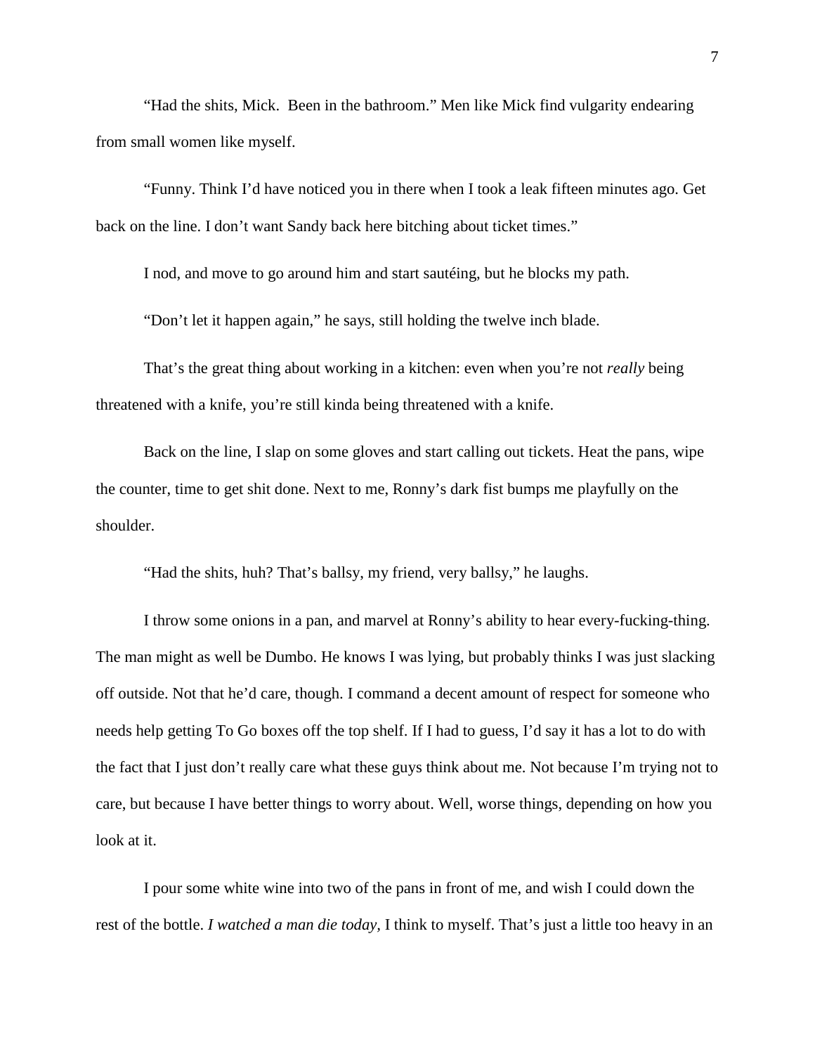"Had the shits, Mick.  Been in the bathroom." Men like Mick find vulgarity endearing from small women like myself.

"Funny. Think I'd have noticed you in there when I took a leak fifteen minutes ago. Get back on the line. I don't want Sandy back here bitching about ticket times."

I nod, and move to go around him and start sautéing, but he blocks my path.

"Don't let it happen again," he says, still holding the twelve inch blade.

That's the great thing about working in a kitchen: even when you're not *really* being threatened with a knife, you're still kinda being threatened with a knife.

Back on the line, I slap on some gloves and start calling out tickets. Heat the pans, wipe the counter, time to get shit done. Next to me, Ronny's dark fist bumps me playfully on the shoulder.

"Had the shits, huh? That's ballsy, my friend, very ballsy," he laughs.

I throw some onions in a pan, and marvel at Ronny's ability to hear every-fucking-thing. The man might as well be Dumbo. He knows I was lying, but probably thinks I was just slacking off outside. Not that he'd care, though. I command a decent amount of respect for someone who needs help getting To Go boxes off the top shelf. If I had to guess, I'd say it has a lot to do with the fact that I just don't really care what these guys think about me. Not because I'm trying not to care, but because I have better things to worry about. Well, worse things, depending on how you look at it.

I pour some white wine into two of the pans in front of me, and wish I could down the rest of the bottle. *I watched a man die today,* I think to myself. That's just a little too heavy in an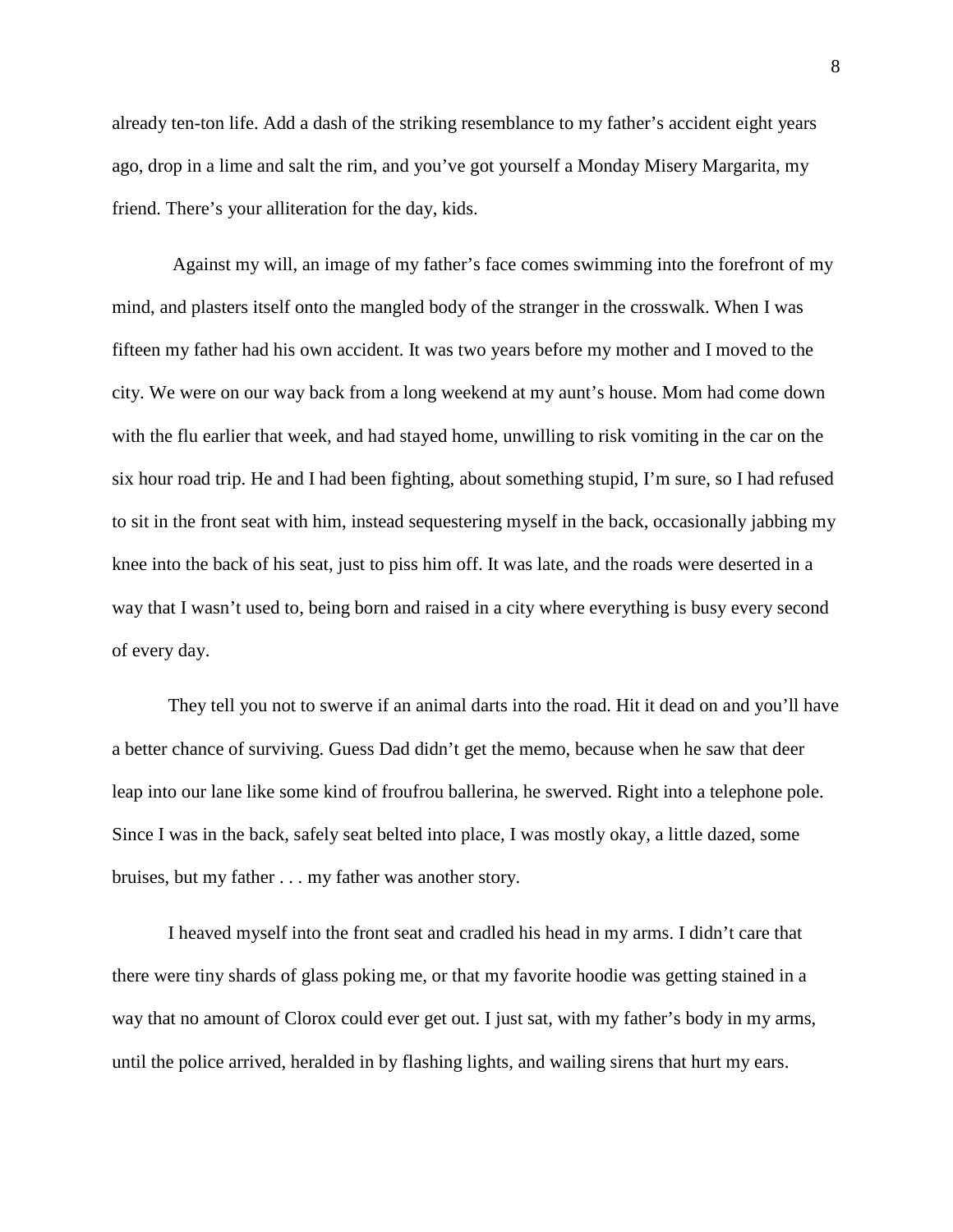already ten-ton life. Add a dash of the striking resemblance to my father's accident eight years ago, drop in a lime and salt the rim, and you've got yourself a Monday Misery Margarita, my friend. There's your alliteration for the day, kids.

Against my will, an image of my father's face comes swimming into the forefront of my mind, and plasters itself onto the mangled body of the stranger in the crosswalk. When I was fifteen my father had his own accident. It was two years before my mother and I moved to the city. We were on our way back from a long weekend at my aunt's house. Mom had come down with the flu earlier that week, and had stayed home, unwilling to risk vomiting in the car on the six hour road trip. He and I had been fighting, about something stupid, I'm sure, so I had refused to sit in the front seat with him, instead sequestering myself in the back, occasionally jabbing my knee into the back of his seat, just to piss him off. It was late, and the roads were deserted in a way that I wasn't used to, being born and raised in a city where everything is busy every second of every day.

They tell you not to swerve if an animal darts into the road. Hit it dead on and you'll have a better chance of surviving. Guess Dad didn't get the memo, because when he saw that deer leap into our lane like some kind of froufrou ballerina, he swerved. Right into a telephone pole. Since I was in the back, safely seat belted into place, I was mostly okay, a little dazed, some bruises, but my father . . . my father was another story.

I heaved myself into the front seat and cradled his head in my arms. I didn't care that there were tiny shards of glass poking me, or that my favorite hoodie was getting stained in a way that no amount of Clorox could ever get out. I just sat, with my father's body in my arms, until the police arrived, heralded in by flashing lights, and wailing sirens that hurt my ears.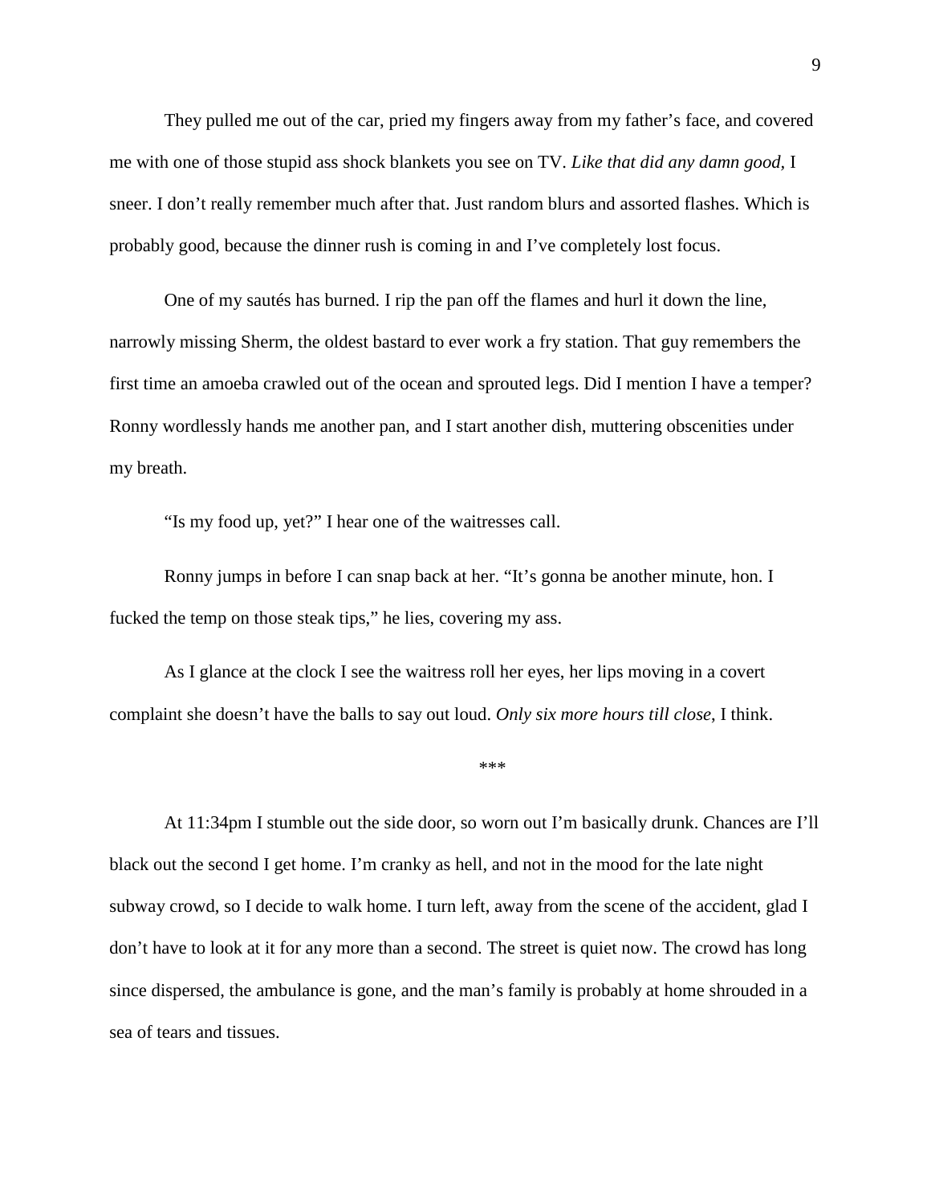They pulled me out of the car, pried my fingers away from my father's face, and covered me with one of those stupid ass shock blankets you see on TV. *Like that did any damn good,* I sneer. I don't really remember much after that. Just random blurs and assorted flashes. Which is probably good, because the dinner rush is coming in and I've completely lost focus.

One of my sautés has burned. I rip the pan off the flames and hurl it down the line, narrowly missing Sherm, the oldest bastard to ever work a fry station. That guy remembers the first time an amoeba crawled out of the ocean and sprouted legs. Did I mention I have a temper? Ronny wordlessly hands me another pan, and I start another dish, muttering obscenities under my breath.

"Is my food up, yet?" I hear one of the waitresses call.

Ronny jumps in before I can snap back at her. "It's gonna be another minute, hon. I fucked the temp on those steak tips," he lies, covering my ass.

As I glance at the clock I see the waitress roll her eyes, her lips moving in a covert complaint she doesn't have the balls to say out loud. *Only six more hours till close*, I think.

\*\*\*

At 11:34pm I stumble out the side door, so worn out I'm basically drunk. Chances are I'll black out the second I get home. I'm cranky as hell, and not in the mood for the late night subway crowd, so I decide to walk home. I turn left, away from the scene of the accident, glad I don't have to look at it for any more than a second. The street is quiet now. The crowd has long since dispersed, the ambulance is gone, and the man's family is probably at home shrouded in a sea of tears and tissues.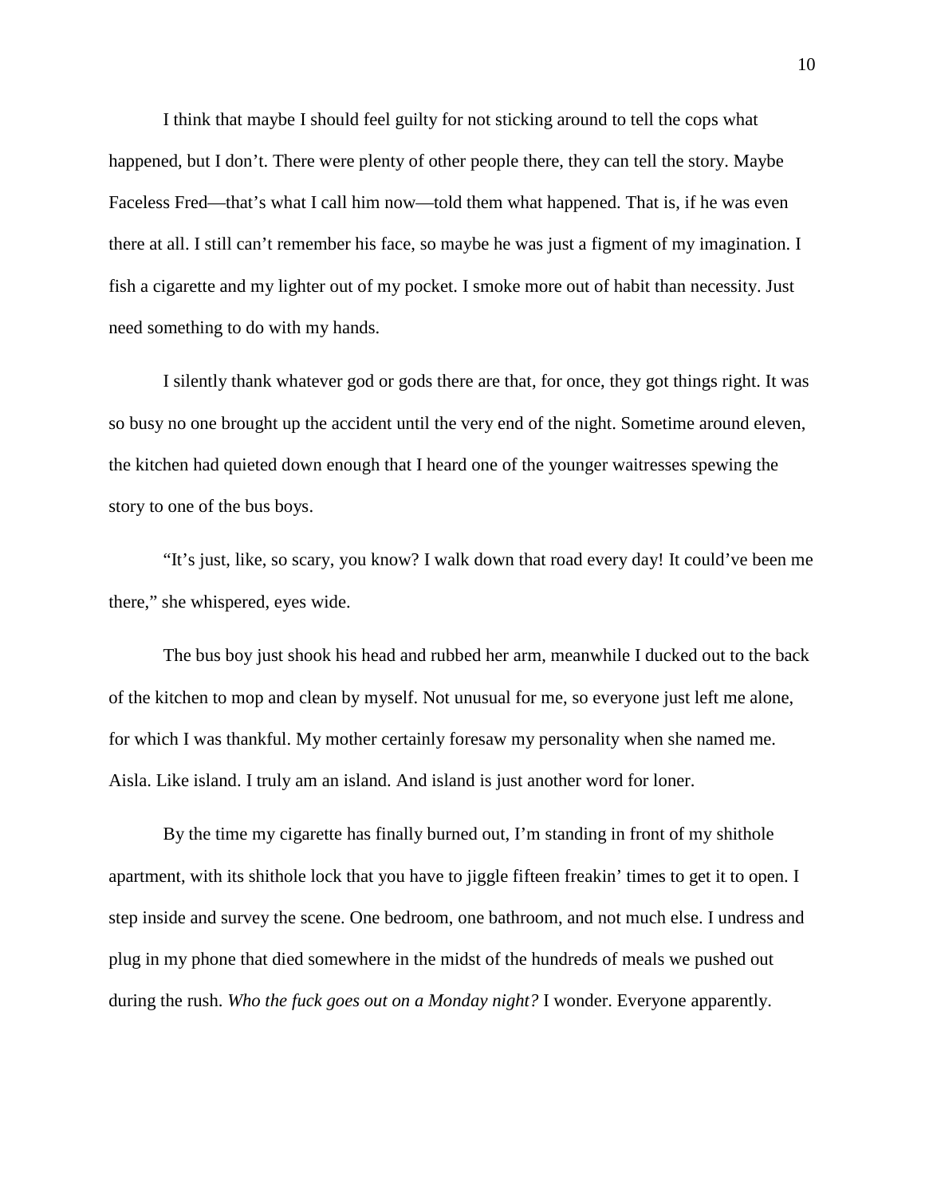I think that maybe I should feel guilty for not sticking around to tell the cops what happened, but I don't. There were plenty of other people there, they can tell the story. Maybe Faceless Fred—that's what I call him now—told them what happened. That is, if he was even there at all. I still can't remember his face, so maybe he was just a figment of my imagination. I fish a cigarette and my lighter out of my pocket. I smoke more out of habit than necessity. Just need something to do with my hands.

I silently thank whatever god or gods there are that, for once, they got things right. It was so busy no one brought up the accident until the very end of the night. Sometime around eleven, the kitchen had quieted down enough that I heard one of the younger waitresses spewing the story to one of the bus boys.

"It's just, like, so scary, you know? I walk down that road every day! It could've been me there," she whispered, eyes wide.

The bus boy just shook his head and rubbed her arm, meanwhile I ducked out to the back of the kitchen to mop and clean by myself. Not unusual for me, so everyone just left me alone, for which I was thankful. My mother certainly foresaw my personality when she named me. Aisla. Like island. I truly am an island. And island is just another word for loner.

By the time my cigarette has finally burned out, I'm standing in front of my shithole apartment, with its shithole lock that you have to jiggle fifteen freakin' times to get it to open. I step inside and survey the scene. One bedroom, one bathroom, and not much else. I undress and plug in my phone that died somewhere in the midst of the hundreds of meals we pushed out during the rush. *Who the fuck goes out on a Monday night?* I wonder. Everyone apparently.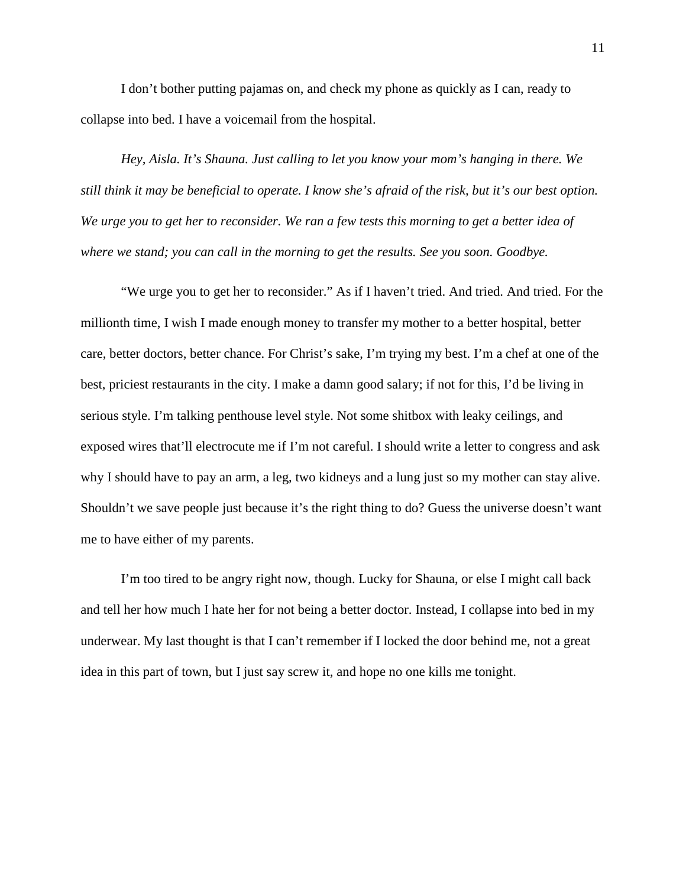I don't bother putting pajamas on, and check my phone as quickly as I can, ready to collapse into bed. I have a voicemail from the hospital.

*Hey, Aisla. It's Shauna. Just calling to let you know your mom's hanging in there. We still think it may be beneficial to operate. I know she's afraid of the risk, but it's our best option. We urge you to get her to reconsider. We ran a few tests this morning to get a better idea of where we stand; you can call in the morning to get the results. See you soon. Goodbye.*

"We urge you to get her to reconsider." As if I haven't tried. And tried. And tried. For the millionth time, I wish I made enough money to transfer my mother to a better hospital, better care, better doctors, better chance. For Christ's sake, I'm trying my best. I'm a chef at one of the best, priciest restaurants in the city. I make a damn good salary; if not for this, I'd be living in serious style. I'm talking penthouse level style. Not some shitbox with leaky ceilings, and exposed wires that'll electrocute me if I'm not careful. I should write a letter to congress and ask why I should have to pay an arm, a leg, two kidneys and a lung just so my mother can stay alive. Shouldn't we save people just because it's the right thing to do? Guess the universe doesn't want me to have either of my parents.

I'm too tired to be angry right now, though. Lucky for Shauna, or else I might call back and tell her how much I hate her for not being a better doctor. Instead, I collapse into bed in my underwear. My last thought is that I can't remember if I locked the door behind me, not a great idea in this part of town, but I just say screw it, and hope no one kills me tonight.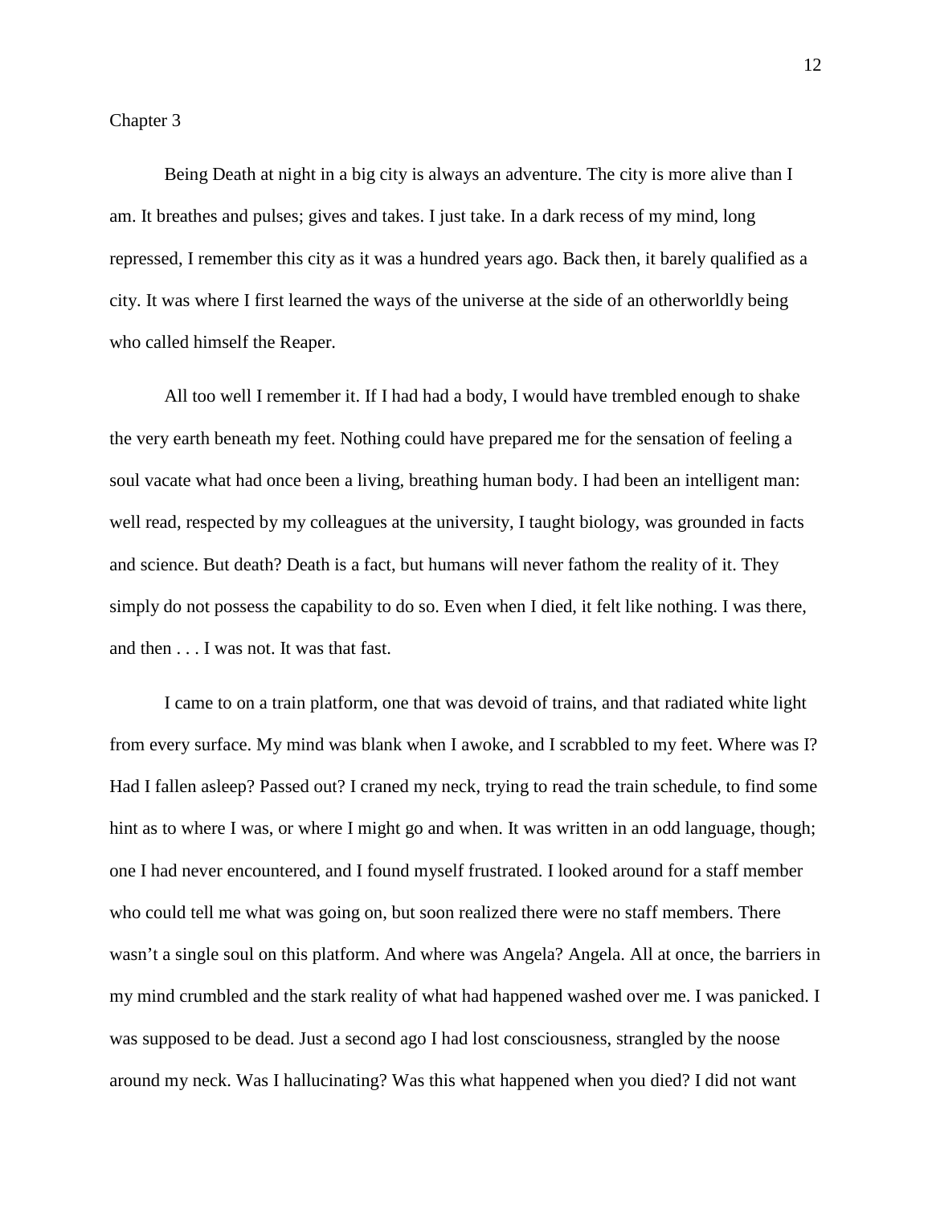## Chapter 3

Being Death at night in a big city is always an adventure. The city is more alive than I am. It breathes and pulses; gives and takes. I just take. In a dark recess of my mind, long repressed, I remember this city as it was a hundred years ago. Back then, it barely qualified as a city. It was where I first learned the ways of the universe at the side of an otherworldly being who called himself the Reaper.

All too well I remember it. If I had had a body, I would have trembled enough to shake the very earth beneath my feet. Nothing could have prepared me for the sensation of feeling a soul vacate what had once been a living, breathing human body. I had been an intelligent man: well read, respected by my colleagues at the university, I taught biology, was grounded in facts and science. But death? Death is a fact, but humans will never fathom the reality of it. They simply do not possess the capability to do so. Even when I died, it felt like nothing. I was there, and then . . . I was not. It was that fast.

I came to on a train platform, one that was devoid of trains, and that radiated white light from every surface. My mind was blank when I awoke, and I scrabbled to my feet. Where was I? Had I fallen asleep? Passed out? I craned my neck, trying to read the train schedule, to find some hint as to where I was, or where I might go and when. It was written in an odd language, though; one I had never encountered, and I found myself frustrated. I looked around for a staff member who could tell me what was going on, but soon realized there were no staff members. There wasn't a single soul on this platform. And where was Angela? Angela. All at once, the barriers in my mind crumbled and the stark reality of what had happened washed over me. I was panicked. I was supposed to be dead. Just a second ago I had lost consciousness, strangled by the noose around my neck. Was I hallucinating? Was this what happened when you died? I did not want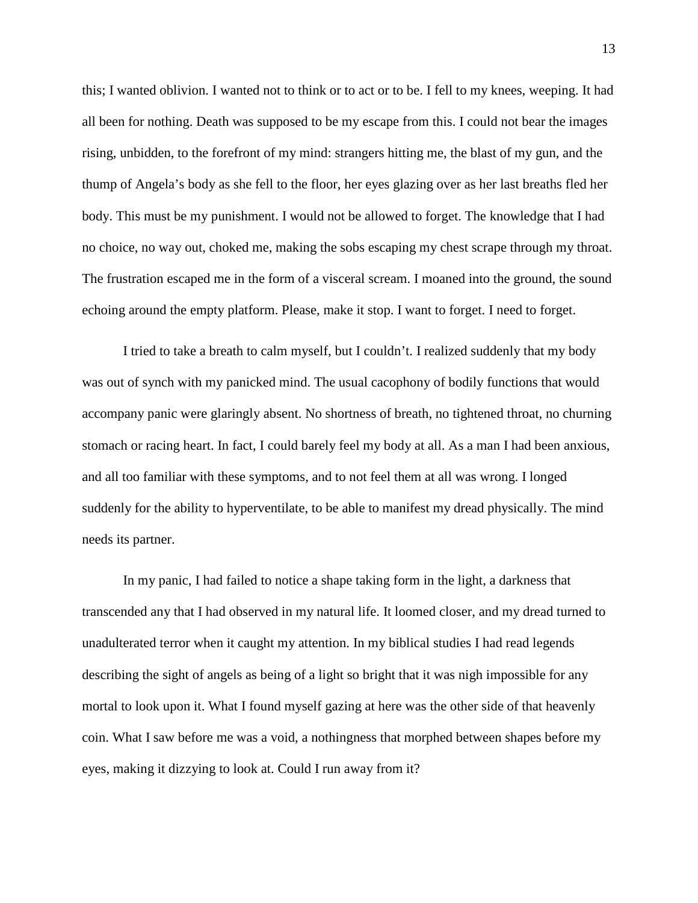this; I wanted oblivion. I wanted not to think or to act or to be. I fell to my knees, weeping. It had all been for nothing. Death was supposed to be my escape from this. I could not bear the images rising, unbidden, to the forefront of my mind: strangers hitting me, the blast of my gun, and the thump of Angela's body as she fell to the floor, her eyes glazing over as her last breaths fled her body. This must be my punishment. I would not be allowed to forget. The knowledge that I had no choice, no way out, choked me, making the sobs escaping my chest scrape through my throat. The frustration escaped me in the form of a visceral scream. I moaned into the ground, the sound echoing around the empty platform. Please, make it stop. I want to forget. I need to forget.

I tried to take a breath to calm myself, but I couldn't. I realized suddenly that my body was out of synch with my panicked mind. The usual cacophony of bodily functions that would accompany panic were glaringly absent. No shortness of breath, no tightened throat, no churning stomach or racing heart. In fact, I could barely feel my body at all. As a man I had been anxious, and all too familiar with these symptoms, and to not feel them at all was wrong. I longed suddenly for the ability to hyperventilate, to be able to manifest my dread physically. The mind needs its partner.

In my panic, I had failed to notice a shape taking form in the light, a darkness that transcended any that I had observed in my natural life. It loomed closer, and my dread turned to unadulterated terror when it caught my attention. In my biblical studies I had read legends describing the sight of angels as being of a light so bright that it was nigh impossible for any mortal to look upon it. What I found myself gazing at here was the other side of that heavenly coin. What I saw before me was a void, a nothingness that morphed between shapes before my eyes, making it dizzying to look at. Could I run away from it?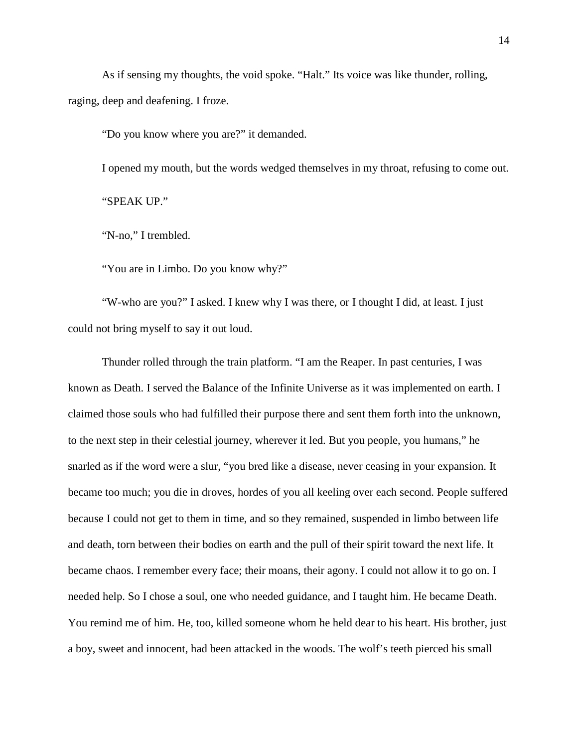As if sensing my thoughts, the void spoke. "Halt." Its voice was like thunder, rolling, raging, deep and deafening. I froze.

"Do you know where you are?" it demanded.

I opened my mouth, but the words wedged themselves in my throat, refusing to come out.

"SPEAK UP."

"N-no," I trembled.

"You are in Limbo. Do you know why?"

"W-who are you?" I asked. I knew why I was there, or I thought I did, at least. I just could not bring myself to say it out loud.

Thunder rolled through the train platform. "I am the Reaper. In past centuries, I was known as Death. I served the Balance of the Infinite Universe as it was implemented on earth. I claimed those souls who had fulfilled their purpose there and sent them forth into the unknown, to the next step in their celestial journey, wherever it led. But you people, you humans," he snarled as if the word were a slur, "you bred like a disease, never ceasing in your expansion. It became too much; you die in droves, hordes of you all keeling over each second. People suffered because I could not get to them in time, and so they remained, suspended in limbo between life and death, torn between their bodies on earth and the pull of their spirit toward the next life. It became chaos. I remember every face; their moans, their agony. I could not allow it to go on. I needed help. So I chose a soul, one who needed guidance, and I taught him. He became Death. You remind me of him. He, too, killed someone whom he held dear to his heart. His brother, just a boy, sweet and innocent, had been attacked in the woods. The wolf's teeth pierced his small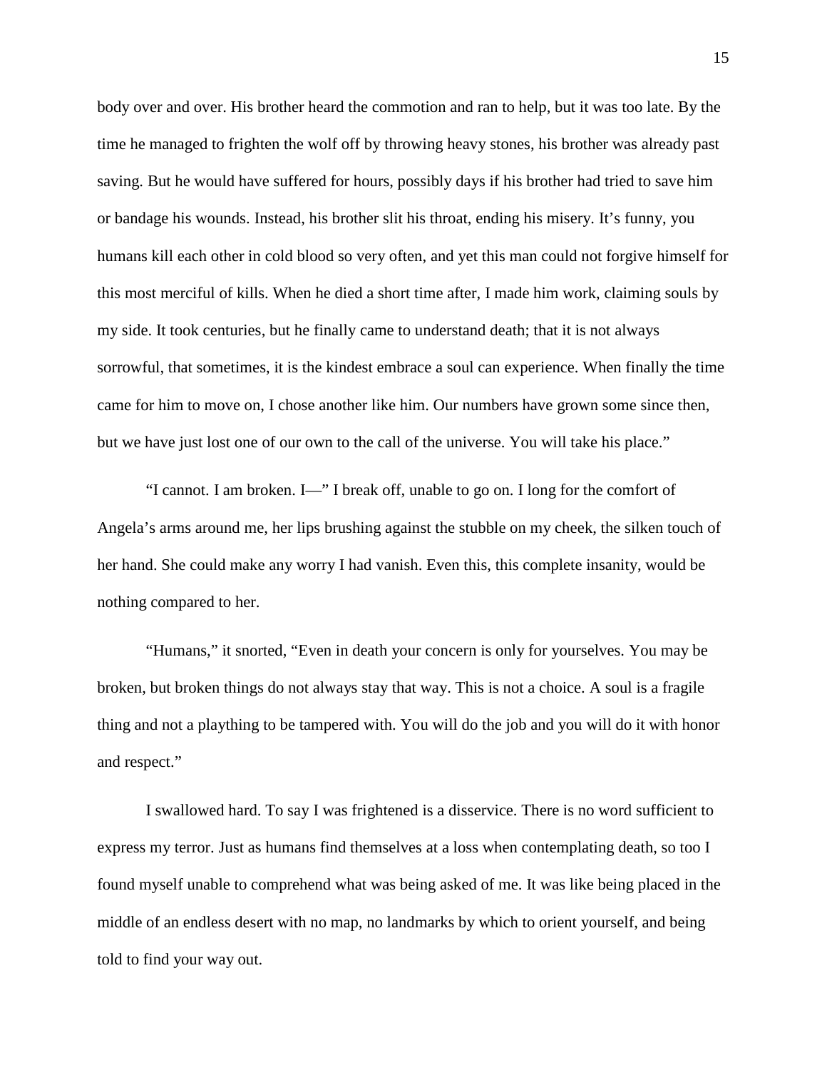body over and over. His brother heard the commotion and ran to help, but it was too late. By the time he managed to frighten the wolf off by throwing heavy stones, his brother was already past saving. But he would have suffered for hours, possibly days if his brother had tried to save him or bandage his wounds. Instead, his brother slit his throat, ending his misery. It's funny, you humans kill each other in cold blood so very often, and yet this man could not forgive himself for this most merciful of kills. When he died a short time after, I made him work, claiming souls by my side. It took centuries, but he finally came to understand death; that it is not always sorrowful, that sometimes, it is the kindest embrace a soul can experience. When finally the time came for him to move on, I chose another like him. Our numbers have grown some since then, but we have just lost one of our own to the call of the universe. You will take his place."

"I cannot. I am broken. I—" I break off, unable to go on. I long for the comfort of Angela's arms around me, her lips brushing against the stubble on my cheek, the silken touch of her hand. She could make any worry I had vanish. Even this, this complete insanity, would be nothing compared to her.

"Humans," it snorted, "Even in death your concern is only for yourselves. You may be broken, but broken things do not always stay that way. This is not a choice. A soul is a fragile thing and not a plaything to be tampered with. You will do the job and you will do it with honor and respect."

I swallowed hard. To say I was frightened is a disservice. There is no word sufficient to express my terror. Just as humans find themselves at a loss when contemplating death, so too I found myself unable to comprehend what was being asked of me. It was like being placed in the middle of an endless desert with no map, no landmarks by which to orient yourself, and being told to find your way out.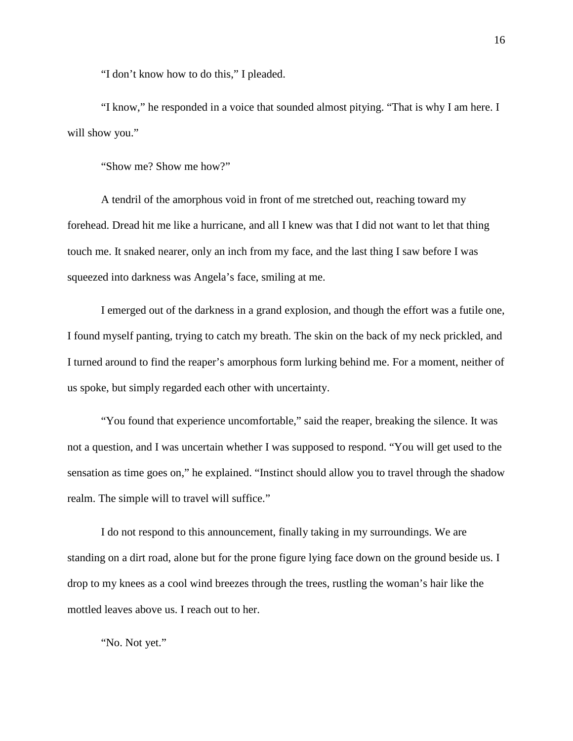"I don't know how to do this," I pleaded.

"I know," he responded in a voice that sounded almost pitying. "That is why I am here. I will show you."

"Show me? Show me how?"

A tendril of the amorphous void in front of me stretched out, reaching toward my forehead. Dread hit me like a hurricane, and all I knew was that I did not want to let that thing touch me. It snaked nearer, only an inch from my face, and the last thing I saw before I was squeezed into darkness was Angela's face, smiling at me.

I emerged out of the darkness in a grand explosion, and though the effort was a futile one, I found myself panting, trying to catch my breath. The skin on the back of my neck prickled, and I turned around to find the reaper's amorphous form lurking behind me. For a moment, neither of us spoke, but simply regarded each other with uncertainty.

"You found that experience uncomfortable," said the reaper, breaking the silence. It was not a question, and I was uncertain whether I was supposed to respond. "You will get used to the sensation as time goes on," he explained. "Instinct should allow you to travel through the shadow realm. The simple will to travel will suffice."

I do not respond to this announcement, finally taking in my surroundings. We are standing on a dirt road, alone but for the prone figure lying face down on the ground beside us. I drop to my knees as a cool wind breezes through the trees, rustling the woman's hair like the mottled leaves above us. I reach out to her.

"No. Not yet."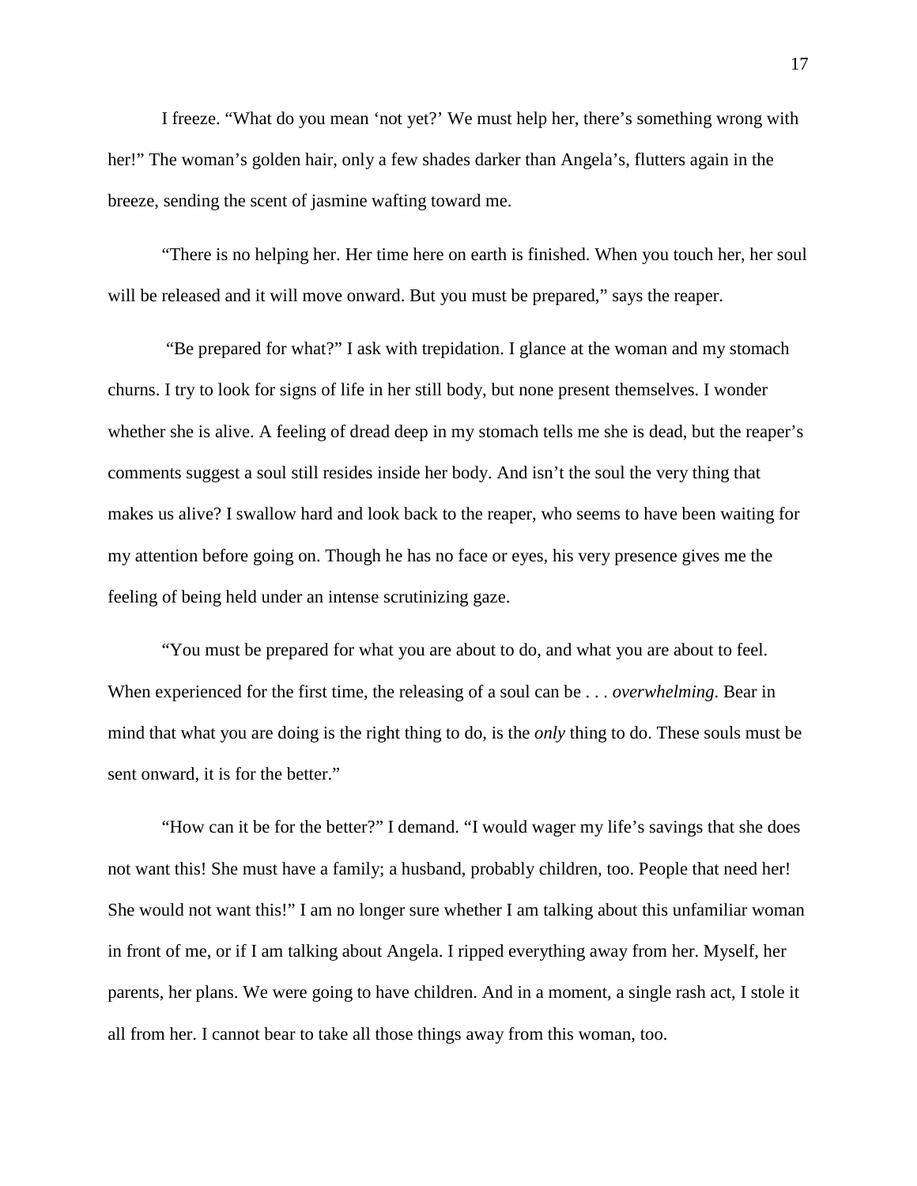I freeze. "What do you mean 'not yet?' We must help her, there's something wrong with her!" The woman's golden hair, only a few shades darker than Angela's, flutters again in the breeze, sending the scent of jasmine wafting toward me.

"There is no helping her. Her time here on earth is finished. When you touch her, her soul will be released and it will move onward. But you must be prepared," says the reaper.

"Be prepared for what?" I ask with trepidation. I glance at the woman and my stomach churns. I try to look for signs of life in her still body, but none present themselves. I wonder whether she is alive. A feeling of dread deep in my stomach tells me she is dead, but the reaper's comments suggest a soul still resides inside her body. And isn't the soul the very thing that makes us alive? I swallow hard and look back to the reaper, who seems to have been waiting for my attention before going on. Though he has no face or eyes, his very presence gives me the feeling of being held under an intense scrutinizing gaze.

"You must be prepared for what you are about to do, and what you are about to feel. When experienced for the first time, the releasing of a soul can be . . . *overwhelming*. Bear in mind that what you are doing is the right thing to do, is the *only* thing to do. These souls must be sent onward, it is for the better."

"How can it be for the better?" I demand. "I would wager my life's savings that she does not want this! She must have a family; a husband, probably children, too. People that need her! She would not want this!" I am no longer sure whether I am talking about this unfamiliar woman in front of me, or if I am talking about Angela. I ripped everything away from her. Myself, her parents, her plans. We were going to have children. And in a moment, a single rash act, I stole it all from her. I cannot bear to take all those things away from this woman, too.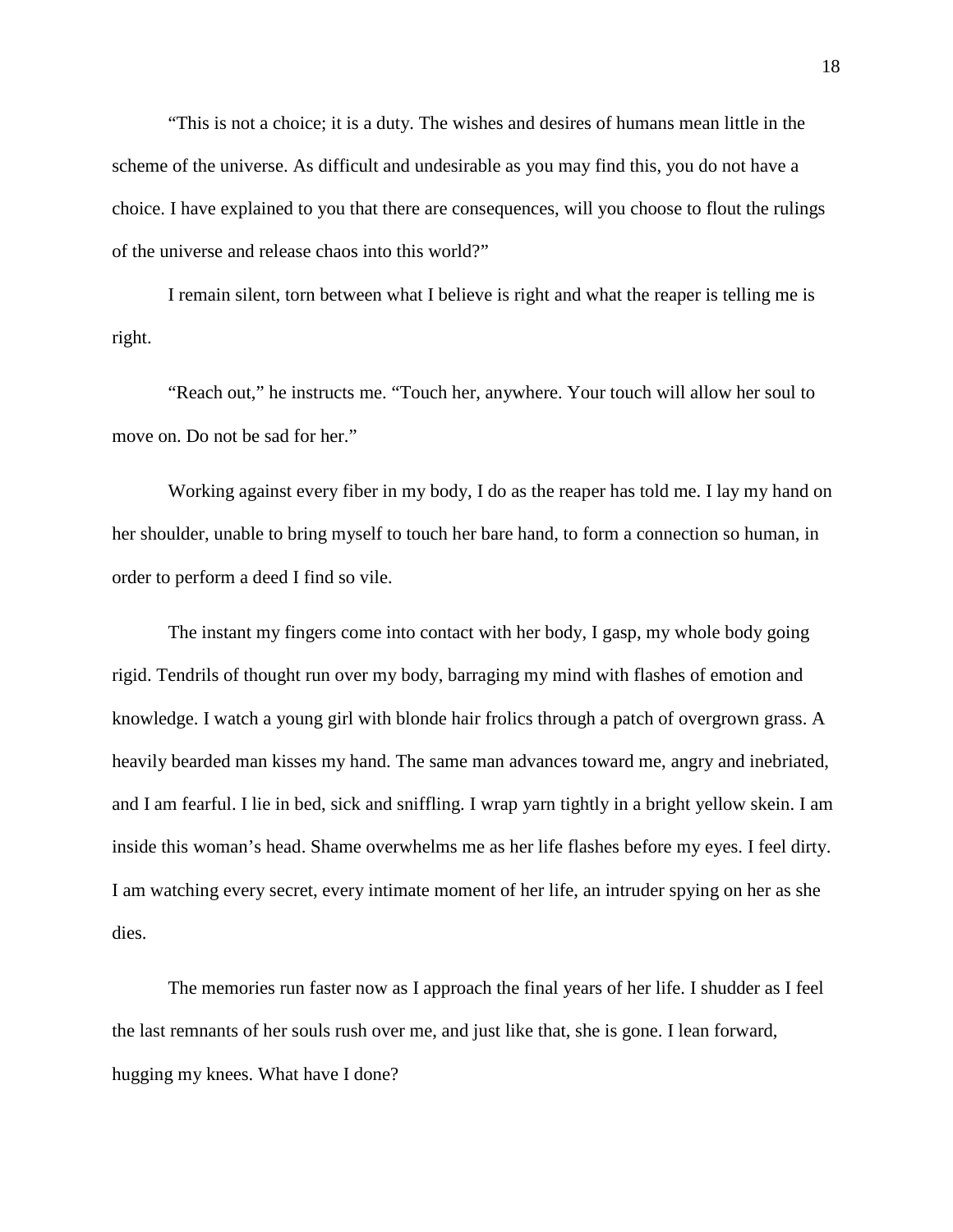"This is not a choice; it is a duty. The wishes and desires of humans mean little in the scheme of the universe. As difficult and undesirable as you may find this, you do not have a choice. I have explained to you that there are consequences, will you choose to flout the rulings of the universe and release chaos into this world?"

I remain silent, torn between what I believe is right and what the reaper is telling me is right.

"Reach out," he instructs me. "Touch her, anywhere. Your touch will allow her soul to move on. Do not be sad for her."

Working against every fiber in my body, I do as the reaper has told me. I lay my hand on her shoulder, unable to bring myself to touch her bare hand, to form a connection so human, in order to perform a deed I find so vile.

The instant my fingers come into contact with her body, I gasp, my whole body going rigid. Tendrils of thought run over my body, barraging my mind with flashes of emotion and knowledge. I watch a young girl with blonde hair frolics through a patch of overgrown grass. A heavily bearded man kisses my hand. The same man advances toward me, angry and inebriated, and I am fearful. I lie in bed, sick and sniffling. I wrap yarn tightly in a bright yellow skein. I am inside this woman's head. Shame overwhelms me as her life flashes before my eyes. I feel dirty. I am watching every secret, every intimate moment of her life, an intruder spying on her as she dies.

The memories run faster now as I approach the final years of her life. I shudder as I feel the last remnants of her souls rush over me, and just like that, she is gone. I lean forward, hugging my knees. What have I done?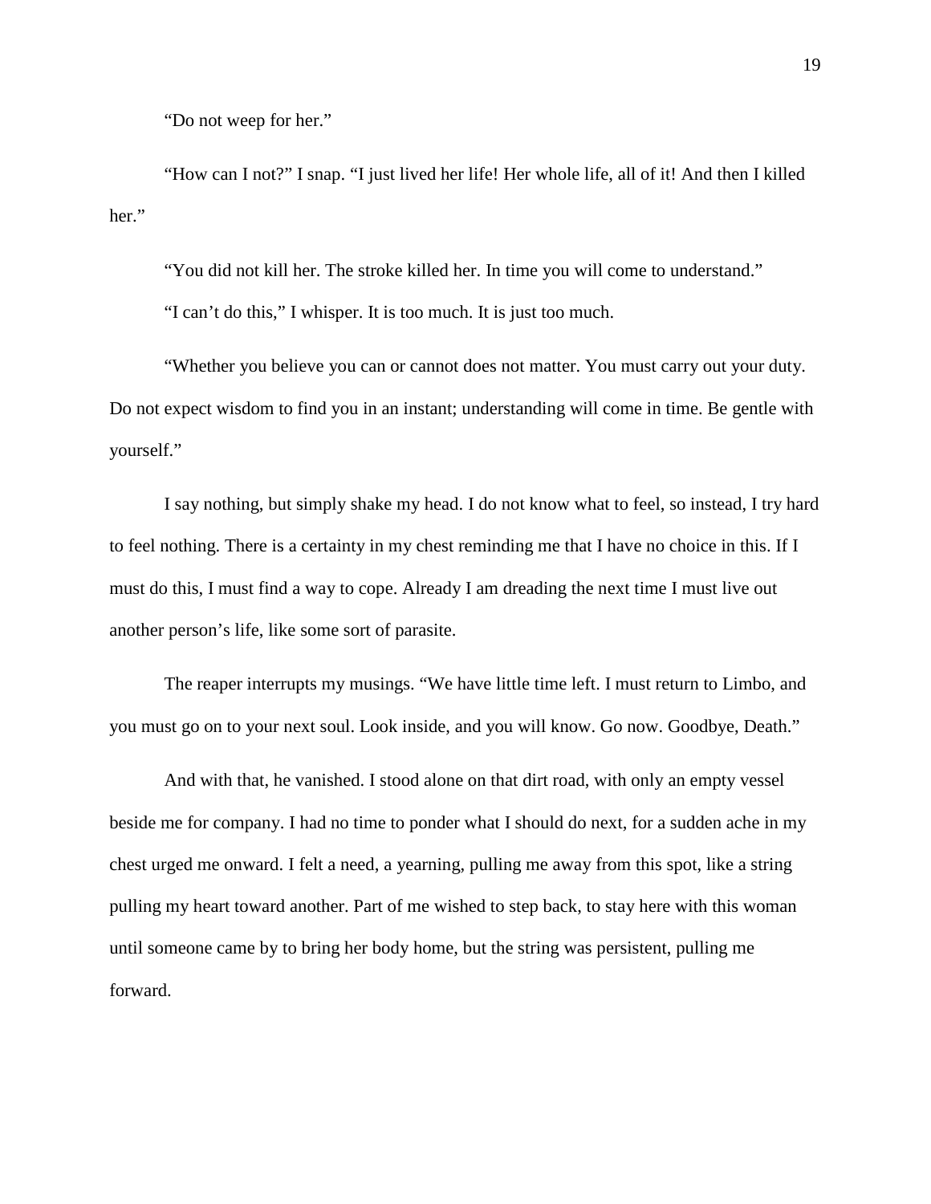"Do not weep for her."

"How can I not?" I snap. "I just lived her life! Her whole life, all of it! And then I killed her."

"You did not kill her. The stroke killed her. In time you will come to understand."

"I can't do this," I whisper. It is too much. It is just too much.

"Whether you believe you can or cannot does not matter. You must carry out your duty. Do not expect wisdom to find you in an instant; understanding will come in time. Be gentle with yourself."

I say nothing, but simply shake my head. I do not know what to feel, so instead, I try hard to feel nothing. There is a certainty in my chest reminding me that I have no choice in this. If I must do this, I must find a way to cope. Already I am dreading the next time I must live out another person's life, like some sort of parasite.

The reaper interrupts my musings. "We have little time left. I must return to Limbo, and you must go on to your next soul. Look inside, and you will know. Go now. Goodbye, Death."

And with that, he vanished. I stood alone on that dirt road, with only an empty vessel beside me for company. I had no time to ponder what I should do next, for a sudden ache in my chest urged me onward. I felt a need, a yearning, pulling me away from this spot, like a string pulling my heart toward another. Part of me wished to step back, to stay here with this woman until someone came by to bring her body home, but the string was persistent, pulling me forward.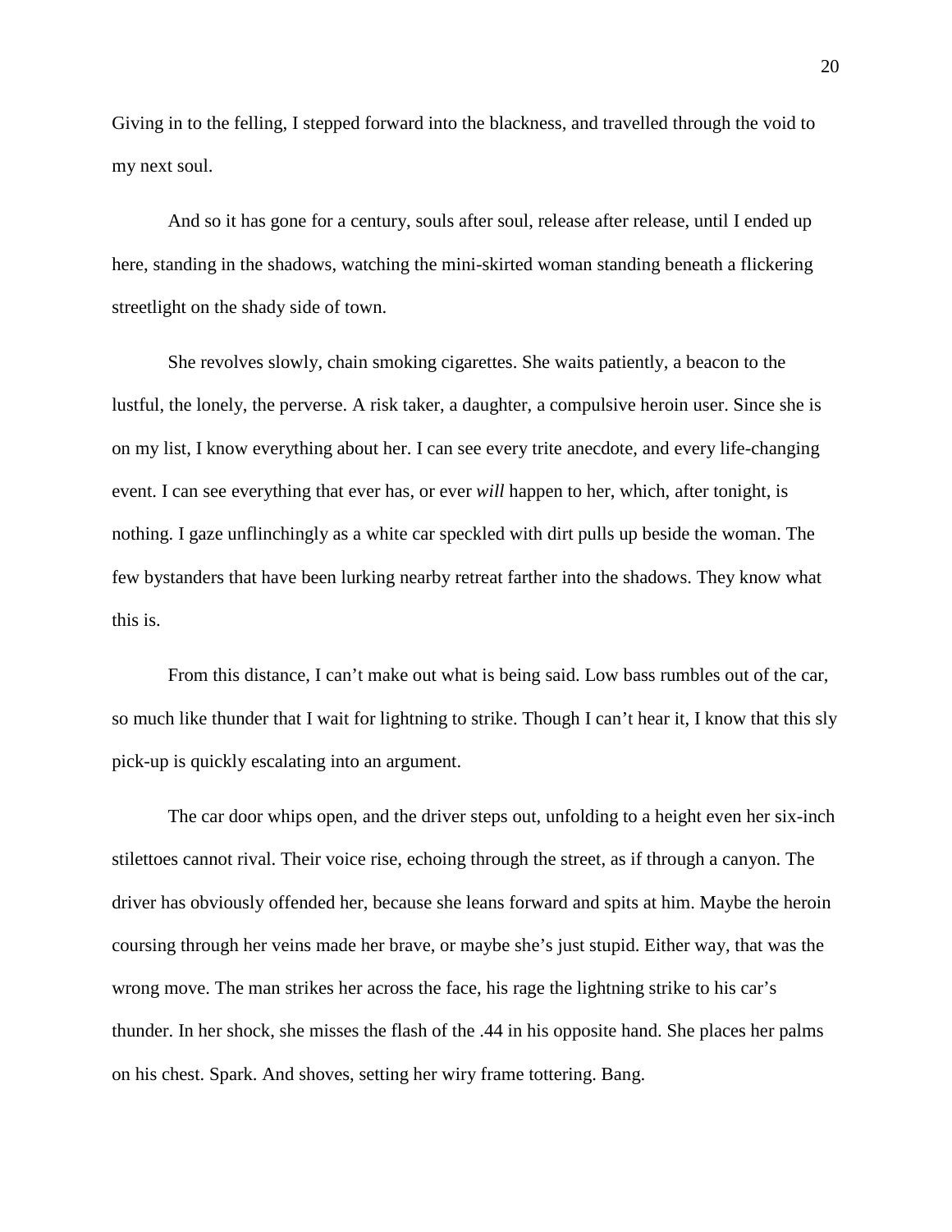Giving in to the felling, I stepped forward into the blackness, and travelled through the void to my next soul.

And so it has gone for a century, souls after soul, release after release, until I ended up here, standing in the shadows, watching the mini-skirted woman standing beneath a flickering streetlight on the shady side of town.

She revolves slowly, chain smoking cigarettes. She waits patiently, a beacon to the lustful, the lonely, the perverse. A risk taker, a daughter, a compulsive heroin user. Since she is on my list, I know everything about her. I can see every trite anecdote, and every life-changing event. I can see everything that ever has, or ever *will* happen to her, which, after tonight, is nothing. I gaze unflinchingly as a white car speckled with dirt pulls up beside the woman. The few bystanders that have been lurking nearby retreat farther into the shadows. They know what this is.

From this distance, I can't make out what is being said. Low bass rumbles out of the car, so much like thunder that I wait for lightning to strike. Though I can't hear it, I know that this sly pick-up is quickly escalating into an argument.

The car door whips open, and the driver steps out, unfolding to a height even her six-inch stilettoes cannot rival. Their voice rise, echoing through the street, as if through a canyon. The driver has obviously offended her, because she leans forward and spits at him. Maybe the heroin coursing through her veins made her brave, or maybe she's just stupid. Either way, that was the wrong move. The man strikes her across the face, his rage the lightning strike to his car's thunder. In her shock, she misses the flash of the .44 in his opposite hand. She places her palms on his chest. Spark. And shoves, setting her wiry frame tottering. Bang.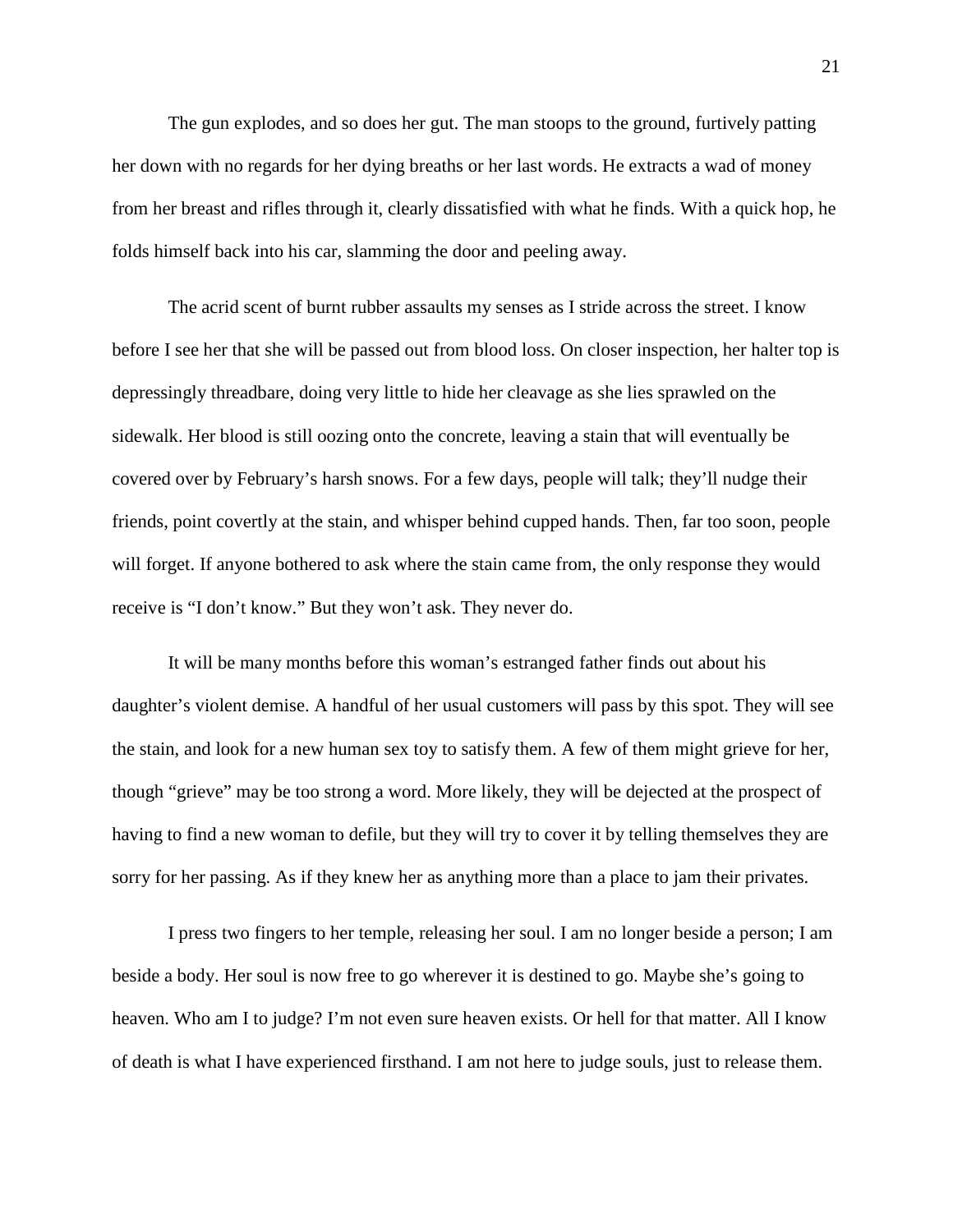The gun explodes, and so does her gut. The man stoops to the ground, furtively patting her down with no regards for her dying breaths or her last words. He extracts a wad of money from her breast and rifles through it, clearly dissatisfied with what he finds. With a quick hop, he folds himself back into his car, slamming the door and peeling away.

The acrid scent of burnt rubber assaults my senses as I stride across the street. I know before I see her that she will be passed out from blood loss. On closer inspection, her halter top is depressingly threadbare, doing very little to hide her cleavage as she lies sprawled on the sidewalk. Her blood is still oozing onto the concrete, leaving a stain that will eventually be covered over by February's harsh snows. For a few days, people will talk; they'll nudge their friends, point covertly at the stain, and whisper behind cupped hands. Then, far too soon, people will forget. If anyone bothered to ask where the stain came from, the only response they would receive is "I don't know." But they won't ask. They never do.

It will be many months before this woman's estranged father finds out about his daughter's violent demise. A handful of her usual customers will pass by this spot. They will see the stain, and look for a new human sex toy to satisfy them. A few of them might grieve for her, though "grieve" may be too strong a word. More likely, they will be dejected at the prospect of having to find a new woman to defile, but they will try to cover it by telling themselves they are sorry for her passing. As if they knew her as anything more than a place to jam their privates.

I press two fingers to her temple, releasing her soul. I am no longer beside a person; I am beside a body. Her soul is now free to go wherever it is destined to go. Maybe she's going to heaven. Who am I to judge? I'm not even sure heaven exists. Or hell for that matter. All I know of death is what I have experienced firsthand. I am not here to judge souls, just to release them.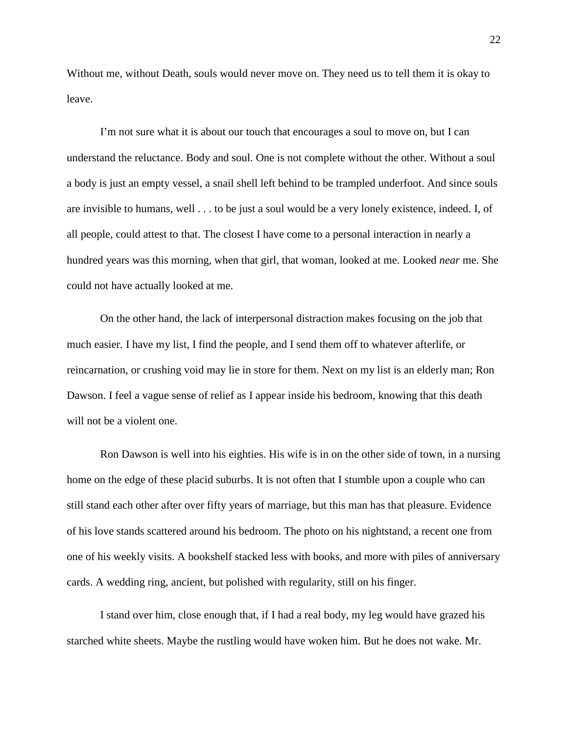Without me, without Death, souls would never move on. They need us to tell them it is okay to leave.

I'm not sure what it is about our touch that encourages a soul to move on, but I can understand the reluctance. Body and soul. One is not complete without the other. Without a soul a body is just an empty vessel, a snail shell left behind to be trampled underfoot. And since souls are invisible to humans, well . . . to be just a soul would be a very lonely existence, indeed. I, of all people, could attest to that. The closest I have come to a personal interaction in nearly a hundred years was this morning, when that girl, that woman, looked at me. Looked *near* me. She could not have actually looked at me.

On the other hand, the lack of interpersonal distraction makes focusing on the job that much easier. I have my list, I find the people, and I send them off to whatever afterlife, or reincarnation, or crushing void may lie in store for them. Next on my list is an elderly man; Ron Dawson. I feel a vague sense of relief as I appear inside his bedroom, knowing that this death will not be a violent one.

Ron Dawson is well into his eighties. His wife is in on the other side of town, in a nursing home on the edge of these placid suburbs. It is not often that I stumble upon a couple who can still stand each other after over fifty years of marriage, but this man has that pleasure. Evidence of his love stands scattered around his bedroom. The photo on his nightstand, a recent one from one of his weekly visits. A bookshelf stacked less with books, and more with piles of anniversary cards. A wedding ring, ancient, but polished with regularity, still on his finger.

I stand over him, close enough that, if I had a real body, my leg would have grazed his starched white sheets. Maybe the rustling would have woken him. But he does not wake. Mr.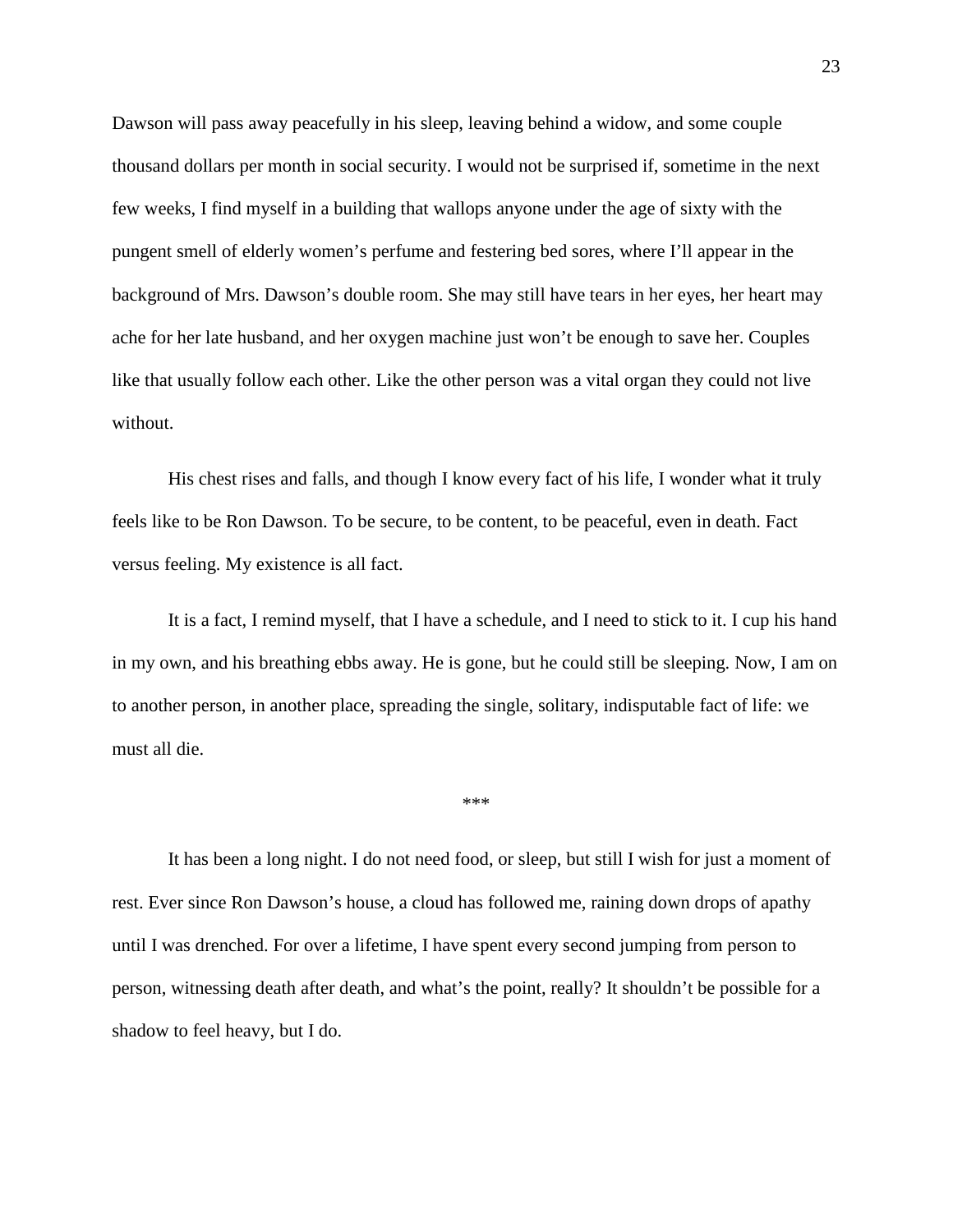Dawson will pass away peacefully in his sleep, leaving behind a widow, and some couple thousand dollars per month in social security. I would not be surprised if, sometime in the next few weeks, I find myself in a building that wallops anyone under the age of sixty with the pungent smell of elderly women's perfume and festering bed sores, where I'll appear in the background of Mrs. Dawson's double room. She may still have tears in her eyes, her heart may ache for her late husband, and her oxygen machine just won't be enough to save her. Couples like that usually follow each other. Like the other person was a vital organ they could not live without.

His chest rises and falls, and though I know every fact of his life, I wonder what it truly feels like to be Ron Dawson. To be secure, to be content, to be peaceful, even in death. Fact versus feeling. My existence is all fact.

It is a fact, I remind myself, that I have a schedule, and I need to stick to it. I cup his hand in my own, and his breathing ebbs away. He is gone, but he could still be sleeping. Now, I am on to another person, in another place, spreading the single, solitary, indisputable fact of life: we must all die.

***

It has been a long night. I do not need food, or sleep, but still I wish for just a moment of rest. Ever since Ron Dawson's house, a cloud has followed me, raining down drops of apathy until I was drenched. For over a lifetime, I have spent every second jumping from person to person, witnessing death after death, and what's the point, really? It shouldn't be possible for a shadow to feel heavy, but I do.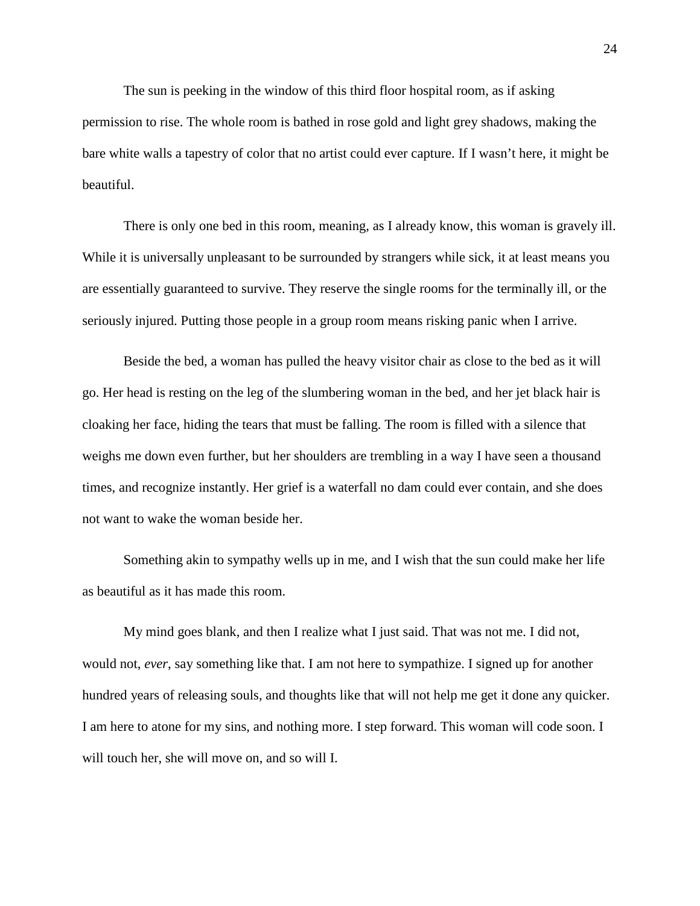The sun is peeking in the window of this third floor hospital room, as if asking permission to rise. The whole room is bathed in rose gold and light grey shadows, making the bare white walls a tapestry of color that no artist could ever capture. If I wasn't here, it might be beautiful.

There is only one bed in this room, meaning, as I already know, this woman is gravely ill. While it is universally unpleasant to be surrounded by strangers while sick, it at least means you are essentially guaranteed to survive. They reserve the single rooms for the terminally ill, or the seriously injured. Putting those people in a group room means risking panic when I arrive.

Beside the bed, a woman has pulled the heavy visitor chair as close to the bed as it will go. Her head is resting on the leg of the slumbering woman in the bed, and her jet black hair is cloaking her face, hiding the tears that must be falling. The room is filled with a silence that weighs me down even further, but her shoulders are trembling in a way I have seen a thousand times, and recognize instantly. Her grief is a waterfall no dam could ever contain, and she does not want to wake the woman beside her.

Something akin to sympathy wells up in me, and I wish that the sun could make her life as beautiful as it has made this room.

My mind goes blank, and then I realize what I just said. That was not me. I did not, would not, *ever*, say something like that. I am not here to sympathize. I signed up for another hundred years of releasing souls, and thoughts like that will not help me get it done any quicker. I am here to atone for my sins, and nothing more. I step forward. This woman will code soon. I will touch her, she will move on, and so will I.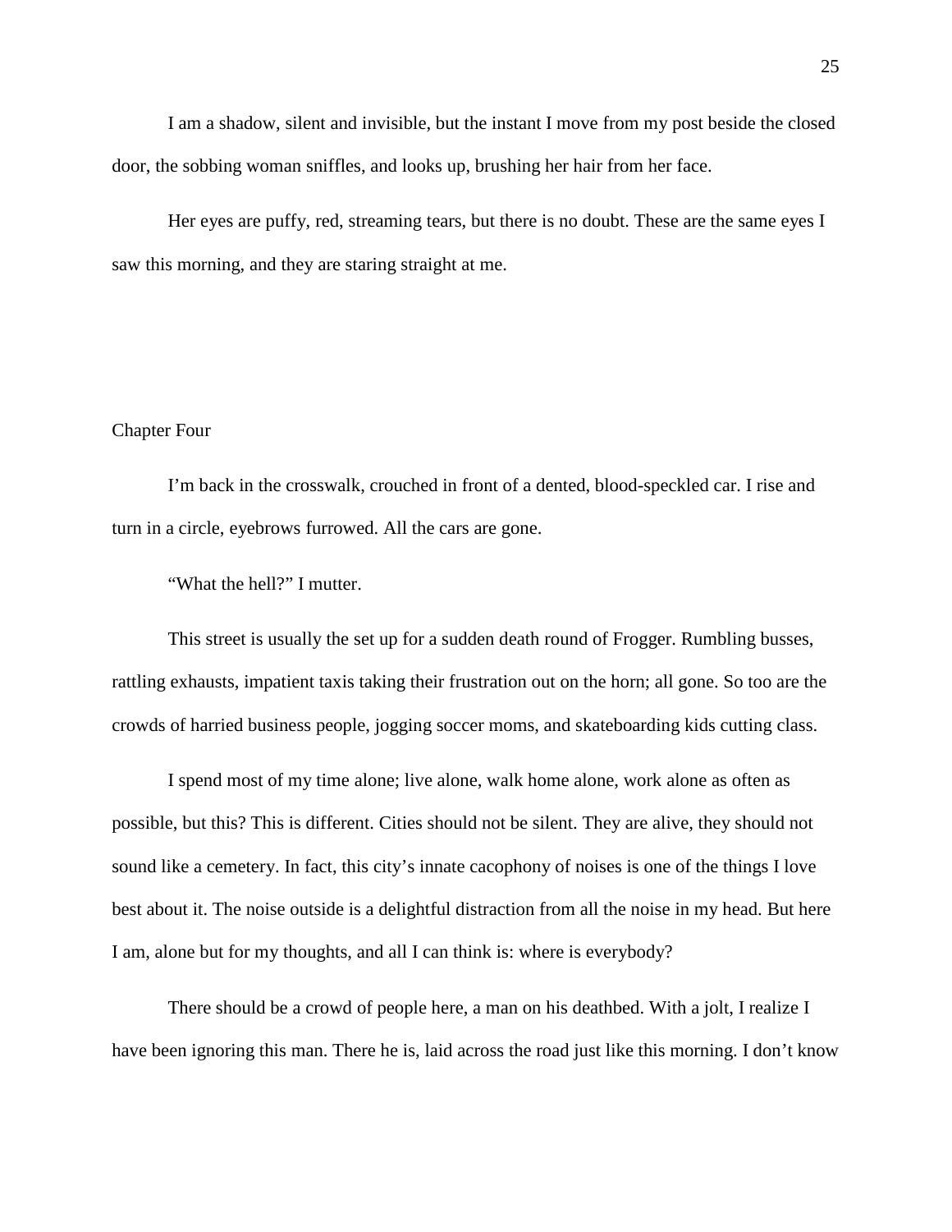I am a shadow, silent and invisible, but the instant I move from my post beside the closed door, the sobbing woman sniffles, and looks up, brushing her hair from her face.

Her eyes are puffy, red, streaming tears, but there is no doubt. These are the same eyes I saw this morning, and they are staring straight at me.

## Chapter Four

I'm back in the crosswalk, crouched in front of a dented, blood-speckled car. I rise and turn in a circle, eyebrows furrowed. All the cars are gone.

"What the hell?" I mutter.

This street is usually the set up for a sudden death round of Frogger. Rumbling busses, rattling exhausts, impatient taxis taking their frustration out on the horn; all gone. So too are the crowds of harried business people, jogging soccer moms, and skateboarding kids cutting class.

I spend most of my time alone; live alone, walk home alone, work alone as often as possible, but this? This is different. Cities should not be silent. They are alive, they should not sound like a cemetery. In fact, this city's innate cacophony of noises is one of the things I love best about it. The noise outside is a delightful distraction from all the noise in my head. But here I am, alone but for my thoughts, and all I can think is: where is everybody?

There should be a crowd of people here, a man on his deathbed. With a jolt, I realize I have been ignoring this man. There he is, laid across the road just like this morning. I don't know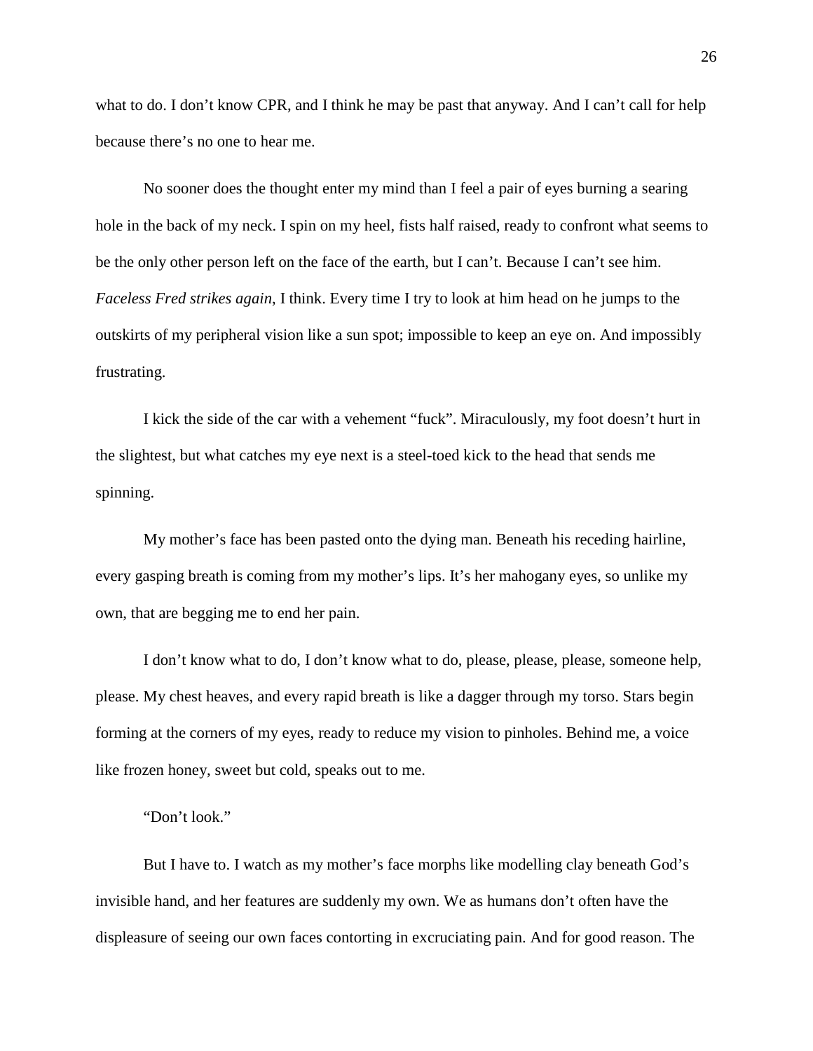what to do. I don't know CPR, and I think he may be past that anyway. And I can't call for help because there's no one to hear me.

No sooner does the thought enter my mind than I feel a pair of eyes burning a searing hole in the back of my neck. I spin on my heel, fists half raised, ready to confront what seems to be the only other person left on the face of the earth, but I can't. Because I can't see him. *Faceless Fred strikes again*, I think. Every time I try to look at him head on he jumps to the outskirts of my peripheral vision like a sun spot; impossible to keep an eye on. And impossibly frustrating.

I kick the side of the car with a vehement "fuck". Miraculously, my foot doesn't hurt in the slightest, but what catches my eye next is a steel-toed kick to the head that sends me spinning.

My mother's face has been pasted onto the dying man. Beneath his receding hairline, every gasping breath is coming from my mother's lips. It's her mahogany eyes, so unlike my own, that are begging me to end her pain.

I don't know what to do, I don't know what to do, please, please, please, someone help, please. My chest heaves, and every rapid breath is like a dagger through my torso. Stars begin forming at the corners of my eyes, ready to reduce my vision to pinholes. Behind me, a voice like frozen honey, sweet but cold, speaks out to me.

"Don't look."

But I have to. I watch as my mother's face morphs like modelling clay beneath God's invisible hand, and her features are suddenly my own. We as humans don't often have the displeasure of seeing our own faces contorting in excruciating pain. And for good reason. The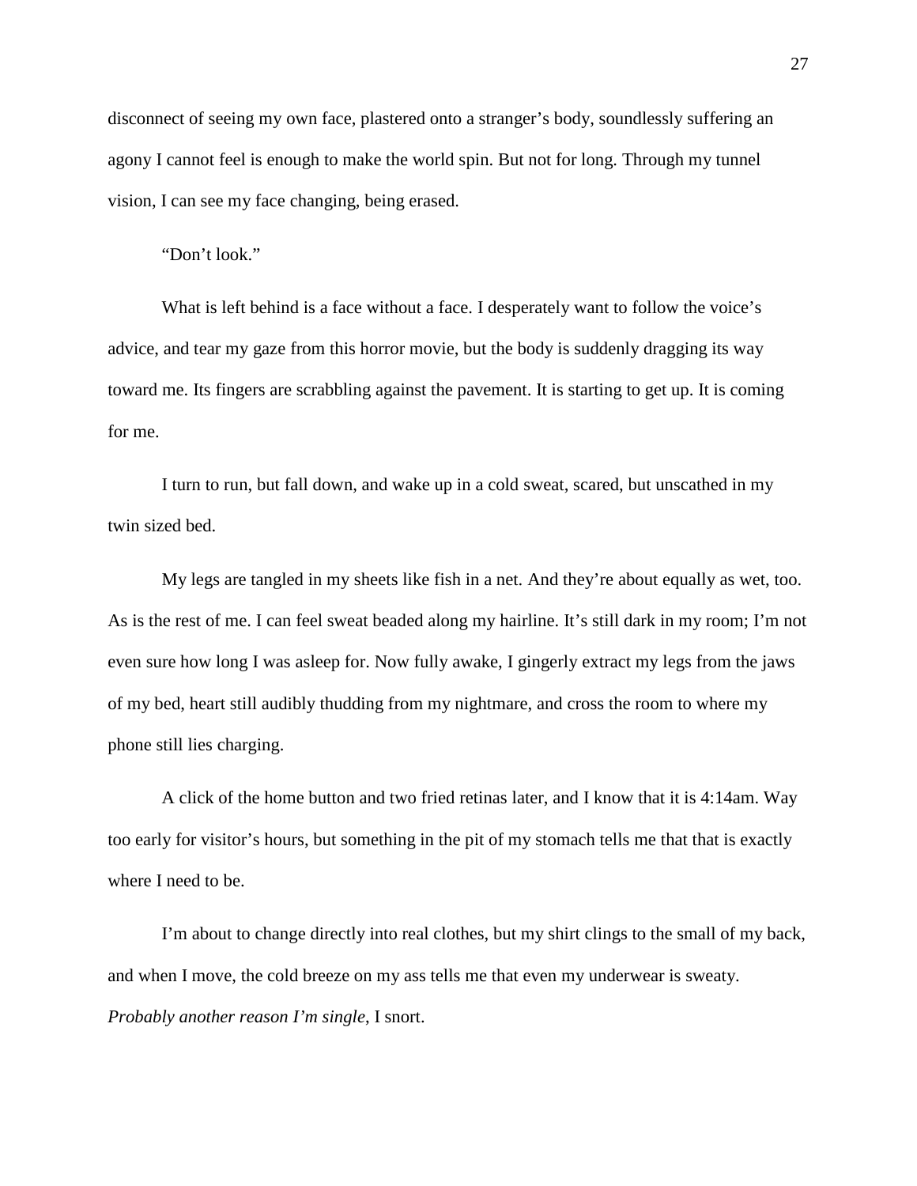disconnect of seeing my own face, plastered onto a stranger's body, soundlessly suffering an agony I cannot feel is enough to make the world spin. But not for long. Through my tunnel vision, I can see my face changing, being erased.

"Don't look."

What is left behind is a face without a face. I desperately want to follow the voice's advice, and tear my gaze from this horror movie, but the body is suddenly dragging its way toward me. Its fingers are scrabbling against the pavement. It is starting to get up. It is coming for me.

I turn to run, but fall down, and wake up in a cold sweat, scared, but unscathed in my twin sized bed.

My legs are tangled in my sheets like fish in a net. And they're about equally as wet, too. As is the rest of me. I can feel sweat beaded along my hairline. It's still dark in my room; I'm not even sure how long I was asleep for. Now fully awake, I gingerly extract my legs from the jaws of my bed, heart still audibly thudding from my nightmare, and cross the room to where my phone still lies charging.

A click of the home button and two fried retinas later, and I know that it is 4:14am. Way too early for visitor's hours, but something in the pit of my stomach tells me that that is exactly where I need to be.

I'm about to change directly into real clothes, but my shirt clings to the small of my back, and when I move, the cold breeze on my ass tells me that even my underwear is sweaty. *Probably another reason I'm single*, I snort.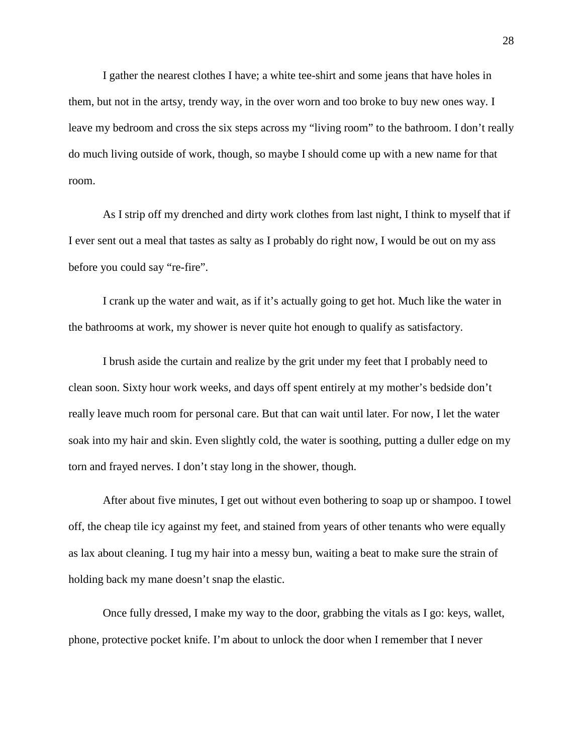I gather the nearest clothes I have; a white tee-shirt and some jeans that have holes in them, but not in the artsy, trendy way, in the over worn and too broke to buy new ones way. I leave my bedroom and cross the six steps across my "living room" to the bathroom. I don't really do much living outside of work, though, so maybe I should come up with a new name for that room.

As I strip off my drenched and dirty work clothes from last night, I think to myself that if I ever sent out a meal that tastes as salty as I probably do right now, I would be out on my ass before you could say "re-fire".

I crank up the water and wait, as if it's actually going to get hot. Much like the water in the bathrooms at work, my shower is never quite hot enough to qualify as satisfactory.

I brush aside the curtain and realize by the grit under my feet that I probably need to clean soon. Sixty hour work weeks, and days off spent entirely at my mother's bedside don't really leave much room for personal care. But that can wait until later. For now, I let the water soak into my hair and skin. Even slightly cold, the water is soothing, putting a duller edge on my torn and frayed nerves. I don't stay long in the shower, though.

After about five minutes, I get out without even bothering to soap up or shampoo. I towel off, the cheap tile icy against my feet, and stained from years of other tenants who were equally as lax about cleaning. I tug my hair into a messy bun, waiting a beat to make sure the strain of holding back my mane doesn't snap the elastic.

Once fully dressed, I make my way to the door, grabbing the vitals as I go: keys, wallet, phone, protective pocket knife. I'm about to unlock the door when I remember that I never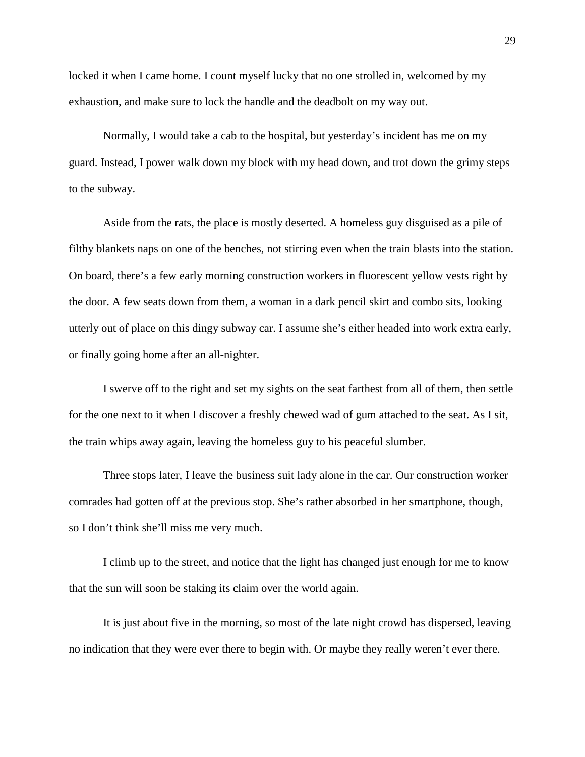locked it when I came home. I count myself lucky that no one strolled in, welcomed by my exhaustion, and make sure to lock the handle and the deadbolt on my way out.

Normally, I would take a cab to the hospital, but yesterday's incident has me on my guard. Instead, I power walk down my block with my head down, and trot down the grimy steps to the subway.

Aside from the rats, the place is mostly deserted. A homeless guy disguised as a pile of filthy blankets naps on one of the benches, not stirring even when the train blasts into the station. On board, there's a few early morning construction workers in fluorescent yellow vests right by the door. A few seats down from them, a woman in a dark pencil skirt and combo sits, looking utterly out of place on this dingy subway car. I assume she's either headed into work extra early, or finally going home after an all-nighter.

I swerve off to the right and set my sights on the seat farthest from all of them, then settle for the one next to it when I discover a freshly chewed wad of gum attached to the seat. As I sit, the train whips away again, leaving the homeless guy to his peaceful slumber.

Three stops later, I leave the business suit lady alone in the car. Our construction worker comrades had gotten off at the previous stop. She's rather absorbed in her smartphone, though, so I don't think she'll miss me very much.

I climb up to the street, and notice that the light has changed just enough for me to know that the sun will soon be staking its claim over the world again.

It is just about five in the morning, so most of the late night crowd has dispersed, leaving no indication that they were ever there to begin with. Or maybe they really weren't ever there.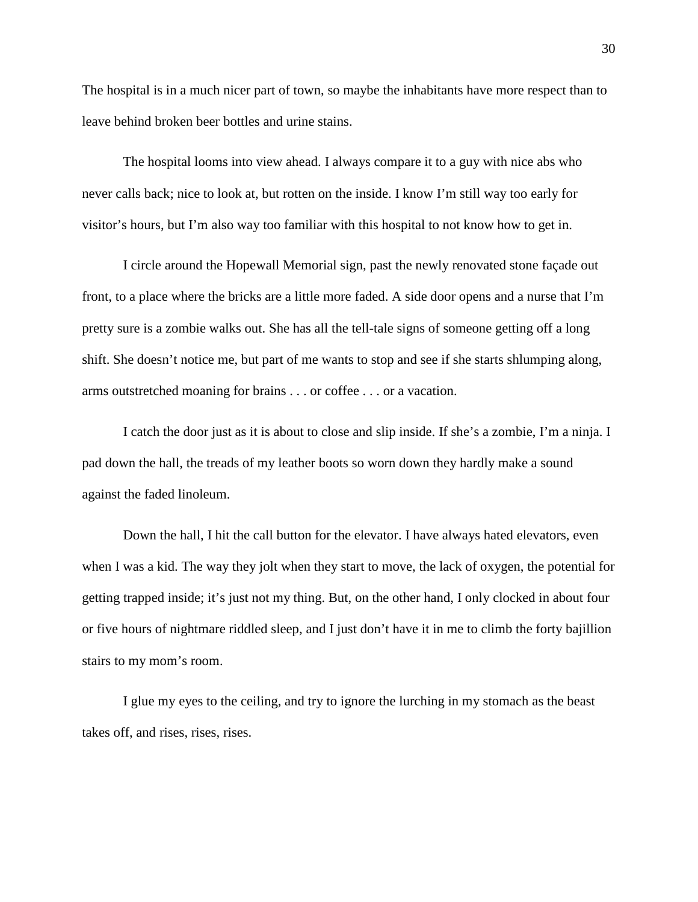The hospital is in a much nicer part of town, so maybe the inhabitants have more respect than to leave behind broken beer bottles and urine stains.

The hospital looms into view ahead. I always compare it to a guy with nice abs who never calls back; nice to look at, but rotten on the inside. I know I'm still way too early for visitor's hours, but I'm also way too familiar with this hospital to not know how to get in.

I circle around the Hopewall Memorial sign, past the newly renovated stone façade out front, to a place where the bricks are a little more faded. A side door opens and a nurse that I'm pretty sure is a zombie walks out. She has all the tell-tale signs of someone getting off a long shift. She doesn't notice me, but part of me wants to stop and see if she starts shlumping along, arms outstretched moaning for brains . . . or coffee . . . or a vacation.

I catch the door just as it is about to close and slip inside. If she's a zombie, I'm a ninja. I pad down the hall, the treads of my leather boots so worn down they hardly make a sound against the faded linoleum.

Down the hall, I hit the call button for the elevator. I have always hated elevators, even when I was a kid. The way they jolt when they start to move, the lack of oxygen, the potential for getting trapped inside; it's just not my thing. But, on the other hand, I only clocked in about four or five hours of nightmare riddled sleep, and I just don't have it in me to climb the forty bajillion stairs to my mom's room.

I glue my eyes to the ceiling, and try to ignore the lurching in my stomach as the beast takes off, and rises, rises, rises.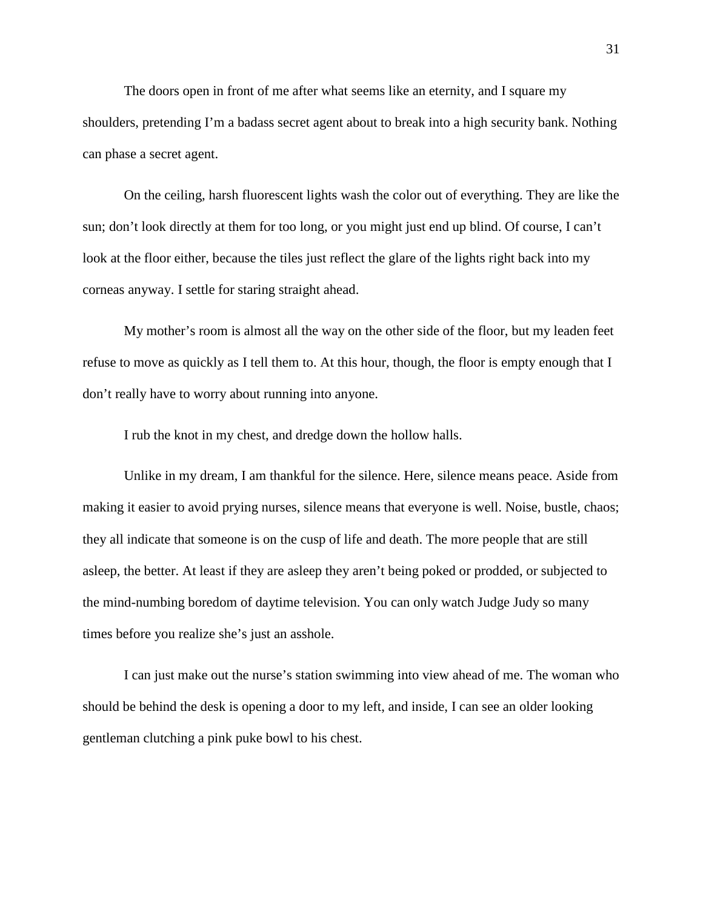The doors open in front of me after what seems like an eternity, and I square my shoulders, pretending I'm a badass secret agent about to break into a high security bank. Nothing can phase a secret agent.

On the ceiling, harsh fluorescent lights wash the color out of everything. They are like the sun; don't look directly at them for too long, or you might just end up blind. Of course, I can't look at the floor either, because the tiles just reflect the glare of the lights right back into my corneas anyway. I settle for staring straight ahead.

My mother's room is almost all the way on the other side of the floor, but my leaden feet refuse to move as quickly as I tell them to. At this hour, though, the floor is empty enough that I don't really have to worry about running into anyone.

I rub the knot in my chest, and dredge down the hollow halls.

Unlike in my dream, I am thankful for the silence. Here, silence means peace. Aside from making it easier to avoid prying nurses, silence means that everyone is well. Noise, bustle, chaos; they all indicate that someone is on the cusp of life and death. The more people that are still asleep, the better. At least if they are asleep they aren't being poked or prodded, or subjected to the mind-numbing boredom of daytime television. You can only watch Judge Judy so many times before you realize she's just an asshole.

I can just make out the nurse's station swimming into view ahead of me. The woman who should be behind the desk is opening a door to my left, and inside, I can see an older looking gentleman clutching a pink puke bowl to his chest.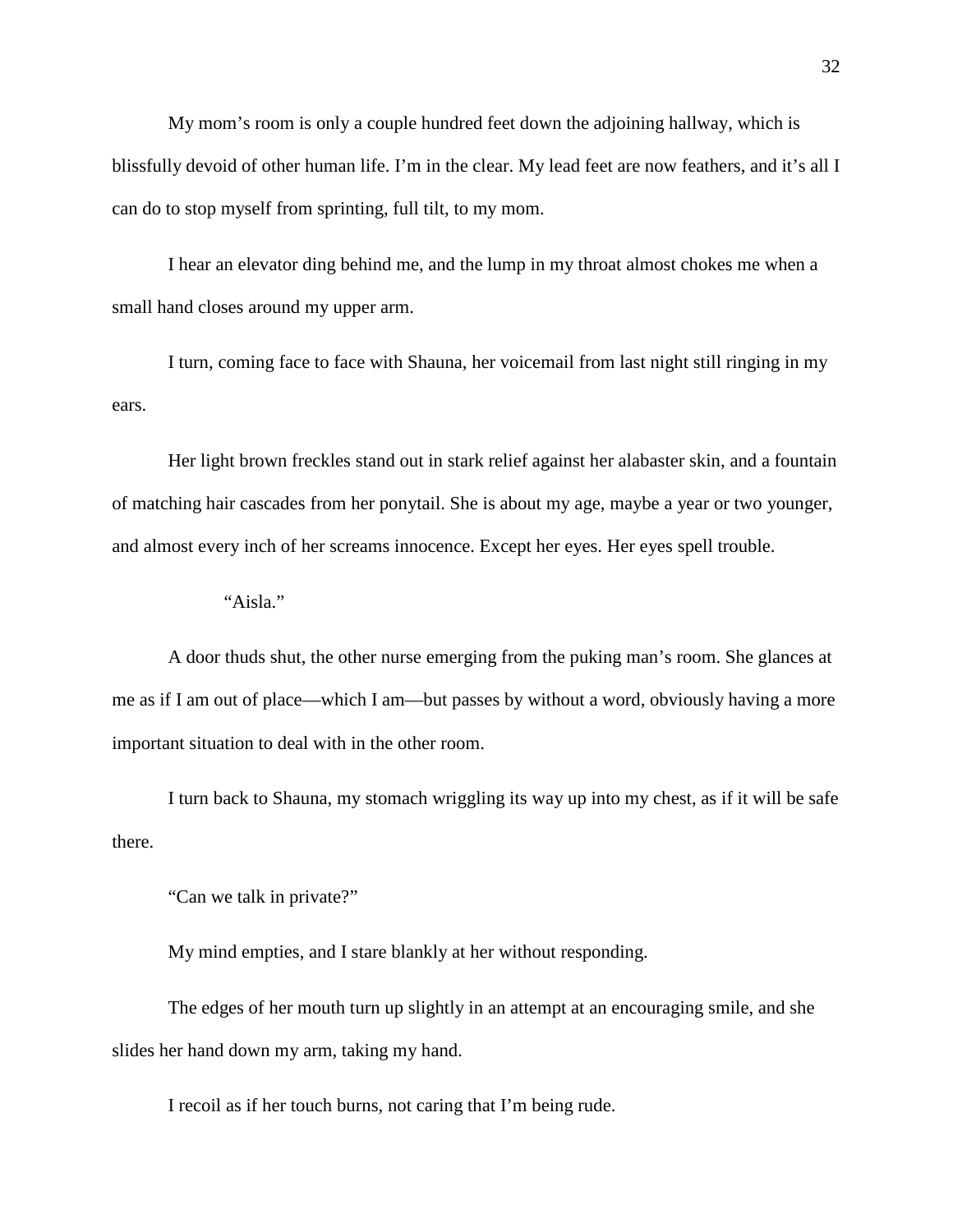My mom's room is only a couple hundred feet down the adjoining hallway, which is blissfully devoid of other human life. I'm in the clear. My lead feet are now feathers, and it's all I can do to stop myself from sprinting, full tilt, to my mom.

I hear an elevator ding behind me, and the lump in my throat almost chokes me when a small hand closes around my upper arm.

I turn, coming face to face with Shauna, her voicemail from last night still ringing in my ears.

Her light brown freckles stand out in stark relief against her alabaster skin, and a fountain of matching hair cascades from her ponytail. She is about my age, maybe a year or two younger, and almost every inch of her screams innocence. Except her eyes. Her eyes spell trouble.

"Aisla."

A door thuds shut, the other nurse emerging from the puking man's room. She glances at me as if I am out of place—which I am—but passes by without a word, obviously having a more important situation to deal with in the other room.

I turn back to Shauna, my stomach wriggling its way up into my chest, as if it will be safe there.

"Can we talk in private?"

My mind empties, and I stare blankly at her without responding.

The edges of her mouth turn up slightly in an attempt at an encouraging smile, and she slides her hand down my arm, taking my hand.

I recoil as if her touch burns, not caring that I'm being rude.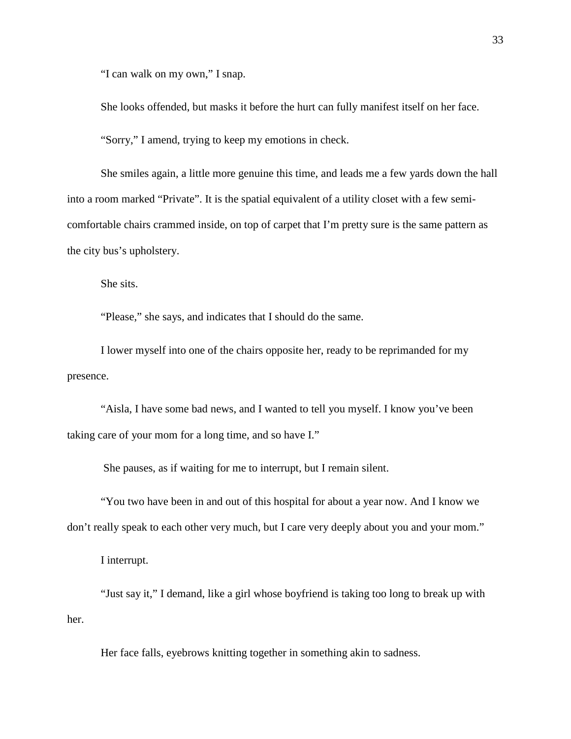"I can walk on my own," I snap.

She looks offended, but masks it before the hurt can fully manifest itself on her face.

"Sorry," I amend, trying to keep my emotions in check.

She smiles again, a little more genuine this time, and leads me a few yards down the hall into a room marked "Private". It is the spatial equivalent of a utility closet with a few semi-comfortable chairs crammed inside, on top of carpet that I'm pretty sure is the same pattern as the city bus's upholstery.

She sits.

"Please," she says, and indicates that I should do the same.

I lower myself into one of the chairs opposite her, ready to be reprimanded for my presence.

"Aisla, I have some bad news, and I wanted to tell you myself. I know you've been taking care of your mom for a long time, and so have I."

She pauses, as if waiting for me to interrupt, but I remain silent.

"You two have been in and out of this hospital for about a year now. And I know we don't really speak to each other very much, but I care very deeply about you and your mom."

I interrupt.

"Just say it," I demand, like a girl whose boyfriend is taking too long to break up with her.

Her face falls, eyebrows knitting together in something akin to sadness.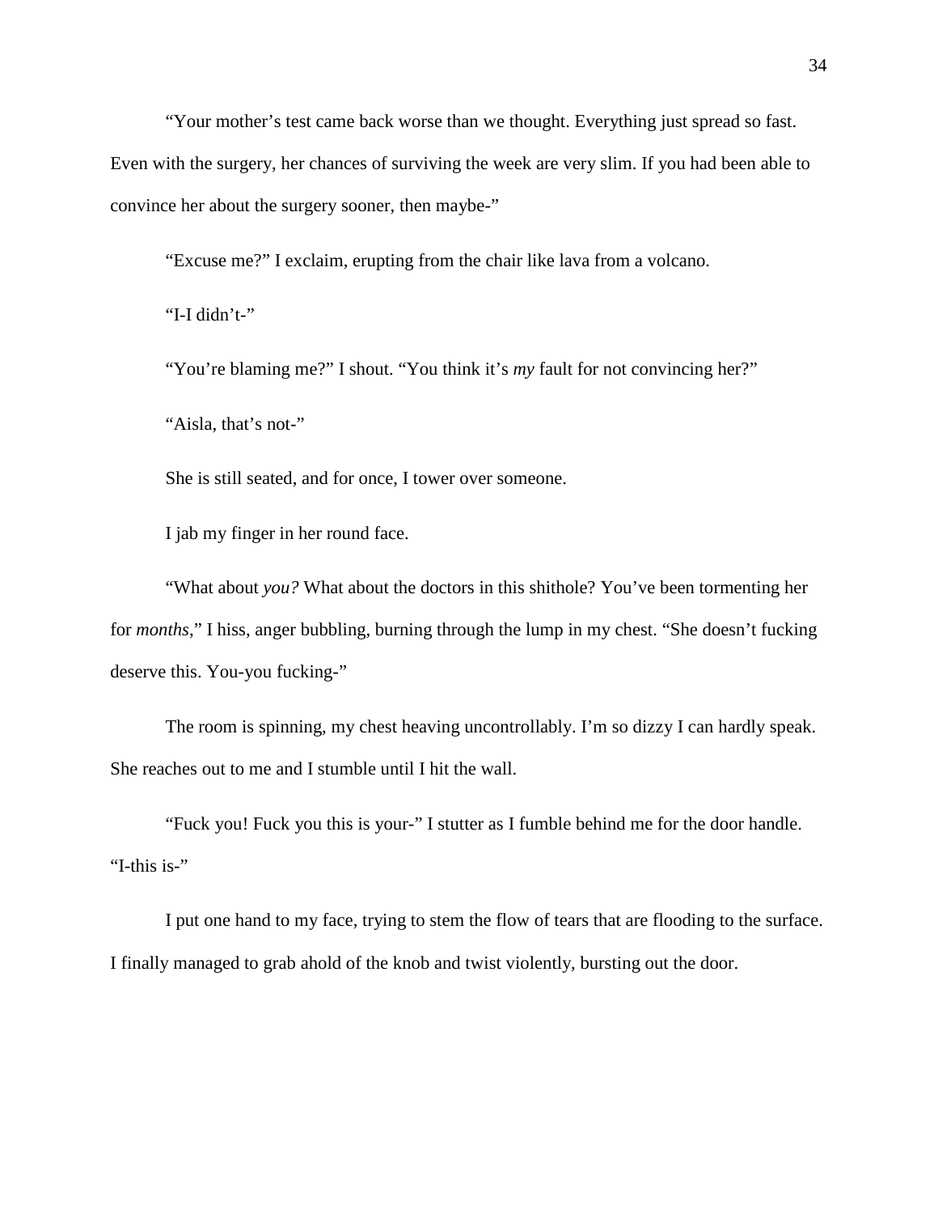"Your mother's test came back worse than we thought. Everything just spread so fast. Even with the surgery, her chances of surviving the week are very slim. If you had been able to convince her about the surgery sooner, then maybe-"

"Excuse me?" I exclaim, erupting from the chair like lava from a volcano.

"I-I didn't-"

"You're blaming me?" I shout. "You think it's *my* fault for not convincing her?"

"Aisla, that's not-"

She is still seated, and for once, I tower over someone.

I jab my finger in her round face.

"What about *you?* What about the doctors in this shithole? You've been tormenting her for *months*," I hiss, anger bubbling, burning through the lump in my chest. "She doesn't fucking deserve this. You-you fucking-"

The room is spinning, my chest heaving uncontrollably. I'm so dizzy I can hardly speak. She reaches out to me and I stumble until I hit the wall.

"Fuck you! Fuck you this is your-" I stutter as I fumble behind me for the door handle. "I-this is-"

I put one hand to my face, trying to stem the flow of tears that are flooding to the surface. I finally managed to grab ahold of the knob and twist violently, bursting out the door.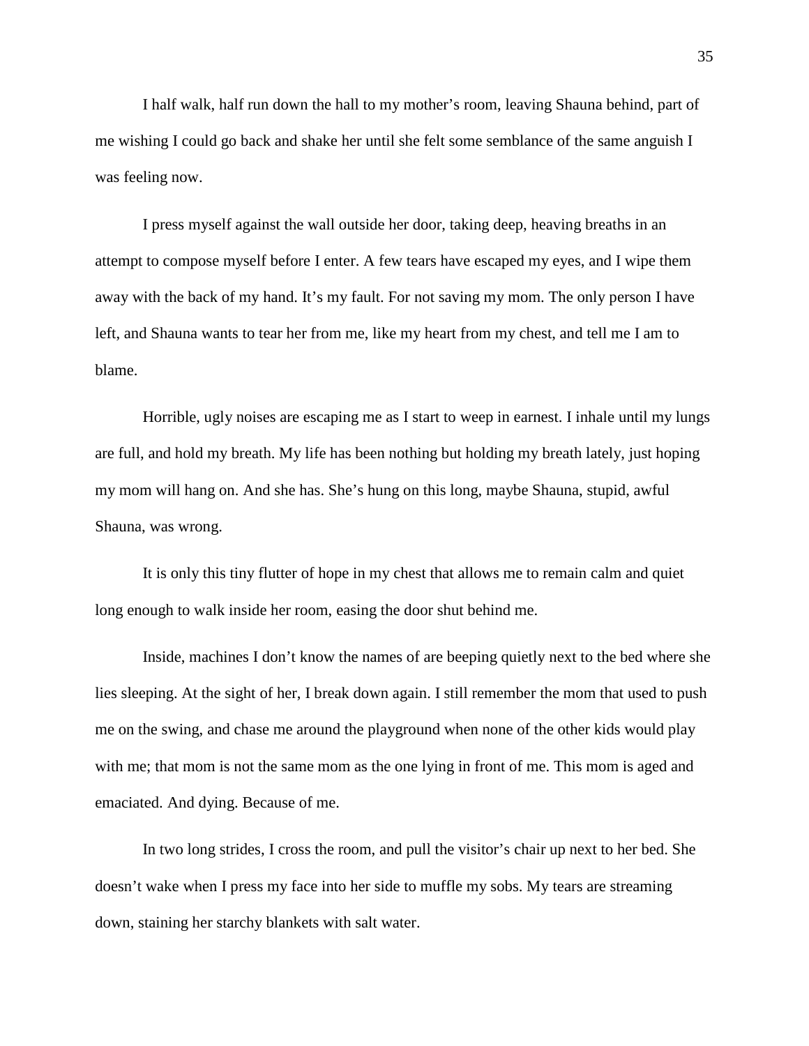I half walk, half run down the hall to my mother's room, leaving Shauna behind, part of me wishing I could go back and shake her until she felt some semblance of the same anguish I was feeling now.

I press myself against the wall outside her door, taking deep, heaving breaths in an attempt to compose myself before I enter. A few tears have escaped my eyes, and I wipe them away with the back of my hand. It's my fault. For not saving my mom. The only person I have left, and Shauna wants to tear her from me, like my heart from my chest, and tell me I am to blame.

Horrible, ugly noises are escaping me as I start to weep in earnest. I inhale until my lungs are full, and hold my breath. My life has been nothing but holding my breath lately, just hoping my mom will hang on. And she has. She's hung on this long, maybe Shauna, stupid, awful Shauna, was wrong.

It is only this tiny flutter of hope in my chest that allows me to remain calm and quiet long enough to walk inside her room, easing the door shut behind me.

Inside, machines I don't know the names of are beeping quietly next to the bed where she lies sleeping. At the sight of her, I break down again. I still remember the mom that used to push me on the swing, and chase me around the playground when none of the other kids would play with me; that mom is not the same mom as the one lying in front of me. This mom is aged and emaciated. And dying. Because of me.

In two long strides, I cross the room, and pull the visitor's chair up next to her bed. She doesn't wake when I press my face into her side to muffle my sobs. My tears are streaming down, staining her starchy blankets with salt water.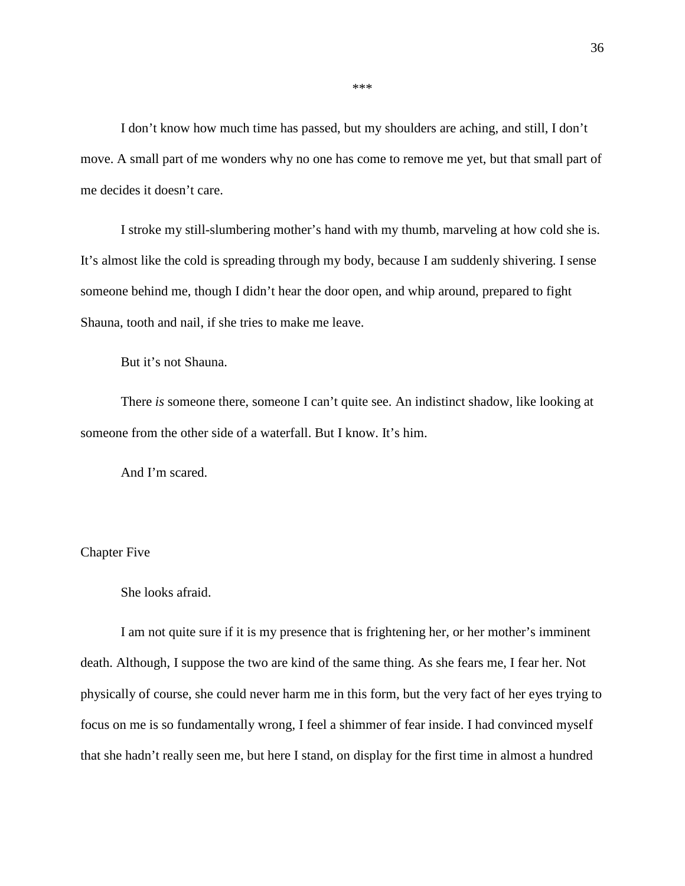\*\*\*

I don't know how much time has passed, but my shoulders are aching, and still, I don't move. A small part of me wonders why no one has come to remove me yet, but that small part of me decides it doesn't care.

I stroke my still-slumbering mother's hand with my thumb, marveling at how cold she is. It's almost like the cold is spreading through my body, because I am suddenly shivering. I sense someone behind me, though I didn't hear the door open, and whip around, prepared to fight Shauna, tooth and nail, if she tries to make me leave.

But it's not Shauna.

There *is* someone there, someone I can't quite see. An indistinct shadow, like looking at someone from the other side of a waterfall. But I know. It's him.

And I'm scared.

## Chapter Five

She looks afraid.

I am not quite sure if it is my presence that is frightening her, or her mother's imminent death. Although, I suppose the two are kind of the same thing. As she fears me, I fear her. Not physically of course, she could never harm me in this form, but the very fact of her eyes trying to focus on me is so fundamentally wrong, I feel a shimmer of fear inside. I had convinced myself that she hadn't really seen me, but here I stand, on display for the first time in almost a hundred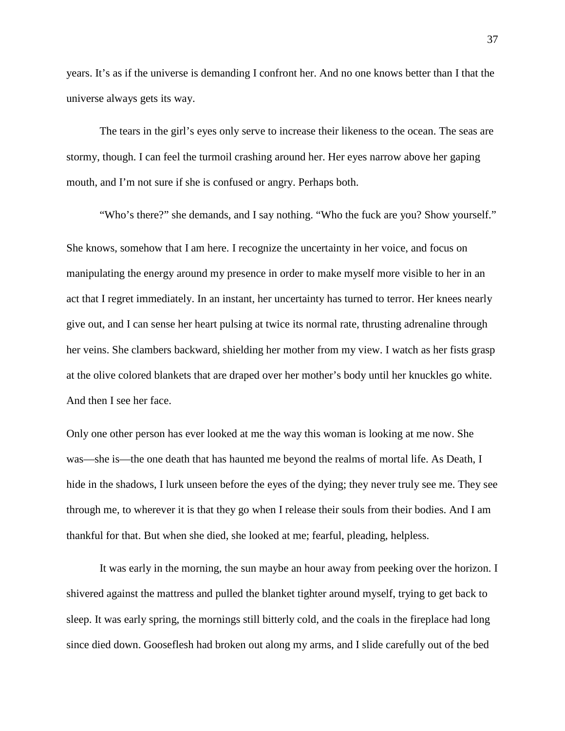years. It’s as if the universe is demanding I confront her. And no one knows better than I that the universe always gets its way.

The tears in the girl’s eyes only serve to increase their likeness to the ocean. The seas are stormy, though. I can feel the turmoil crashing around her. Her eyes narrow above her gaping mouth, and I’m not sure if she is confused or angry. Perhaps both.

“Who’s there?” she demands, and I say nothing. “Who the fuck are you? Show yourself.”

She knows, somehow that I am here. I recognize the uncertainty in her voice, and focus on manipulating the energy around my presence in order to make myself more visible to her in an act that I regret immediately. In an instant, her uncertainty has turned to terror. Her knees nearly give out, and I can sense her heart pulsing at twice its normal rate, thrusting adrenaline through her veins. She clambers backward, shielding her mother from my view. I watch as her fists grasp at the olive colored blankets that are draped over her mother’s body until her knuckles go white. And then I see her face.

Only one other person has ever looked at me the way this woman is looking at me now. She was—she is—the one death that has haunted me beyond the realms of mortal life. As Death, I hide in the shadows, I lurk unseen before the eyes of the dying; they never truly see me. They see through me, to wherever it is that they go when I release their souls from their bodies. And I am thankful for that. But when she died, she looked at me; fearful, pleading, helpless.

It was early in the morning, the sun maybe an hour away from peeking over the horizon. I shivered against the mattress and pulled the blanket tighter around myself, trying to get back to sleep. It was early spring, the mornings still bitterly cold, and the coals in the fireplace had long since died down. Gooseflesh had broken out along my arms, and I slide carefully out of the bed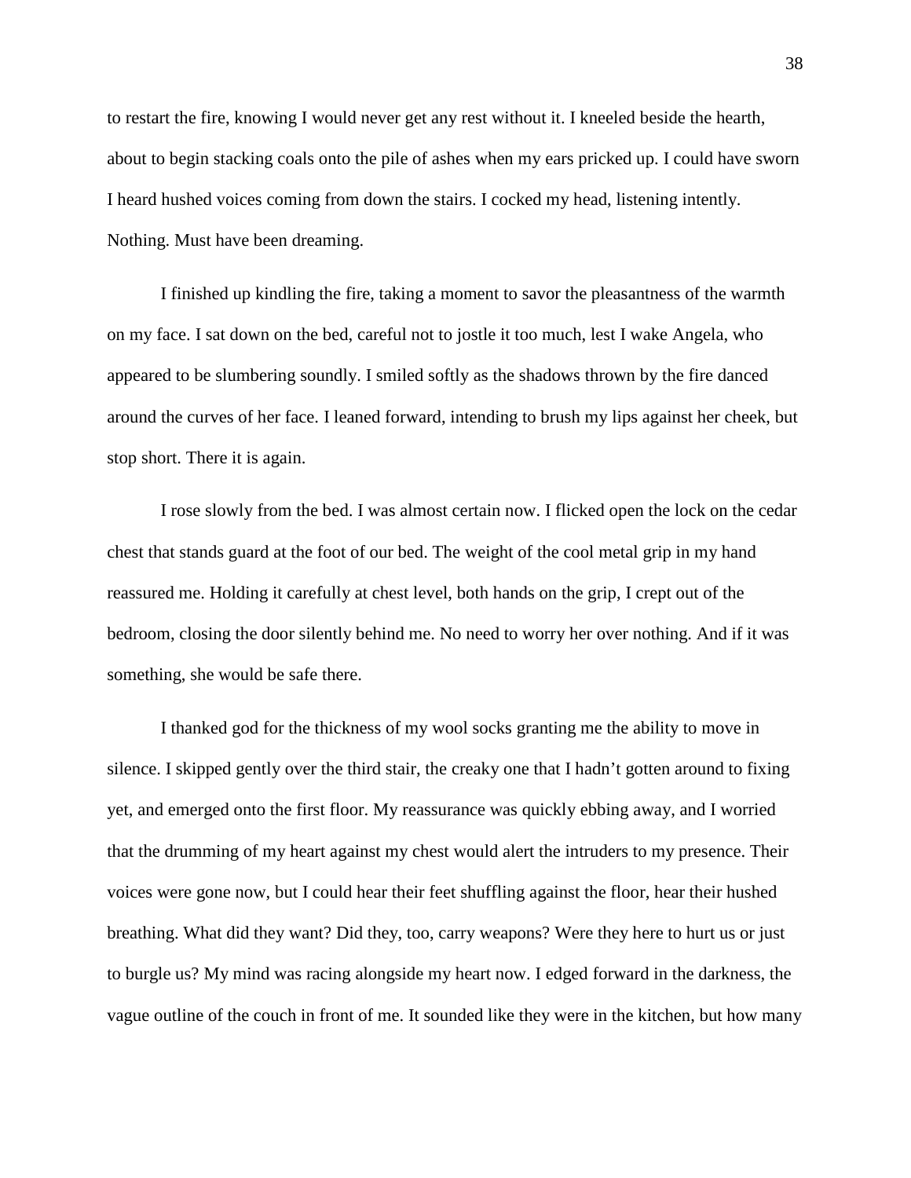to restart the fire, knowing I would never get any rest without it. I kneeled beside the hearth, about to begin stacking coals onto the pile of ashes when my ears pricked up. I could have sworn I heard hushed voices coming from down the stairs. I cocked my head, listening intently. Nothing. Must have been dreaming.

I finished up kindling the fire, taking a moment to savor the pleasantness of the warmth on my face. I sat down on the bed, careful not to jostle it too much, lest I wake Angela, who appeared to be slumbering soundly. I smiled softly as the shadows thrown by the fire danced around the curves of her face. I leaned forward, intending to brush my lips against her cheek, but stop short. There it is again.

I rose slowly from the bed. I was almost certain now. I flicked open the lock on the cedar chest that stands guard at the foot of our bed. The weight of the cool metal grip in my hand reassured me. Holding it carefully at chest level, both hands on the grip, I crept out of the bedroom, closing the door silently behind me. No need to worry her over nothing. And if it was something, she would be safe there.

I thanked god for the thickness of my wool socks granting me the ability to move in silence. I skipped gently over the third stair, the creaky one that I hadn't gotten around to fixing yet, and emerged onto the first floor. My reassurance was quickly ebbing away, and I worried that the drumming of my heart against my chest would alert the intruders to my presence. Their voices were gone now, but I could hear their feet shuffling against the floor, hear their hushed breathing. What did they want? Did they, too, carry weapons? Were they here to hurt us or just to burgle us? My mind was racing alongside my heart now. I edged forward in the darkness, the vague outline of the couch in front of me. It sounded like they were in the kitchen, but how many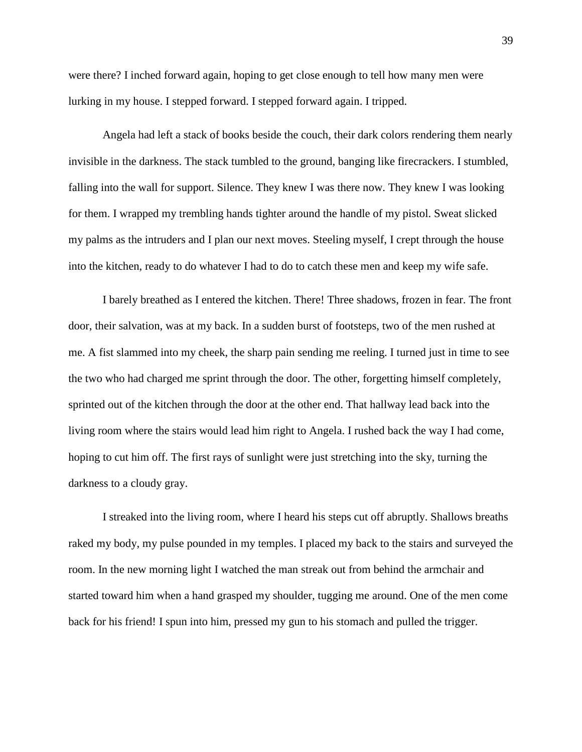were there? I inched forward again, hoping to get close enough to tell how many men were lurking in my house. I stepped forward. I stepped forward again. I tripped.

Angela had left a stack of books beside the couch, their dark colors rendering them nearly invisible in the darkness. The stack tumbled to the ground, banging like firecrackers. I stumbled, falling into the wall for support. Silence. They knew I was there now. They knew I was looking for them. I wrapped my trembling hands tighter around the handle of my pistol. Sweat slicked my palms as the intruders and I plan our next moves. Steeling myself, I crept through the house into the kitchen, ready to do whatever I had to do to catch these men and keep my wife safe.

I barely breathed as I entered the kitchen. There! Three shadows, frozen in fear. The front door, their salvation, was at my back. In a sudden burst of footsteps, two of the men rushed at me. A fist slammed into my cheek, the sharp pain sending me reeling. I turned just in time to see the two who had charged me sprint through the door. The other, forgetting himself completely, sprinted out of the kitchen through the door at the other end. That hallway lead back into the living room where the stairs would lead him right to Angela. I rushed back the way I had come, hoping to cut him off. The first rays of sunlight were just stretching into the sky, turning the darkness to a cloudy gray.

I streaked into the living room, where I heard his steps cut off abruptly. Shallows breaths raked my body, my pulse pounded in my temples. I placed my back to the stairs and surveyed the room. In the new morning light I watched the man streak out from behind the armchair and started toward him when a hand grasped my shoulder, tugging me around. One of the men come back for his friend! I spun into him, pressed my gun to his stomach and pulled the trigger.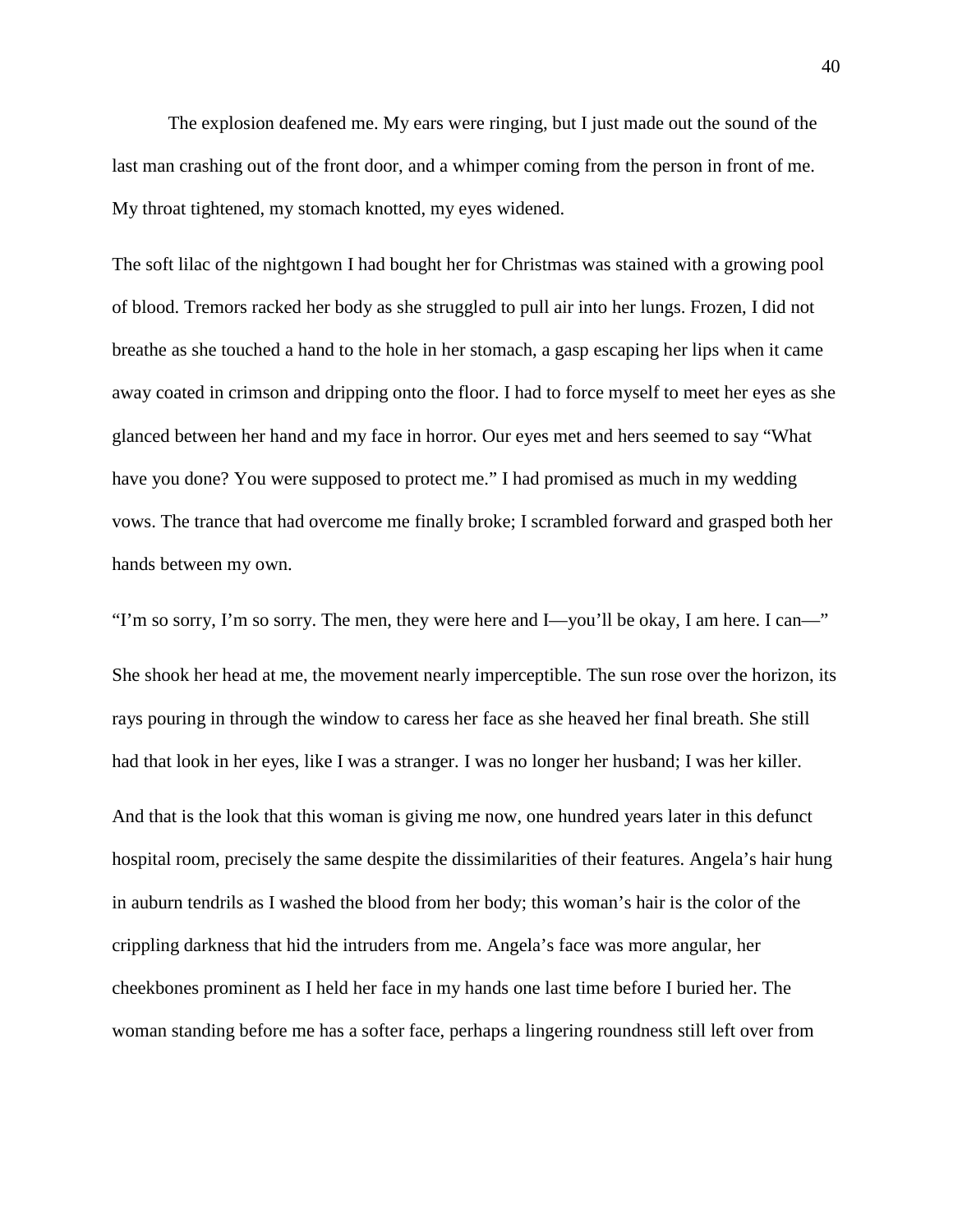The explosion deafened me. My ears were ringing, but I just made out the sound of the last man crashing out of the front door, and a whimper coming from the person in front of me. My throat tightened, my stomach knotted, my eyes widened.

The soft lilac of the nightgown I had bought her for Christmas was stained with a growing pool of blood. Tremors racked her body as she struggled to pull air into her lungs. Frozen, I did not breathe as she touched a hand to the hole in her stomach, a gasp escaping her lips when it came away coated in crimson and dripping onto the floor. I had to force myself to meet her eyes as she glanced between her hand and my face in horror. Our eyes met and hers seemed to say "What have you done? You were supposed to protect me." I had promised as much in my wedding vows. The trance that had overcome me finally broke; I scrambled forward and grasped both her hands between my own.

"I'm so sorry, I'm so sorry. The men, they were here and I—you'll be okay, I am here. I can—"

She shook her head at me, the movement nearly imperceptible. The sun rose over the horizon, its rays pouring in through the window to caress her face as she heaved her final breath. She still had that look in her eyes, like I was a stranger. I was no longer her husband; I was her killer.

And that is the look that this woman is giving me now, one hundred years later in this defunct hospital room, precisely the same despite the dissimilarities of their features. Angela's hair hung in auburn tendrils as I washed the blood from her body; this woman's hair is the color of the crippling darkness that hid the intruders from me. Angela's face was more angular, her cheekbones prominent as I held her face in my hands one last time before I buried her. The woman standing before me has a softer face, perhaps a lingering roundness still left over from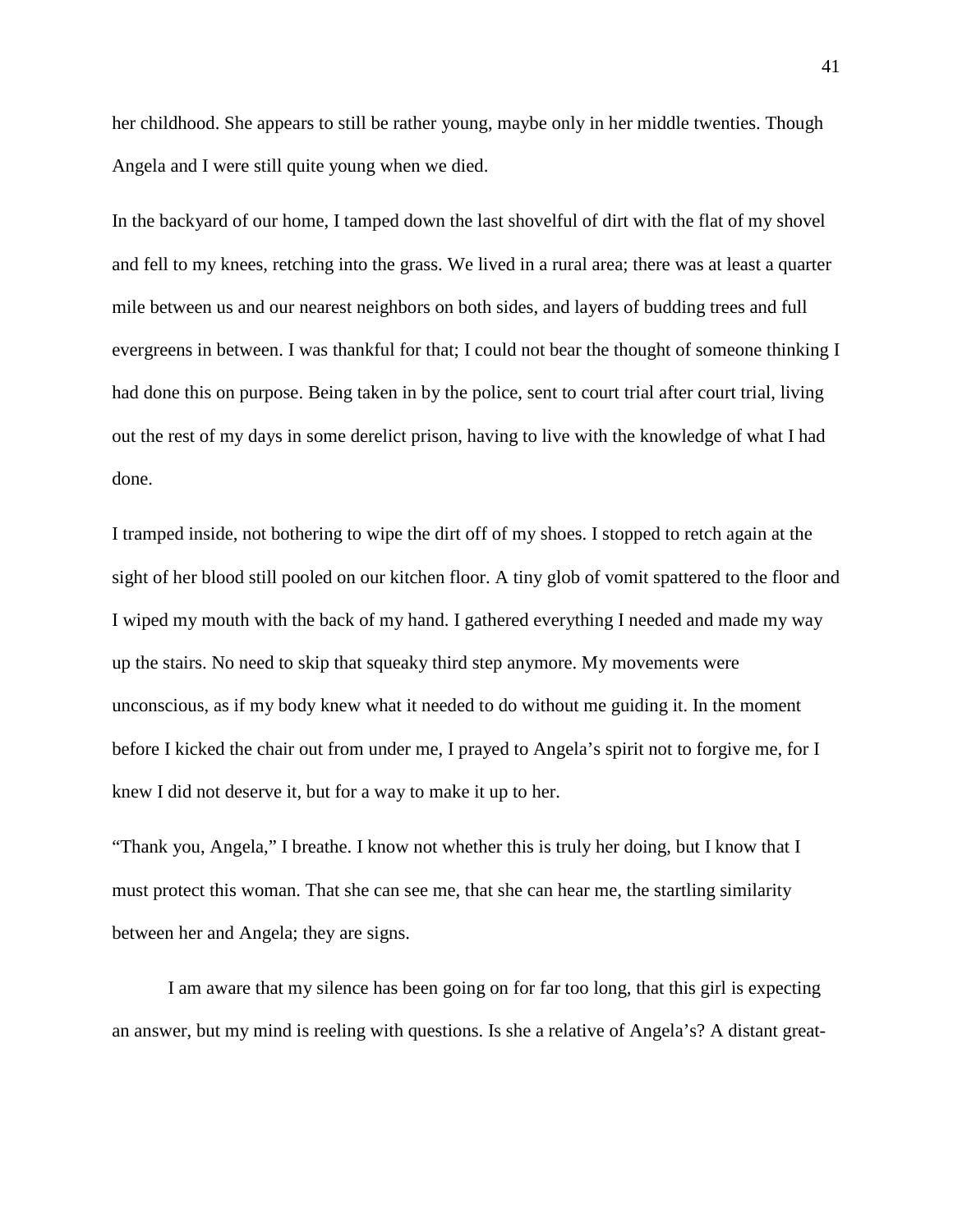her childhood. She appears to still be rather young, maybe only in her middle twenties. Though Angela and I were still quite young when we died.

In the backyard of our home, I tamped down the last shovelful of dirt with the flat of my shovel and fell to my knees, retching into the grass. We lived in a rural area; there was at least a quarter mile between us and our nearest neighbors on both sides, and layers of budding trees and full evergreens in between. I was thankful for that; I could not bear the thought of someone thinking I had done this on purpose. Being taken in by the police, sent to court trial after court trial, living out the rest of my days in some derelict prison, having to live with the knowledge of what I had done.

I tramped inside, not bothering to wipe the dirt off of my shoes. I stopped to retch again at the sight of her blood still pooled on our kitchen floor. A tiny glob of vomit spattered to the floor and I wiped my mouth with the back of my hand. I gathered everything I needed and made my way up the stairs. No need to skip that squeaky third step anymore. My movements were unconscious, as if my body knew what it needed to do without me guiding it. In the moment before I kicked the chair out from under me, I prayed to Angela's spirit not to forgive me, for I knew I did not deserve it, but for a way to make it up to her.

"Thank you, Angela," I breathe. I know not whether this is truly her doing, but I know that I must protect this woman. That she can see me, that she can hear me, the startling similarity between her and Angela; they are signs.

I am aware that my silence has been going on for far too long, that this girl is expecting an answer, but my mind is reeling with questions. Is she a relative of Angela's? A distant great-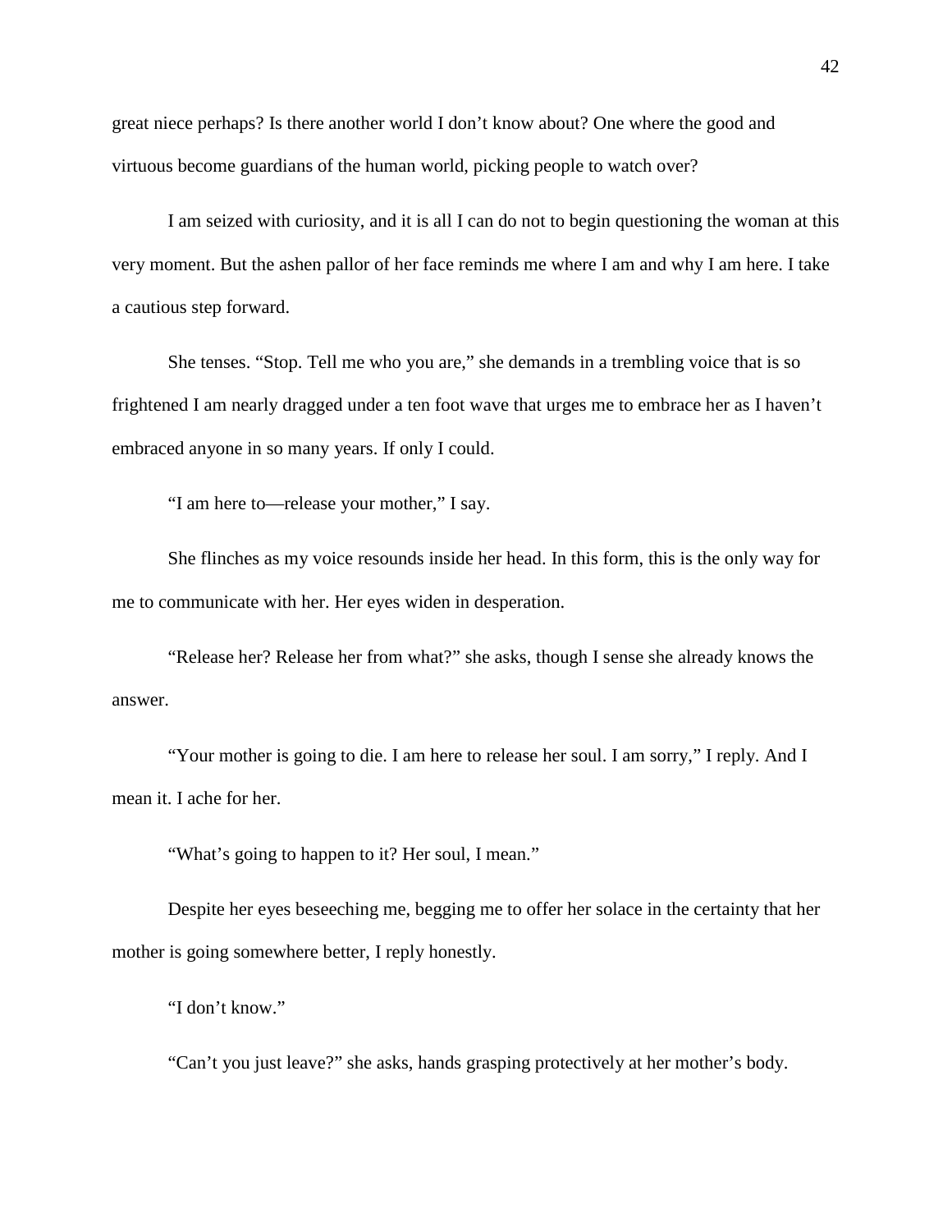great niece perhaps? Is there another world I don't know about? One where the good and virtuous become guardians of the human world, picking people to watch over?

I am seized with curiosity, and it is all I can do not to begin questioning the woman at this very moment. But the ashen pallor of her face reminds me where I am and why I am here. I take a cautious step forward.

She tenses. "Stop. Tell me who you are," she demands in a trembling voice that is so frightened I am nearly dragged under a ten foot wave that urges me to embrace her as I haven't embraced anyone in so many years. If only I could.

"I am here to—release your mother," I say.

She flinches as my voice resounds inside her head. In this form, this is the only way for me to communicate with her. Her eyes widen in desperation.

"Release her? Release her from what?" she asks, though I sense she already knows the answer.

"Your mother is going to die. I am here to release her soul. I am sorry," I reply. And I mean it. I ache for her.

"What's going to happen to it? Her soul, I mean."

Despite her eyes beseeching me, begging me to offer her solace in the certainty that her mother is going somewhere better, I reply honestly.

"I don't know."

"Can't you just leave?" she asks, hands grasping protectively at her mother's body.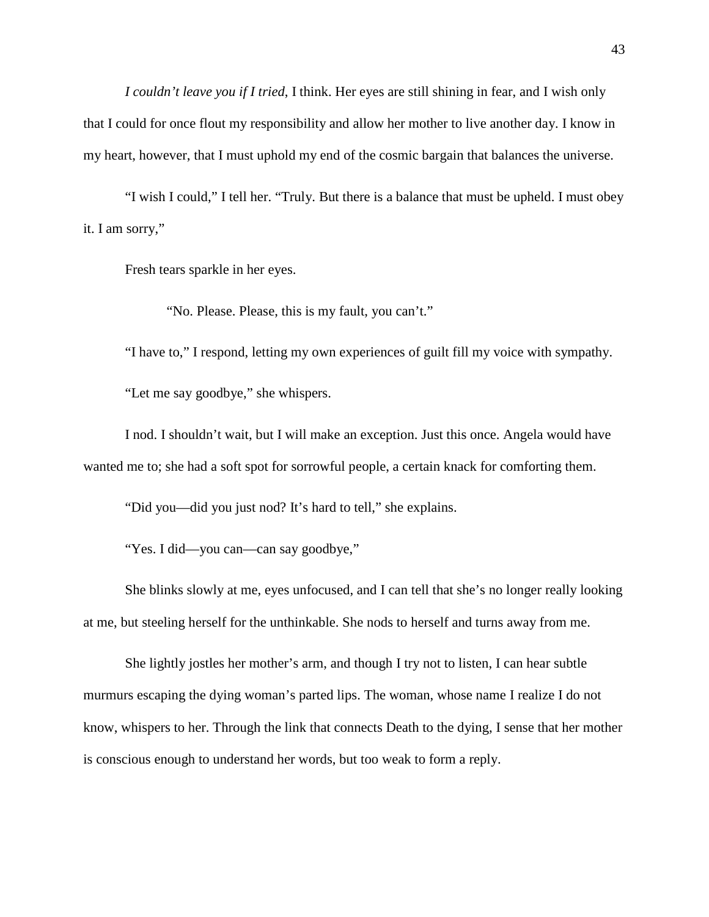*I couldn't leave you if I tried*, I think. Her eyes are still shining in fear, and I wish only that I could for once flout my responsibility and allow her mother to live another day. I know in my heart, however, that I must uphold my end of the cosmic bargain that balances the universe.

"I wish I could," I tell her. "Truly. But there is a balance that must be upheld. I must obey it. I am sorry,"

Fresh tears sparkle in her eyes.

"No. Please. Please, this is my fault, you can't."

"I have to," I respond, letting my own experiences of guilt fill my voice with sympathy.

"Let me say goodbye," she whispers.

I nod. I shouldn't wait, but I will make an exception. Just this once. Angela would have wanted me to; she had a soft spot for sorrowful people, a certain knack for comforting them.

"Did you—did you just nod? It's hard to tell," she explains.

"Yes. I did—you can—can say goodbye,"

She blinks slowly at me, eyes unfocused, and I can tell that she's no longer really looking at me, but steeling herself for the unthinkable. She nods to herself and turns away from me.

She lightly jostles her mother's arm, and though I try not to listen, I can hear subtle murmurs escaping the dying woman's parted lips. The woman, whose name I realize I do not know, whispers to her. Through the link that connects Death to the dying, I sense that her mother is conscious enough to understand her words, but too weak to form a reply.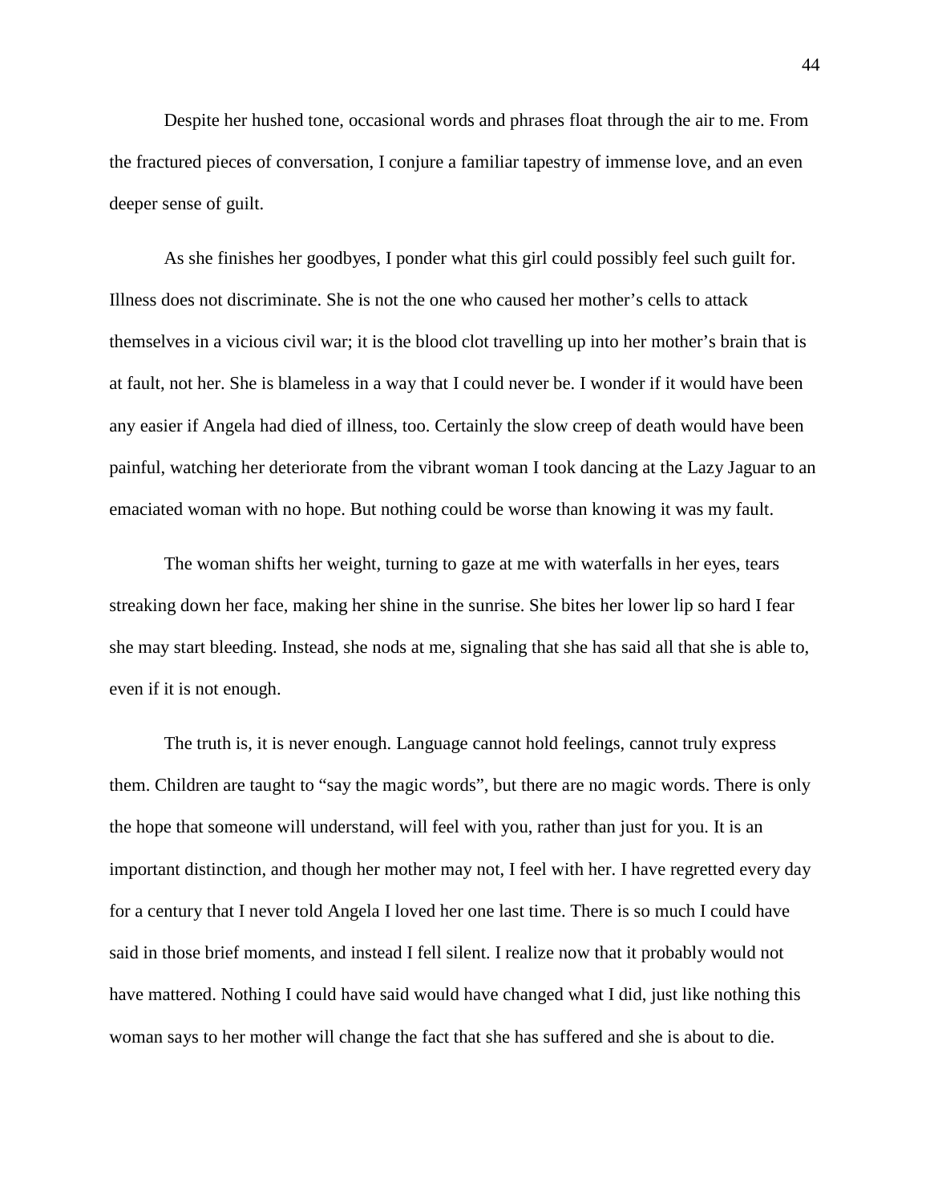Despite her hushed tone, occasional words and phrases float through the air to me. From the fractured pieces of conversation, I conjure a familiar tapestry of immense love, and an even deeper sense of guilt.

As she finishes her goodbyes, I ponder what this girl could possibly feel such guilt for. Illness does not discriminate. She is not the one who caused her mother's cells to attack themselves in a vicious civil war; it is the blood clot travelling up into her mother's brain that is at fault, not her. She is blameless in a way that I could never be. I wonder if it would have been any easier if Angela had died of illness, too. Certainly the slow creep of death would have been painful, watching her deteriorate from the vibrant woman I took dancing at the Lazy Jaguar to an emaciated woman with no hope. But nothing could be worse than knowing it was my fault.

The woman shifts her weight, turning to gaze at me with waterfalls in her eyes, tears streaking down her face, making her shine in the sunrise. She bites her lower lip so hard I fear she may start bleeding. Instead, she nods at me, signaling that she has said all that she is able to, even if it is not enough.

The truth is, it is never enough. Language cannot hold feelings, cannot truly express them. Children are taught to "say the magic words", but there are no magic words. There is only the hope that someone will understand, will feel with you, rather than just for you. It is an important distinction, and though her mother may not, I feel with her. I have regretted every day for a century that I never told Angela I loved her one last time. There is so much I could have said in those brief moments, and instead I fell silent. I realize now that it probably would not have mattered. Nothing I could have said would have changed what I did, just like nothing this woman says to her mother will change the fact that she has suffered and she is about to die.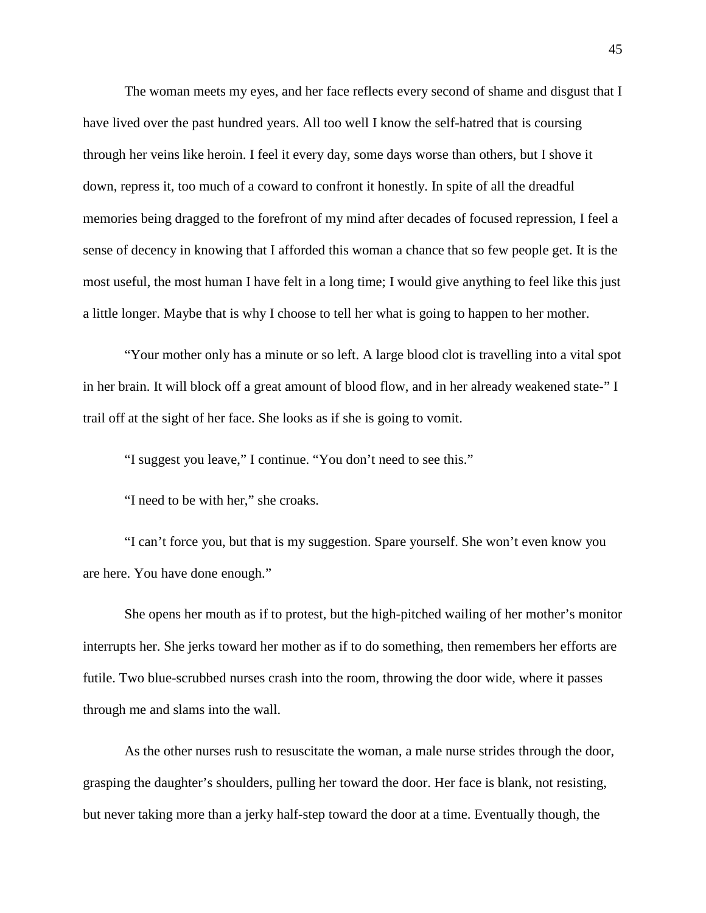The woman meets my eyes, and her face reflects every second of shame and disgust that I have lived over the past hundred years. All too well I know the self-hatred that is coursing through her veins like heroin. I feel it every day, some days worse than others, but I shove it down, repress it, too much of a coward to confront it honestly. In spite of all the dreadful memories being dragged to the forefront of my mind after decades of focused repression, I feel a sense of decency in knowing that I afforded this woman a chance that so few people get. It is the most useful, the most human I have felt in a long time; I would give anything to feel like this just a little longer. Maybe that is why I choose to tell her what is going to happen to her mother.

"Your mother only has a minute or so left. A large blood clot is travelling into a vital spot in her brain. It will block off a great amount of blood flow, and in her already weakened state-" I trail off at the sight of her face. She looks as if she is going to vomit.

"I suggest you leave," I continue. "You don't need to see this."

"I need to be with her," she croaks.

"I can't force you, but that is my suggestion. Spare yourself. She won't even know you are here. You have done enough."

She opens her mouth as if to protest, but the high-pitched wailing of her mother's monitor interrupts her. She jerks toward her mother as if to do something, then remembers her efforts are futile. Two blue-scrubbed nurses crash into the room, throwing the door wide, where it passes through me and slams into the wall.

As the other nurses rush to resuscitate the woman, a male nurse strides through the door, grasping the daughter's shoulders, pulling her toward the door. Her face is blank, not resisting, but never taking more than a jerky half-step toward the door at a time. Eventually though, the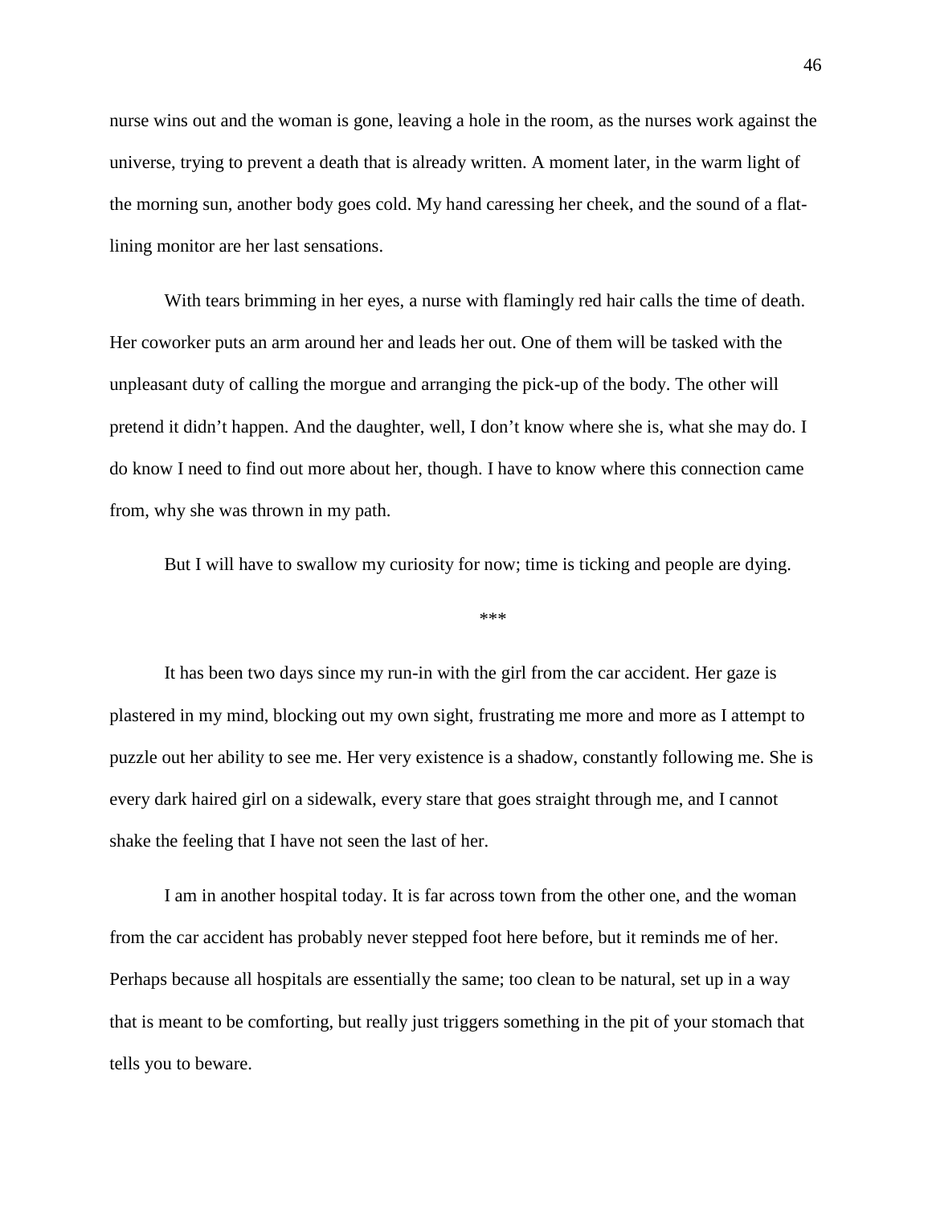nurse wins out and the woman is gone, leaving a hole in the room, as the nurses work against the universe, trying to prevent a death that is already written. A moment later, in the warm light of the morning sun, another body goes cold. My hand caressing her cheek, and the sound of a flat-lining monitor are her last sensations.

With tears brimming in her eyes, a nurse with flamingly red hair calls the time of death. Her coworker puts an arm around her and leads her out. One of them will be tasked with the unpleasant duty of calling the morgue and arranging the pick-up of the body. The other will pretend it didn't happen. And the daughter, well, I don't know where she is, what she may do. I do know I need to find out more about her, though. I have to know where this connection came from, why she was thrown in my path.

But I will have to swallow my curiosity for now; time is ticking and people are dying.

***

It has been two days since my run-in with the girl from the car accident. Her gaze is plastered in my mind, blocking out my own sight, frustrating me more and more as I attempt to puzzle out her ability to see me. Her very existence is a shadow, constantly following me. She is every dark haired girl on a sidewalk, every stare that goes straight through me, and I cannot shake the feeling that I have not seen the last of her.

I am in another hospital today. It is far across town from the other one, and the woman from the car accident has probably never stepped foot here before, but it reminds me of her. Perhaps because all hospitals are essentially the same; too clean to be natural, set up in a way that is meant to be comforting, but really just triggers something in the pit of your stomach that tells you to beware.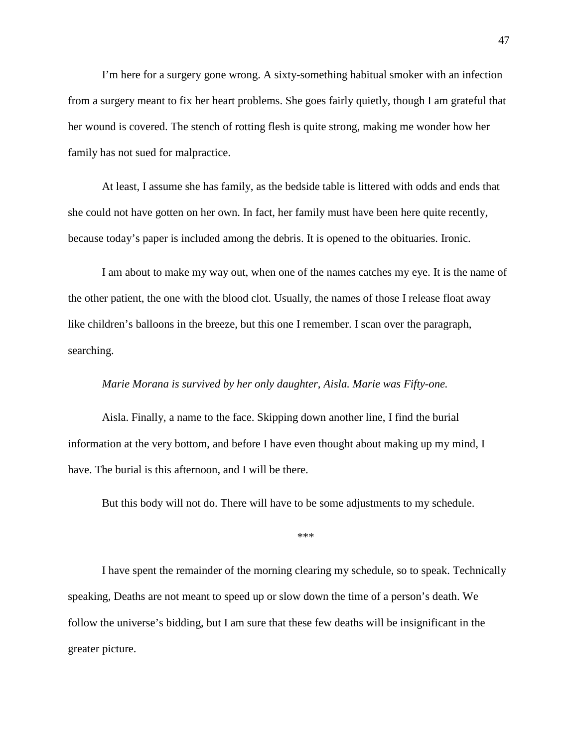I'm here for a surgery gone wrong. A sixty-something habitual smoker with an infection from a surgery meant to fix her heart problems. She goes fairly quietly, though I am grateful that her wound is covered. The stench of rotting flesh is quite strong, making me wonder how her family has not sued for malpractice.

At least, I assume she has family, as the bedside table is littered with odds and ends that she could not have gotten on her own. In fact, her family must have been here quite recently, because today's paper is included among the debris. It is opened to the obituaries. Ironic.

I am about to make my way out, when one of the names catches my eye. It is the name of the other patient, the one with the blood clot. Usually, the names of those I release float away like children's balloons in the breeze, but this one I remember. I scan over the paragraph, searching.

*Marie Morana is survived by her only daughter, Aisla. Marie was Fifty-one.*

Aisla. Finally, a name to the face. Skipping down another line, I find the burial information at the very bottom, and before I have even thought about making up my mind, I have. The burial is this afternoon, and I will be there.

But this body will not do. There will have to be some adjustments to my schedule.

***

I have spent the remainder of the morning clearing my schedule, so to speak. Technically speaking, Deaths are not meant to speed up or slow down the time of a person's death. We follow the universe's bidding, but I am sure that these few deaths will be insignificant in the greater picture.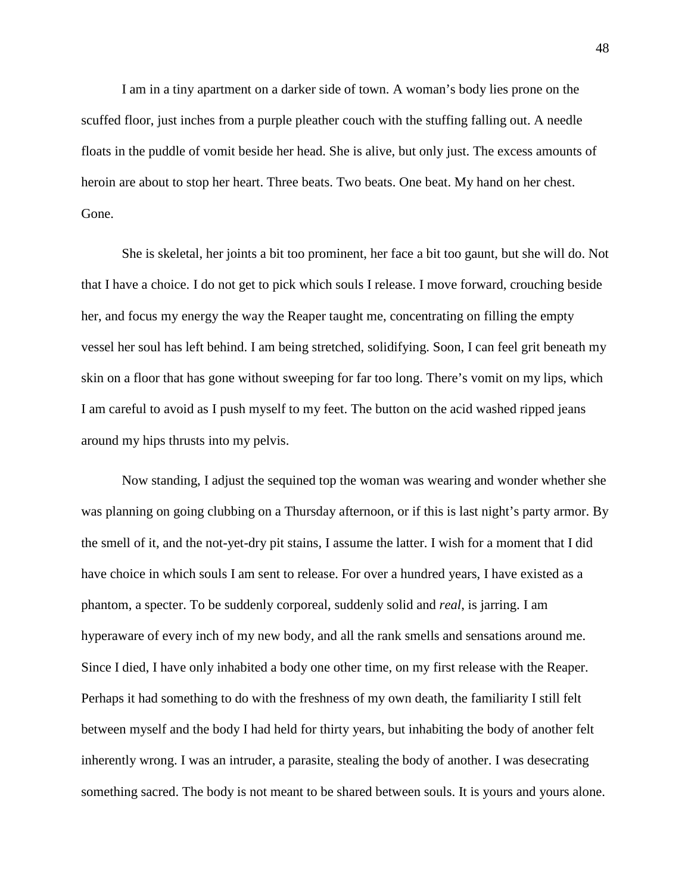I am in a tiny apartment on a darker side of town. A woman's body lies prone on the scuffed floor, just inches from a purple pleather couch with the stuffing falling out. A needle floats in the puddle of vomit beside her head. She is alive, but only just. The excess amounts of heroin are about to stop her heart. Three beats. Two beats. One beat. My hand on her chest. Gone.

She is skeletal, her joints a bit too prominent, her face a bit too gaunt, but she will do. Not that I have a choice. I do not get to pick which souls I release. I move forward, crouching beside her, and focus my energy the way the Reaper taught me, concentrating on filling the empty vessel her soul has left behind. I am being stretched, solidifying. Soon, I can feel grit beneath my skin on a floor that has gone without sweeping for far too long. There's vomit on my lips, which I am careful to avoid as I push myself to my feet. The button on the acid washed ripped jeans around my hips thrusts into my pelvis.

Now standing, I adjust the sequined top the woman was wearing and wonder whether she was planning on going clubbing on a Thursday afternoon, or if this is last night's party armor. By the smell of it, and the not-yet-dry pit stains, I assume the latter. I wish for a moment that I did have choice in which souls I am sent to release. For over a hundred years, I have existed as a phantom, a specter. To be suddenly corporeal, suddenly solid and *real*, is jarring. I am hyperaware of every inch of my new body, and all the rank smells and sensations around me. Since I died, I have only inhabited a body one other time, on my first release with the Reaper. Perhaps it had something to do with the freshness of my own death, the familiarity I still felt between myself and the body I had held for thirty years, but inhabiting the body of another felt inherently wrong. I was an intruder, a parasite, stealing the body of another. I was desecrating something sacred. The body is not meant to be shared between souls. It is yours and yours alone.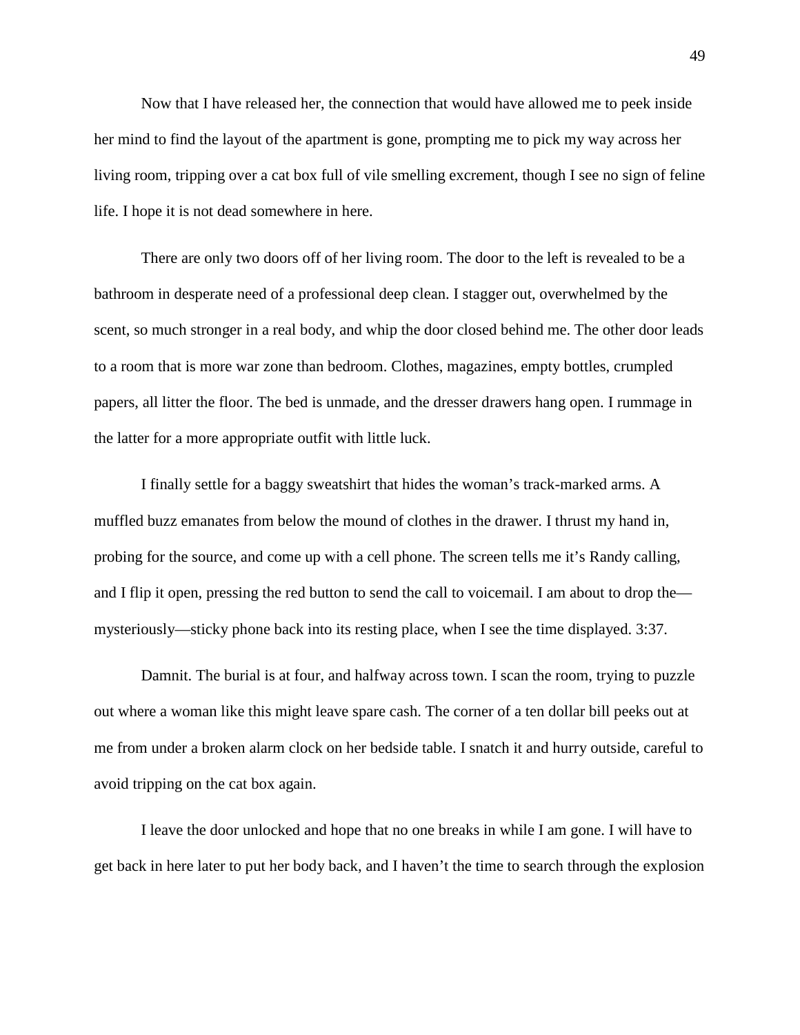Now that I have released her, the connection that would have allowed me to peek inside her mind to find the layout of the apartment is gone, prompting me to pick my way across her living room, tripping over a cat box full of vile smelling excrement, though I see no sign of feline life. I hope it is not dead somewhere in here.

There are only two doors off of her living room. The door to the left is revealed to be a bathroom in desperate need of a professional deep clean. I stagger out, overwhelmed by the scent, so much stronger in a real body, and whip the door closed behind me. The other door leads to a room that is more war zone than bedroom. Clothes, magazines, empty bottles, crumpled papers, all litter the floor. The bed is unmade, and the dresser drawers hang open. I rummage in the latter for a more appropriate outfit with little luck.

I finally settle for a baggy sweatshirt that hides the woman's track-marked arms. A muffled buzz emanates from below the mound of clothes in the drawer. I thrust my hand in, probing for the source, and come up with a cell phone. The screen tells me it's Randy calling, and I flip it open, pressing the red button to send the call to voicemail. I am about to drop the—mysteriously—sticky phone back into its resting place, when I see the time displayed. 3:37.

Damnit. The burial is at four, and halfway across town. I scan the room, trying to puzzle out where a woman like this might leave spare cash. The corner of a ten dollar bill peeks out at me from under a broken alarm clock on her bedside table. I snatch it and hurry outside, careful to avoid tripping on the cat box again.

I leave the door unlocked and hope that no one breaks in while I am gone. I will have to get back in here later to put her body back, and I haven't the time to search through the explosion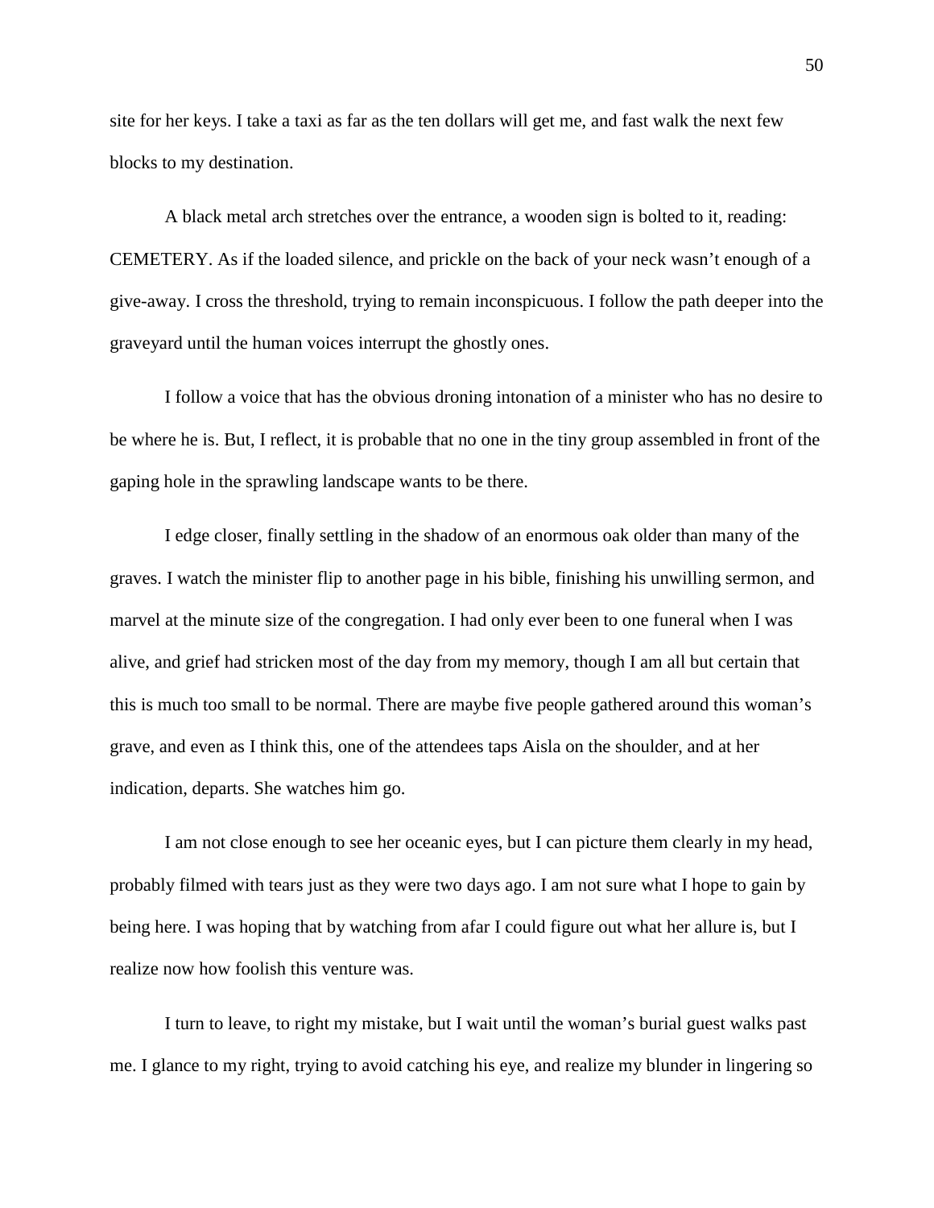site for her keys. I take a taxi as far as the ten dollars will get me, and fast walk the next few blocks to my destination.

A black metal arch stretches over the entrance, a wooden sign is bolted to it, reading: CEMETERY. As if the loaded silence, and prickle on the back of your neck wasn't enough of a give-away. I cross the threshold, trying to remain inconspicuous. I follow the path deeper into the graveyard until the human voices interrupt the ghostly ones.

I follow a voice that has the obvious droning intonation of a minister who has no desire to be where he is. But, I reflect, it is probable that no one in the tiny group assembled in front of the gaping hole in the sprawling landscape wants to be there.

I edge closer, finally settling in the shadow of an enormous oak older than many of the graves. I watch the minister flip to another page in his bible, finishing his unwilling sermon, and marvel at the minute size of the congregation. I had only ever been to one funeral when I was alive, and grief had stricken most of the day from my memory, though I am all but certain that this is much too small to be normal. There are maybe five people gathered around this woman's grave, and even as I think this, one of the attendees taps Aisla on the shoulder, and at her indication, departs. She watches him go.

I am not close enough to see her oceanic eyes, but I can picture them clearly in my head, probably filmed with tears just as they were two days ago. I am not sure what I hope to gain by being here. I was hoping that by watching from afar I could figure out what her allure is, but I realize now how foolish this venture was.

I turn to leave, to right my mistake, but I wait until the woman's burial guest walks past me. I glance to my right, trying to avoid catching his eye, and realize my blunder in lingering so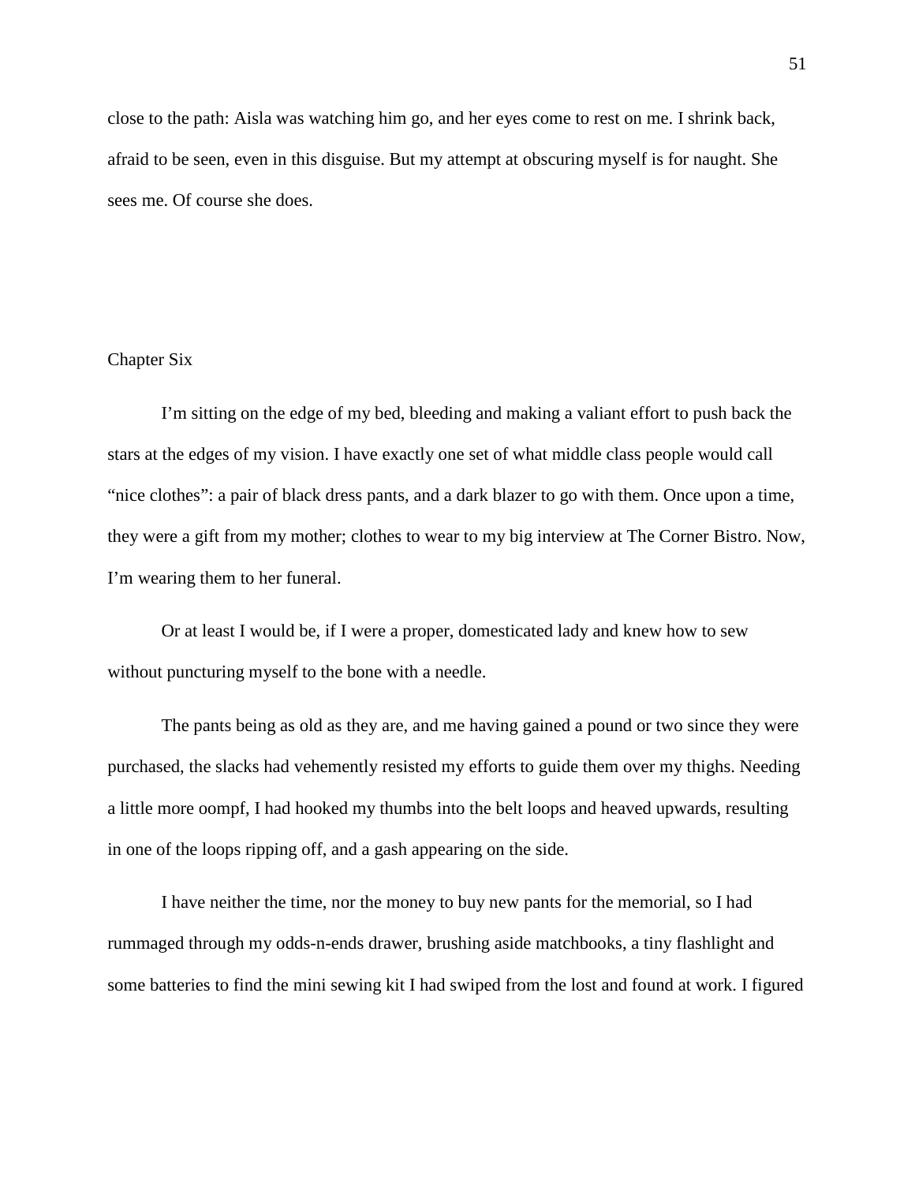close to the path: Aisla was watching him go, and her eyes come to rest on me. I shrink back, afraid to be seen, even in this disguise. But my attempt at obscuring myself is for naught. She sees me. Of course she does.

## Chapter Six

I'm sitting on the edge of my bed, bleeding and making a valiant effort to push back the stars at the edges of my vision. I have exactly one set of what middle class people would call "nice clothes": a pair of black dress pants, and a dark blazer to go with them. Once upon a time, they were a gift from my mother; clothes to wear to my big interview at The Corner Bistro. Now, I'm wearing them to her funeral.

Or at least I would be, if I were a proper, domesticated lady and knew how to sew without puncturing myself to the bone with a needle.

The pants being as old as they are, and me having gained a pound or two since they were purchased, the slacks had vehemently resisted my efforts to guide them over my thighs. Needing a little more oompf, I had hooked my thumbs into the belt loops and heaved upwards, resulting in one of the loops ripping off, and a gash appearing on the side.

I have neither the time, nor the money to buy new pants for the memorial, so I had rummaged through my odds-n-ends drawer, brushing aside matchbooks, a tiny flashlight and some batteries to find the mini sewing kit I had swiped from the lost and found at work. I figured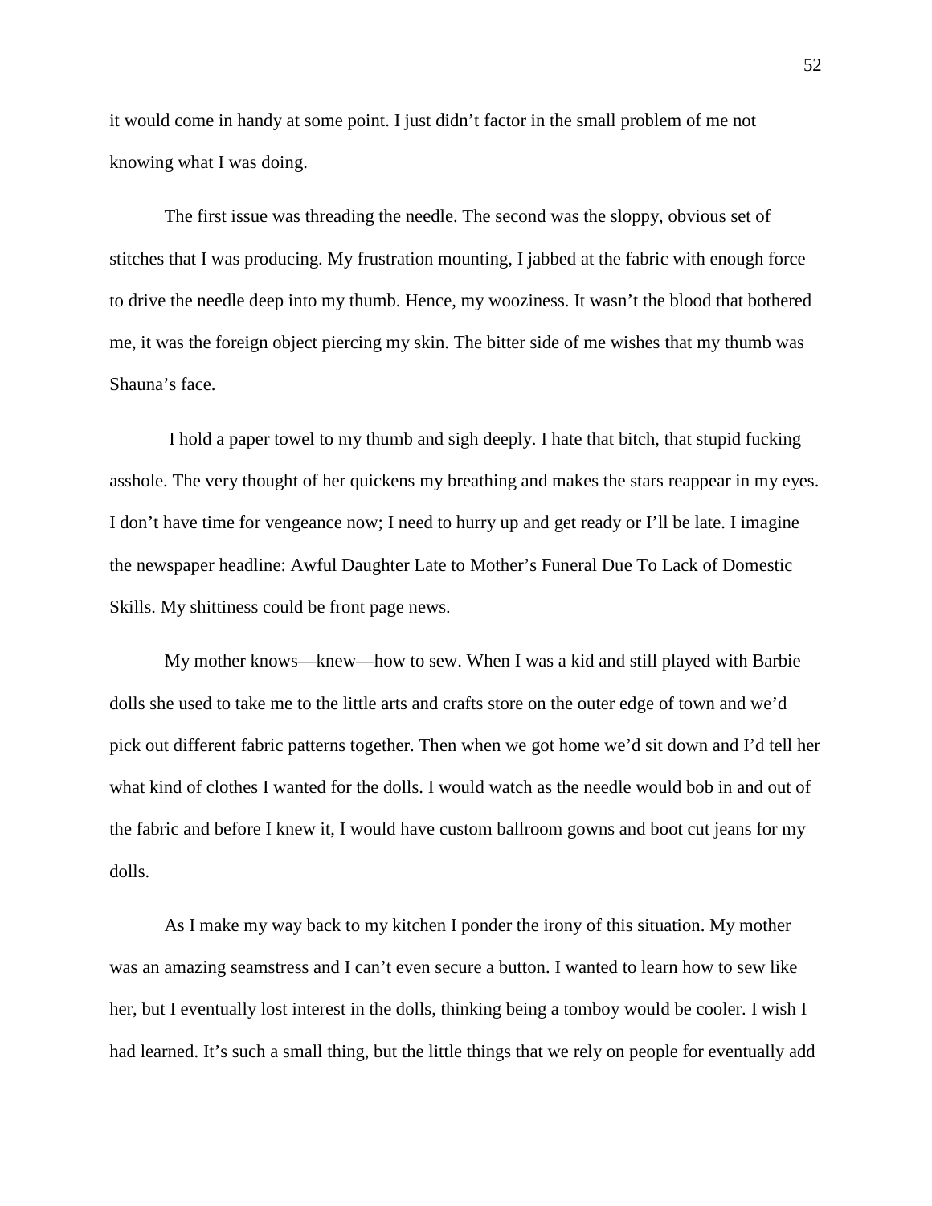it would come in handy at some point. I just didn't factor in the small problem of me not knowing what I was doing.

The first issue was threading the needle. The second was the sloppy, obvious set of stitches that I was producing. My frustration mounting, I jabbed at the fabric with enough force to drive the needle deep into my thumb. Hence, my wooziness. It wasn't the blood that bothered me, it was the foreign object piercing my skin. The bitter side of me wishes that my thumb was Shauna's face.

I hold a paper towel to my thumb and sigh deeply. I hate that bitch, that stupid fucking asshole. The very thought of her quickens my breathing and makes the stars reappear in my eyes. I don't have time for vengeance now; I need to hurry up and get ready or I'll be late. I imagine the newspaper headline: Awful Daughter Late to Mother's Funeral Due To Lack of Domestic Skills. My shittiness could be front page news.

My mother knows—knew—how to sew. When I was a kid and still played with Barbie dolls she used to take me to the little arts and crafts store on the outer edge of town and we'd pick out different fabric patterns together. Then when we got home we'd sit down and I'd tell her what kind of clothes I wanted for the dolls. I would watch as the needle would bob in and out of the fabric and before I knew it, I would have custom ballroom gowns and boot cut jeans for my dolls.

As I make my way back to my kitchen I ponder the irony of this situation. My mother was an amazing seamstress and I can't even secure a button. I wanted to learn how to sew like her, but I eventually lost interest in the dolls, thinking being a tomboy would be cooler. I wish I had learned. It's such a small thing, but the little things that we rely on people for eventually add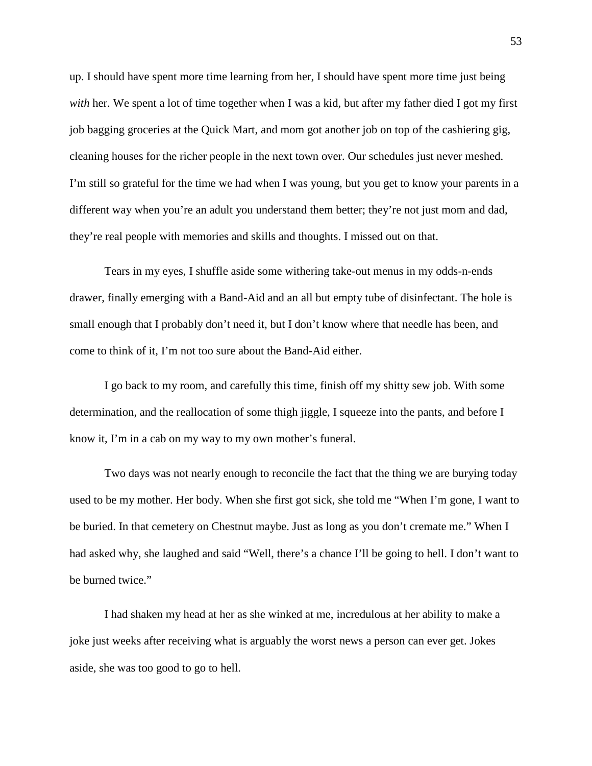up. I should have spent more time learning from her, I should have spent more time just being *with* her. We spent a lot of time together when I was a kid, but after my father died I got my first job bagging groceries at the Quick Mart, and mom got another job on top of the cashiering gig, cleaning houses for the richer people in the next town over. Our schedules just never meshed. I'm still so grateful for the time we had when I was young, but you get to know your parents in a different way when you're an adult you understand them better; they're not just mom and dad, they're real people with memories and skills and thoughts. I missed out on that.

Tears in my eyes, I shuffle aside some withering take-out menus in my odds-n-ends drawer, finally emerging with a Band-Aid and an all but empty tube of disinfectant. The hole is small enough that I probably don't need it, but I don't know where that needle has been, and come to think of it, I'm not too sure about the Band-Aid either.

I go back to my room, and carefully this time, finish off my shitty sew job. With some determination, and the reallocation of some thigh jiggle, I squeeze into the pants, and before I know it, I'm in a cab on my way to my own mother's funeral.

Two days was not nearly enough to reconcile the fact that the thing we are burying today used to be my mother. Her body. When she first got sick, she told me "When I'm gone, I want to be buried. In that cemetery on Chestnut maybe. Just as long as you don't cremate me." When I had asked why, she laughed and said "Well, there's a chance I'll be going to hell. I don't want to be burned twice."

I had shaken my head at her as she winked at me, incredulous at her ability to make a joke just weeks after receiving what is arguably the worst news a person can ever get. Jokes aside, she was too good to go to hell.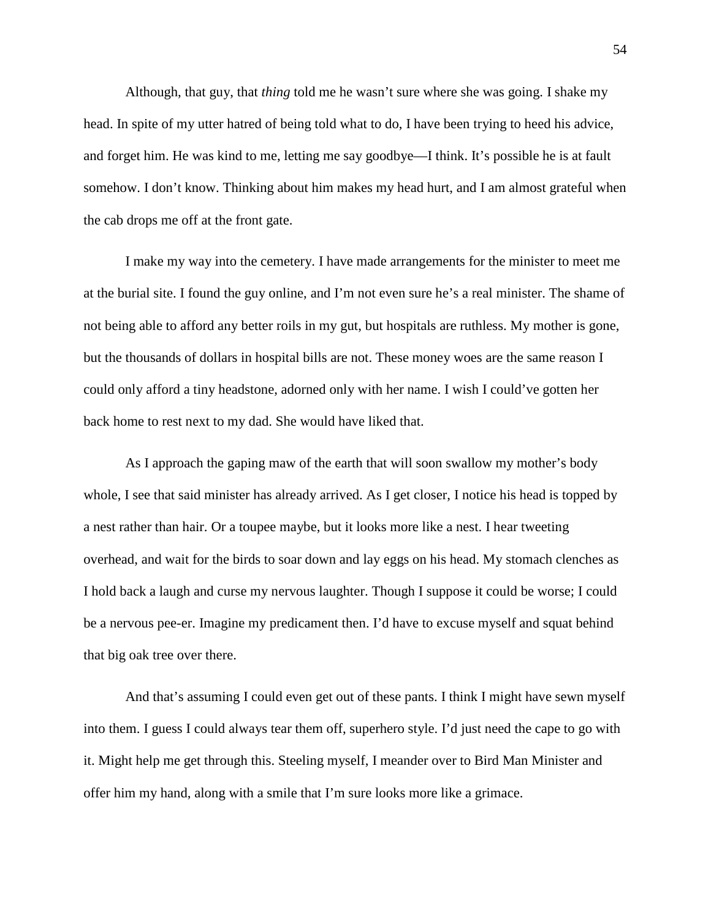Although, that guy, that *thing* told me he wasn't sure where she was going. I shake my head. In spite of my utter hatred of being told what to do, I have been trying to heed his advice, and forget him. He was kind to me, letting me say goodbye—I think. It's possible he is at fault somehow. I don't know. Thinking about him makes my head hurt, and I am almost grateful when the cab drops me off at the front gate.

I make my way into the cemetery. I have made arrangements for the minister to meet me at the burial site. I found the guy online, and I'm not even sure he's a real minister. The shame of not being able to afford any better roils in my gut, but hospitals are ruthless. My mother is gone, but the thousands of dollars in hospital bills are not. These money woes are the same reason I could only afford a tiny headstone, adorned only with her name. I wish I could've gotten her back home to rest next to my dad. She would have liked that.

As I approach the gaping maw of the earth that will soon swallow my mother's body whole, I see that said minister has already arrived. As I get closer, I notice his head is topped by a nest rather than hair. Or a toupee maybe, but it looks more like a nest. I hear tweeting overhead, and wait for the birds to soar down and lay eggs on his head. My stomach clenches as I hold back a laugh and curse my nervous laughter. Though I suppose it could be worse; I could be a nervous pee-er. Imagine my predicament then. I'd have to excuse myself and squat behind that big oak tree over there.

And that's assuming I could even get out of these pants. I think I might have sewn myself into them. I guess I could always tear them off, superhero style. I'd just need the cape to go with it. Might help me get through this. Steeling myself, I meander over to Bird Man Minister and offer him my hand, along with a smile that I'm sure looks more like a grimace.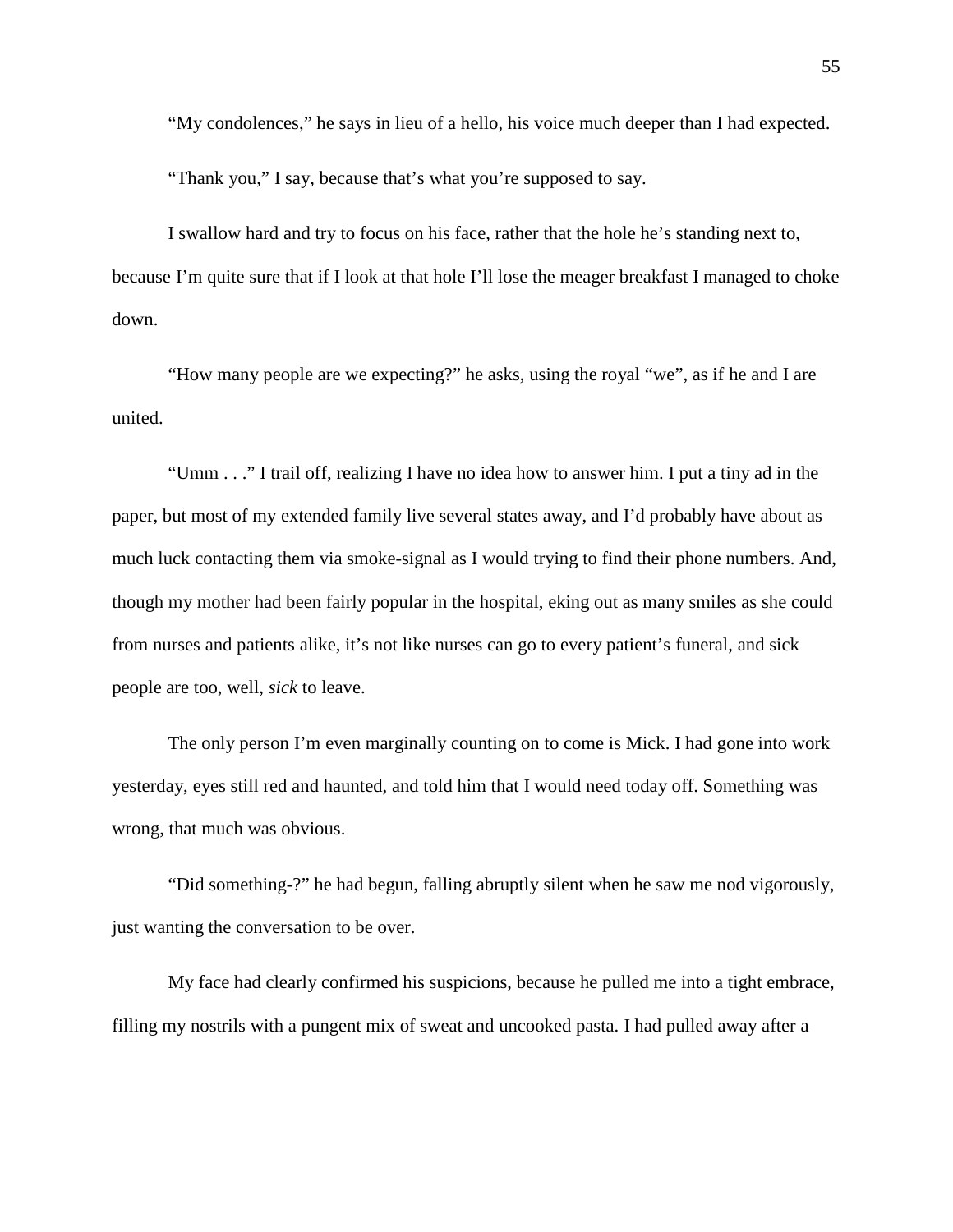"My condolences," he says in lieu of a hello, his voice much deeper than I had expected.

"Thank you," I say, because that's what you're supposed to say.

I swallow hard and try to focus on his face, rather that the hole he's standing next to, because I'm quite sure that if I look at that hole I'll lose the meager breakfast I managed to choke down.

"How many people are we expecting?" he asks, using the royal "we", as if he and I are united.

"Umm . . ." I trail off, realizing I have no idea how to answer him. I put a tiny ad in the paper, but most of my extended family live several states away, and I'd probably have about as much luck contacting them via smoke-signal as I would trying to find their phone numbers. And, though my mother had been fairly popular in the hospital, eking out as many smiles as she could from nurses and patients alike, it's not like nurses can go to every patient's funeral, and sick people are too, well, *sick* to leave.

The only person I'm even marginally counting on to come is Mick. I had gone into work yesterday, eyes still red and haunted, and told him that I would need today off. Something was wrong, that much was obvious.

"Did something-?" he had begun, falling abruptly silent when he saw me nod vigorously, just wanting the conversation to be over.

My face had clearly confirmed his suspicions, because he pulled me into a tight embrace, filling my nostrils with a pungent mix of sweat and uncooked pasta. I had pulled away after a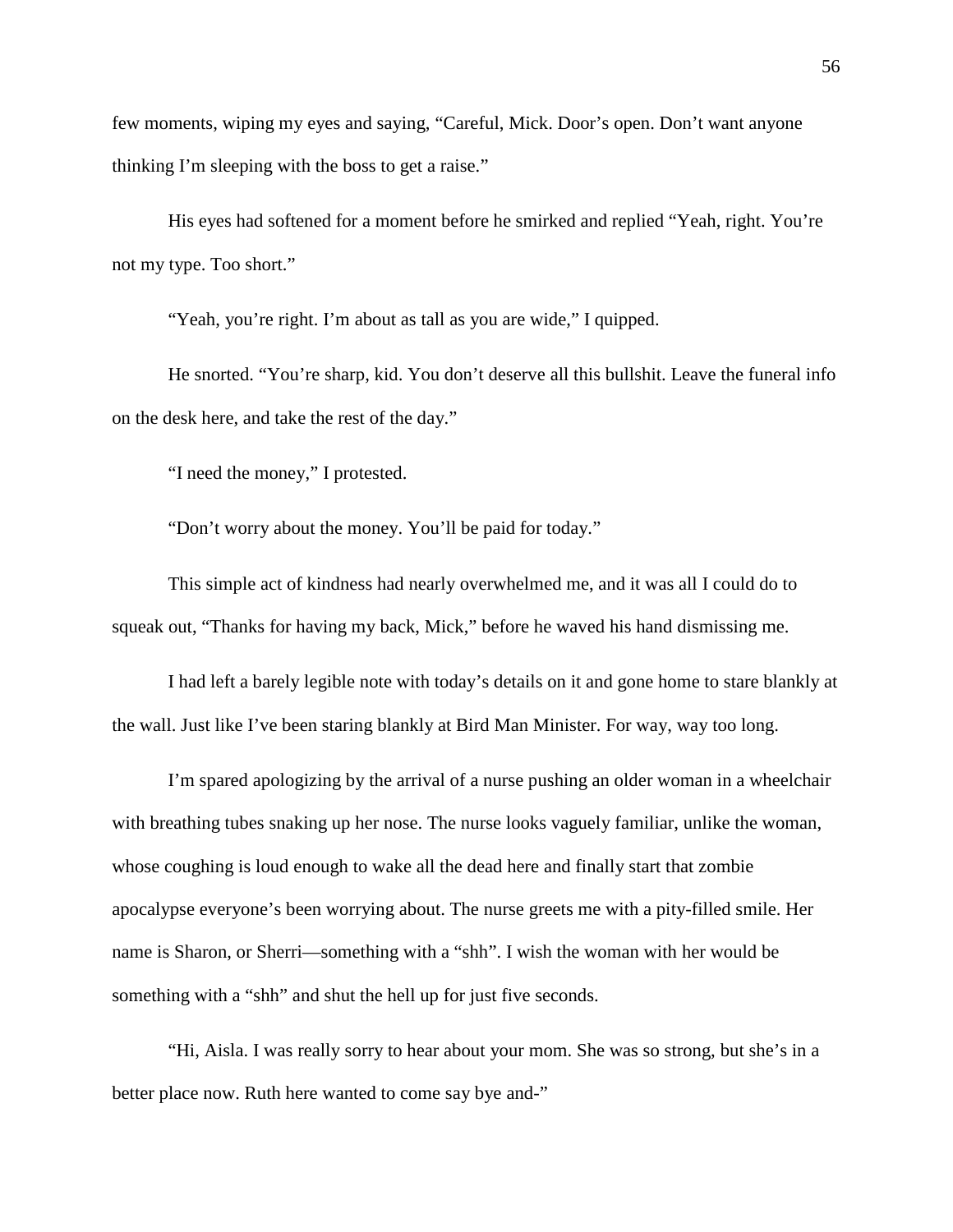few moments, wiping my eyes and saying, "Careful, Mick. Door's open. Don't want anyone thinking I'm sleeping with the boss to get a raise."

His eyes had softened for a moment before he smirked and replied "Yeah, right. You're not my type. Too short."

"Yeah, you're right. I'm about as tall as you are wide," I quipped.

He snorted. "You're sharp, kid. You don't deserve all this bullshit. Leave the funeral info on the desk here, and take the rest of the day."

"I need the money," I protested.

"Don't worry about the money. You'll be paid for today."

This simple act of kindness had nearly overwhelmed me, and it was all I could do to squeak out, "Thanks for having my back, Mick," before he waved his hand dismissing me.

I had left a barely legible note with today's details on it and gone home to stare blankly at the wall. Just like I've been staring blankly at Bird Man Minister. For way, way too long.

I'm spared apologizing by the arrival of a nurse pushing an older woman in a wheelchair with breathing tubes snaking up her nose. The nurse looks vaguely familiar, unlike the woman, whose coughing is loud enough to wake all the dead here and finally start that zombie apocalypse everyone's been worrying about. The nurse greets me with a pity-filled smile. Her name is Sharon, or Sherri—something with a "shh". I wish the woman with her would be something with a "shh" and shut the hell up for just five seconds.

"Hi, Aisla. I was really sorry to hear about your mom. She was so strong, but she's in a better place now. Ruth here wanted to come say bye and-"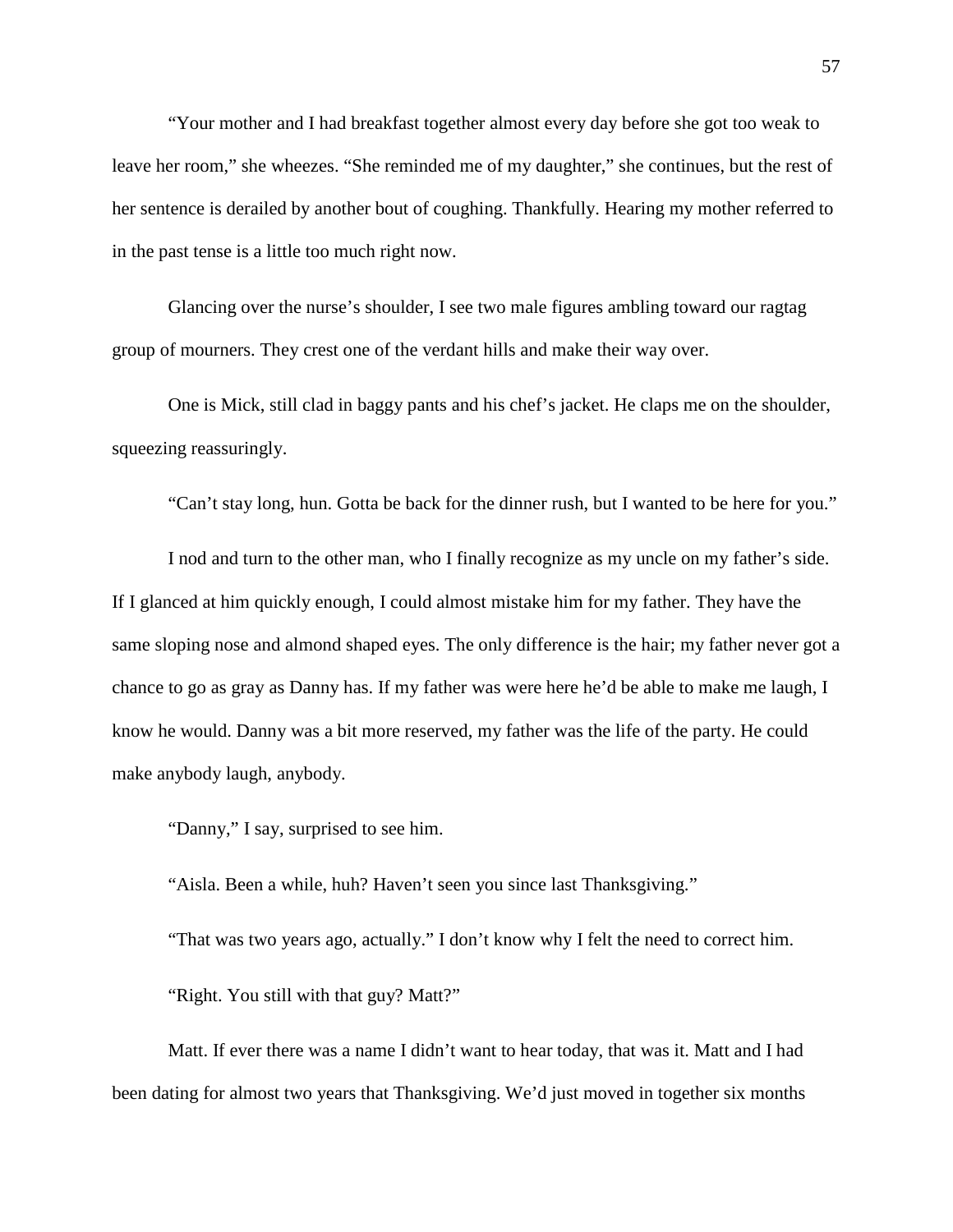"Your mother and I had breakfast together almost every day before she got too weak to leave her room," she wheezes. "She reminded me of my daughter," she continues, but the rest of her sentence is derailed by another bout of coughing. Thankfully. Hearing my mother referred to in the past tense is a little too much right now.

Glancing over the nurse's shoulder, I see two male figures ambling toward our ragtag group of mourners. They crest one of the verdant hills and make their way over.

One is Mick, still clad in baggy pants and his chef's jacket. He claps me on the shoulder, squeezing reassuringly.

"Can't stay long, hun. Gotta be back for the dinner rush, but I wanted to be here for you."

I nod and turn to the other man, who I finally recognize as my uncle on my father's side. If I glanced at him quickly enough, I could almost mistake him for my father. They have the same sloping nose and almond shaped eyes. The only difference is the hair; my father never got a chance to go as gray as Danny has. If my father was were here he'd be able to make me laugh, I know he would. Danny was a bit more reserved, my father was the life of the party. He could make anybody laugh, anybody.

"Danny," I say, surprised to see him.

"Aisla. Been a while, huh? Haven't seen you since last Thanksgiving."

"That was two years ago, actually." I don't know why I felt the need to correct him.

"Right. You still with that guy? Matt?"

Matt. If ever there was a name I didn't want to hear today, that was it. Matt and I had been dating for almost two years that Thanksgiving. We'd just moved in together six months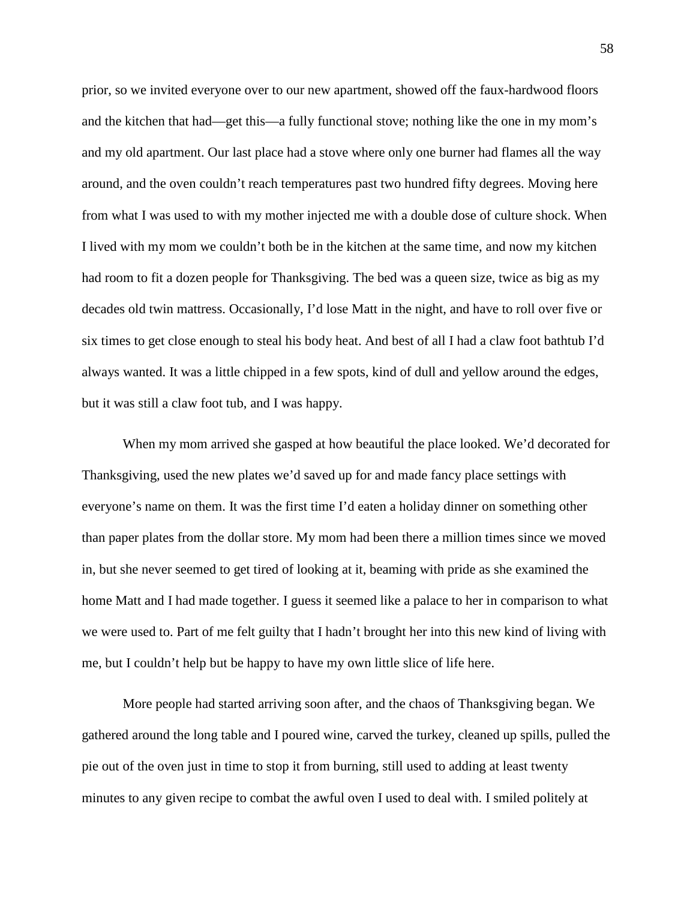prior, so we invited everyone over to our new apartment, showed off the faux-hardwood floors and the kitchen that had—get this—a fully functional stove; nothing like the one in my mom's and my old apartment. Our last place had a stove where only one burner had flames all the way around, and the oven couldn't reach temperatures past two hundred fifty degrees. Moving here from what I was used to with my mother injected me with a double dose of culture shock. When I lived with my mom we couldn't both be in the kitchen at the same time, and now my kitchen had room to fit a dozen people for Thanksgiving. The bed was a queen size, twice as big as my decades old twin mattress. Occasionally, I'd lose Matt in the night, and have to roll over five or six times to get close enough to steal his body heat. And best of all I had a claw foot bathtub I'd always wanted. It was a little chipped in a few spots, kind of dull and yellow around the edges, but it was still a claw foot tub, and I was happy.

When my mom arrived she gasped at how beautiful the place looked. We'd decorated for Thanksgiving, used the new plates we'd saved up for and made fancy place settings with everyone's name on them. It was the first time I'd eaten a holiday dinner on something other than paper plates from the dollar store. My mom had been there a million times since we moved in, but she never seemed to get tired of looking at it, beaming with pride as she examined the home Matt and I had made together. I guess it seemed like a palace to her in comparison to what we were used to. Part of me felt guilty that I hadn't brought her into this new kind of living with me, but I couldn't help but be happy to have my own little slice of life here.

More people had started arriving soon after, and the chaos of Thanksgiving began. We gathered around the long table and I poured wine, carved the turkey, cleaned up spills, pulled the pie out of the oven just in time to stop it from burning, still used to adding at least twenty minutes to any given recipe to combat the awful oven I used to deal with. I smiled politely at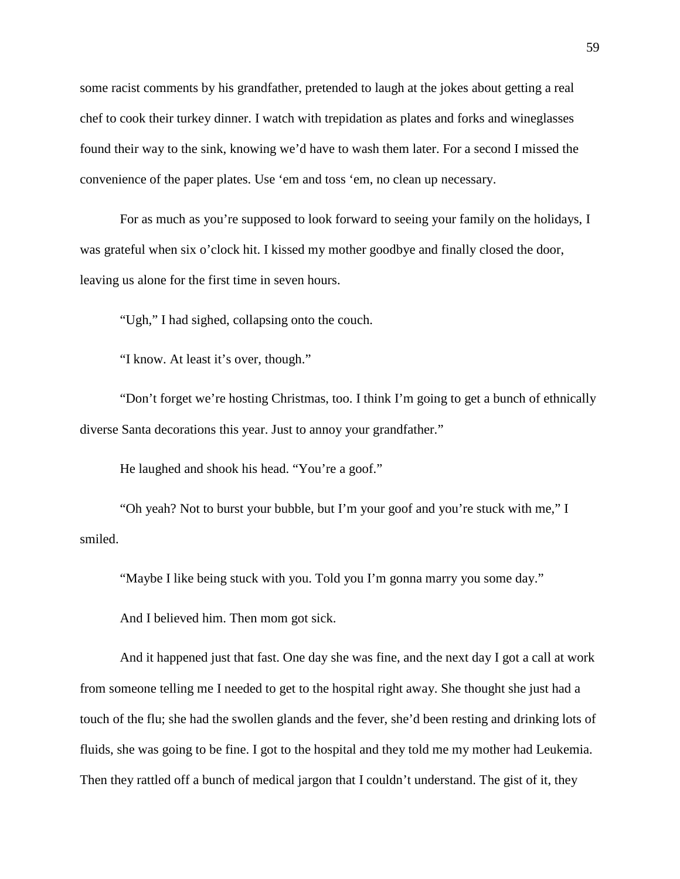some racist comments by his grandfather, pretended to laugh at the jokes about getting a real chef to cook their turkey dinner. I watch with trepidation as plates and forks and wineglasses found their way to the sink, knowing we'd have to wash them later. For a second I missed the convenience of the paper plates. Use 'em and toss 'em, no clean up necessary.

For as much as you're supposed to look forward to seeing your family on the holidays, I was grateful when six o'clock hit. I kissed my mother goodbye and finally closed the door, leaving us alone for the first time in seven hours.

"Ugh," I had sighed, collapsing onto the couch.

"I know. At least it's over, though."

"Don't forget we're hosting Christmas, too. I think I'm going to get a bunch of ethnically diverse Santa decorations this year. Just to annoy your grandfather."

He laughed and shook his head. "You're a goof."

"Oh yeah? Not to burst your bubble, but I'm your goof and you're stuck with me," I smiled.

"Maybe I like being stuck with you. Told you I'm gonna marry you some day."

And I believed him. Then mom got sick.

And it happened just that fast. One day she was fine, and the next day I got a call at work from someone telling me I needed to get to the hospital right away. She thought she just had a touch of the flu; she had the swollen glands and the fever, she'd been resting and drinking lots of fluids, she was going to be fine. I got to the hospital and they told me my mother had Leukemia. Then they rattled off a bunch of medical jargon that I couldn't understand. The gist of it, they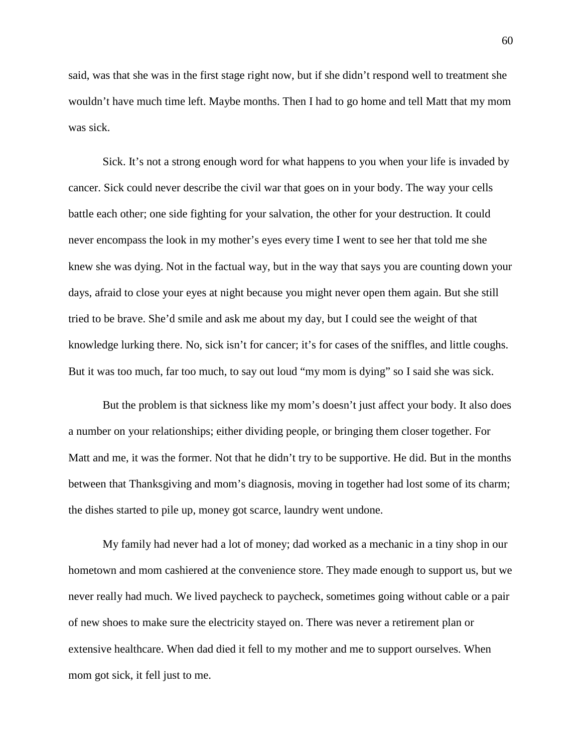said, was that she was in the first stage right now, but if she didn't respond well to treatment she wouldn't have much time left. Maybe months. Then I had to go home and tell Matt that my mom was sick.

Sick. It's not a strong enough word for what happens to you when your life is invaded by cancer. Sick could never describe the civil war that goes on in your body. The way your cells battle each other; one side fighting for your salvation, the other for your destruction. It could never encompass the look in my mother's eyes every time I went to see her that told me she knew she was dying. Not in the factual way, but in the way that says you are counting down your days, afraid to close your eyes at night because you might never open them again. But she still tried to be brave. She'd smile and ask me about my day, but I could see the weight of that knowledge lurking there. No, sick isn't for cancer; it's for cases of the sniffles, and little coughs. But it was too much, far too much, to say out loud "my mom is dying" so I said she was sick.

But the problem is that sickness like my mom's doesn't just affect your body. It also does a number on your relationships; either dividing people, or bringing them closer together. For Matt and me, it was the former. Not that he didn't try to be supportive. He did. But in the months between that Thanksgiving and mom's diagnosis, moving in together had lost some of its charm; the dishes started to pile up, money got scarce, laundry went undone.

My family had never had a lot of money; dad worked as a mechanic in a tiny shop in our hometown and mom cashiered at the convenience store. They made enough to support us, but we never really had much. We lived paycheck to paycheck, sometimes going without cable or a pair of new shoes to make sure the electricity stayed on. There was never a retirement plan or extensive healthcare. When dad died it fell to my mother and me to support ourselves. When mom got sick, it fell just to me.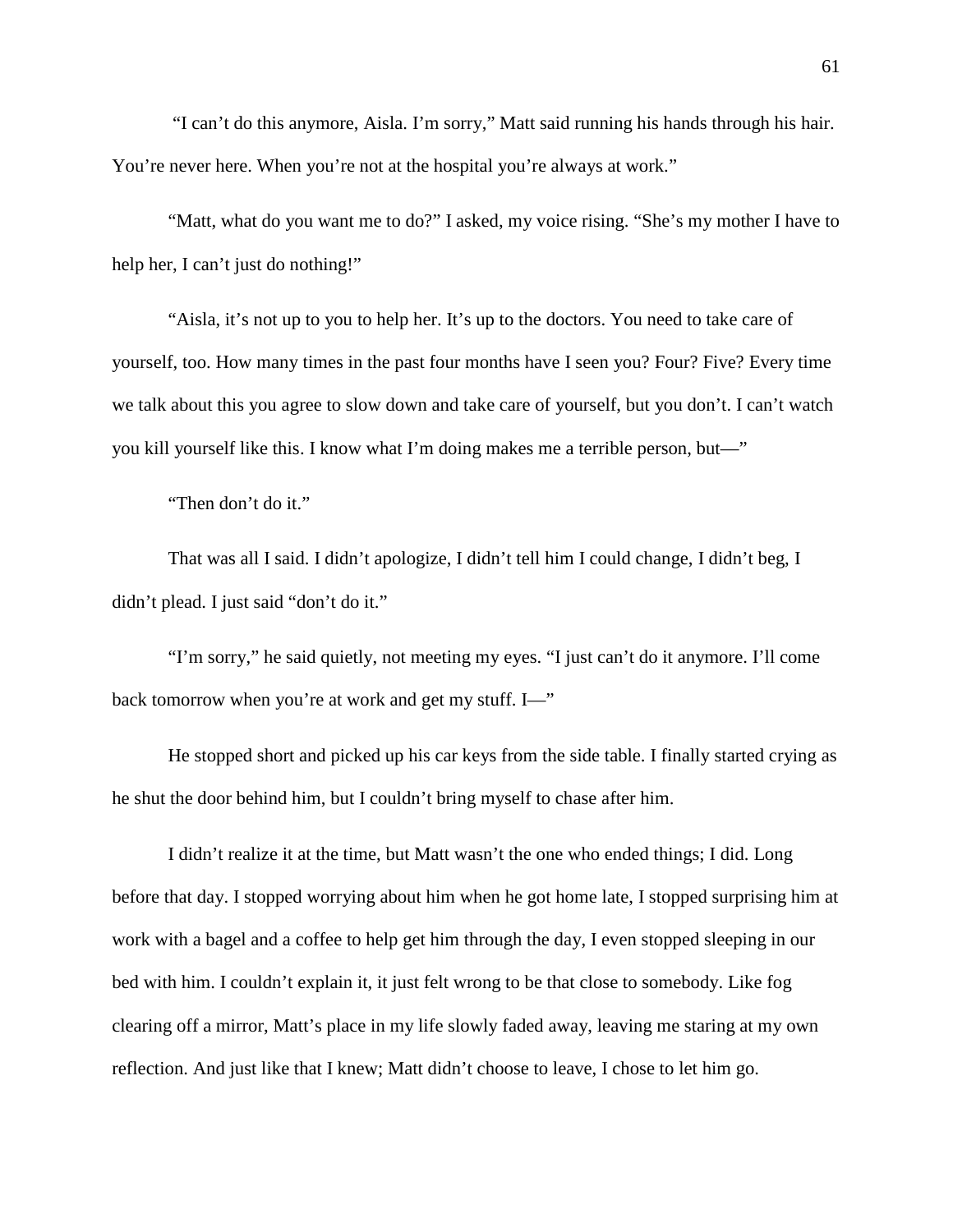"I can't do this anymore, Aisla. I'm sorry," Matt said running his hands through his hair. You're never here. When you're not at the hospital you're always at work."

"Matt, what do you want me to do?" I asked, my voice rising. "She's my mother I have to help her, I can't just do nothing!"

"Aisla, it's not up to you to help her. It's up to the doctors. You need to take care of yourself, too. How many times in the past four months have I seen you? Four? Five? Every time we talk about this you agree to slow down and take care of yourself, but you don't. I can't watch you kill yourself like this. I know what I'm doing makes me a terrible person, but—"

"Then don't do it."

That was all I said. I didn't apologize, I didn't tell him I could change, I didn't beg, I didn't plead. I just said "don't do it."

"I'm sorry," he said quietly, not meeting my eyes. "I just can't do it anymore. I'll come back tomorrow when you're at work and get my stuff. I—"

He stopped short and picked up his car keys from the side table. I finally started crying as he shut the door behind him, but I couldn't bring myself to chase after him.

I didn't realize it at the time, but Matt wasn't the one who ended things; I did. Long before that day. I stopped worrying about him when he got home late, I stopped surprising him at work with a bagel and a coffee to help get him through the day, I even stopped sleeping in our bed with him. I couldn't explain it, it just felt wrong to be that close to somebody. Like fog clearing off a mirror, Matt's place in my life slowly faded away, leaving me staring at my own reflection. And just like that I knew; Matt didn't choose to leave, I chose to let him go.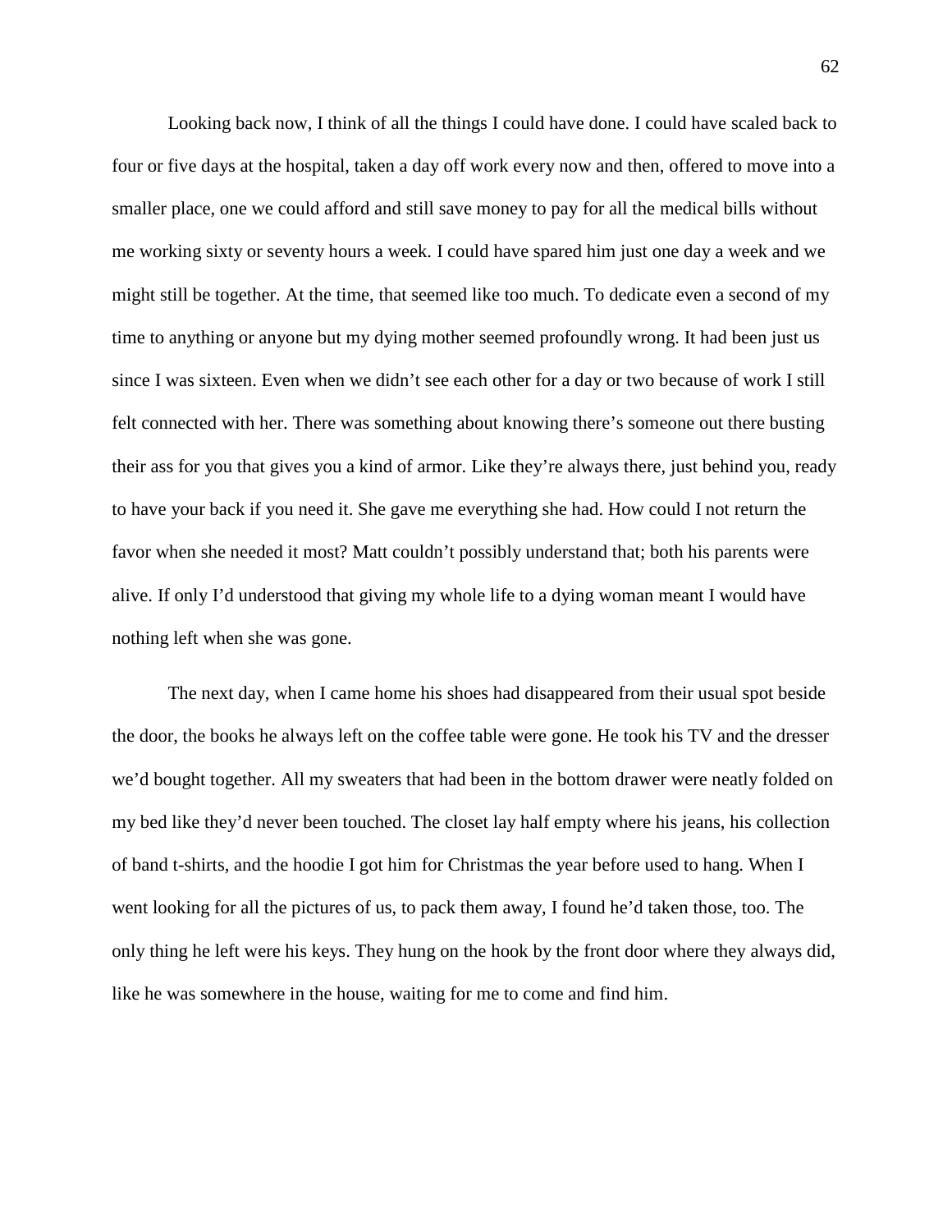Looking back now, I think of all the things I could have done. I could have scaled back to four or five days at the hospital, taken a day off work every now and then, offered to move into a smaller place, one we could afford and still save money to pay for all the medical bills without me working sixty or seventy hours a week. I could have spared him just one day a week and we might still be together. At the time, that seemed like too much. To dedicate even a second of my time to anything or anyone but my dying mother seemed profoundly wrong. It had been just us since I was sixteen. Even when we didn't see each other for a day or two because of work I still felt connected with her. There was something about knowing there's someone out there busting their ass for you that gives you a kind of armor. Like they're always there, just behind you, ready to have your back if you need it. She gave me everything she had. How could I not return the favor when she needed it most? Matt couldn't possibly understand that; both his parents were alive. If only I'd understood that giving my whole life to a dying woman meant I would have nothing left when she was gone.

The next day, when I came home his shoes had disappeared from their usual spot beside the door, the books he always left on the coffee table were gone. He took his TV and the dresser we'd bought together. All my sweaters that had been in the bottom drawer were neatly folded on my bed like they'd never been touched. The closet lay half empty where his jeans, his collection of band t-shirts, and the hoodie I got him for Christmas the year before used to hang. When I went looking for all the pictures of us, to pack them away, I found he'd taken those, too. The only thing he left were his keys. They hung on the hook by the front door where they always did, like he was somewhere in the house, waiting for me to come and find him.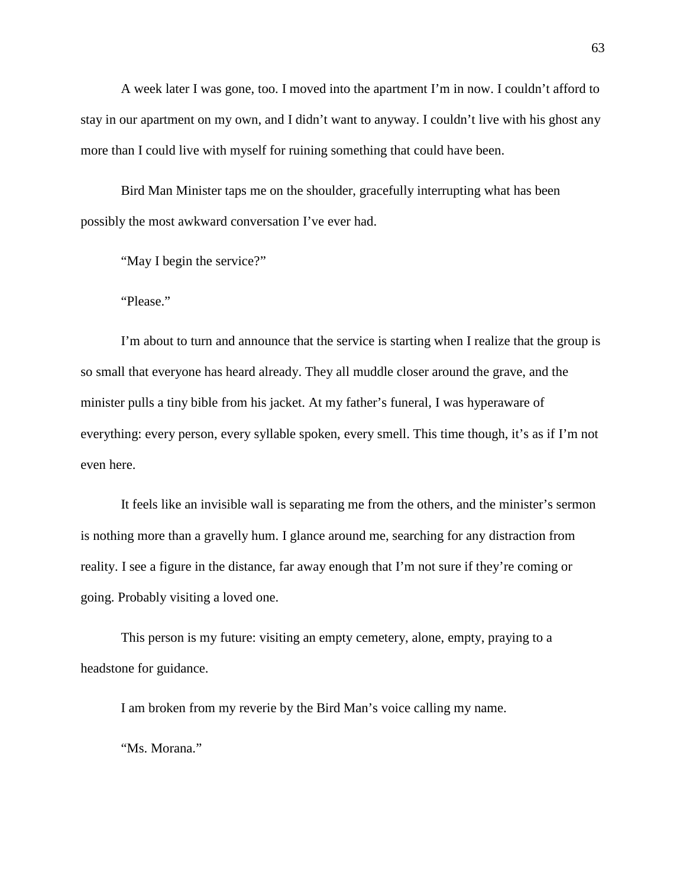A week later I was gone, too. I moved into the apartment I'm in now. I couldn't afford to stay in our apartment on my own, and I didn't want to anyway. I couldn't live with his ghost any more than I could live with myself for ruining something that could have been.

Bird Man Minister taps me on the shoulder, gracefully interrupting what has been possibly the most awkward conversation I've ever had.

"May I begin the service?"

"Please."

I'm about to turn and announce that the service is starting when I realize that the group is so small that everyone has heard already. They all muddle closer around the grave, and the minister pulls a tiny bible from his jacket. At my father's funeral, I was hyperaware of everything: every person, every syllable spoken, every smell. This time though, it's as if I'm not even here.

It feels like an invisible wall is separating me from the others, and the minister's sermon is nothing more than a gravelly hum. I glance around me, searching for any distraction from reality. I see a figure in the distance, far away enough that I'm not sure if they're coming or going. Probably visiting a loved one.

This person is my future: visiting an empty cemetery, alone, empty, praying to a headstone for guidance.

I am broken from my reverie by the Bird Man's voice calling my name.

"Ms. Morana."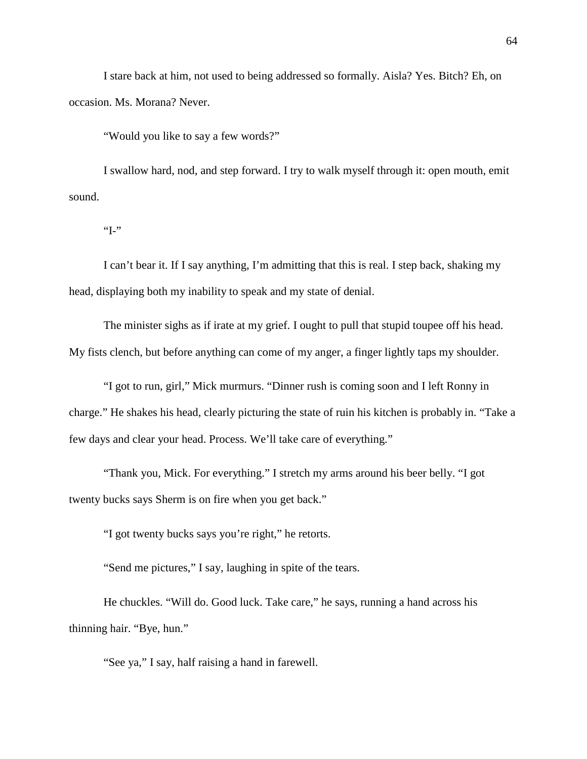I stare back at him, not used to being addressed so formally. Aisla? Yes. Bitch? Eh, on occasion. Ms. Morana? Never.

"Would you like to say a few words?"

I swallow hard, nod, and step forward. I try to walk myself through it: open mouth, emit sound.

"I-"

I can't bear it. If I say anything, I'm admitting that this is real. I step back, shaking my head, displaying both my inability to speak and my state of denial.

The minister sighs as if irate at my grief. I ought to pull that stupid toupee off his head. My fists clench, but before anything can come of my anger, a finger lightly taps my shoulder.

"I got to run, girl," Mick murmurs. "Dinner rush is coming soon and I left Ronny in charge." He shakes his head, clearly picturing the state of ruin his kitchen is probably in. "Take a few days and clear your head. Process. We'll take care of everything."

"Thank you, Mick. For everything." I stretch my arms around his beer belly. "I got twenty bucks says Sherm is on fire when you get back."

"I got twenty bucks says you're right," he retorts.

"Send me pictures," I say, laughing in spite of the tears.

He chuckles. "Will do. Good luck. Take care," he says, running a hand across his thinning hair. "Bye, hun."

"See ya," I say, half raising a hand in farewell.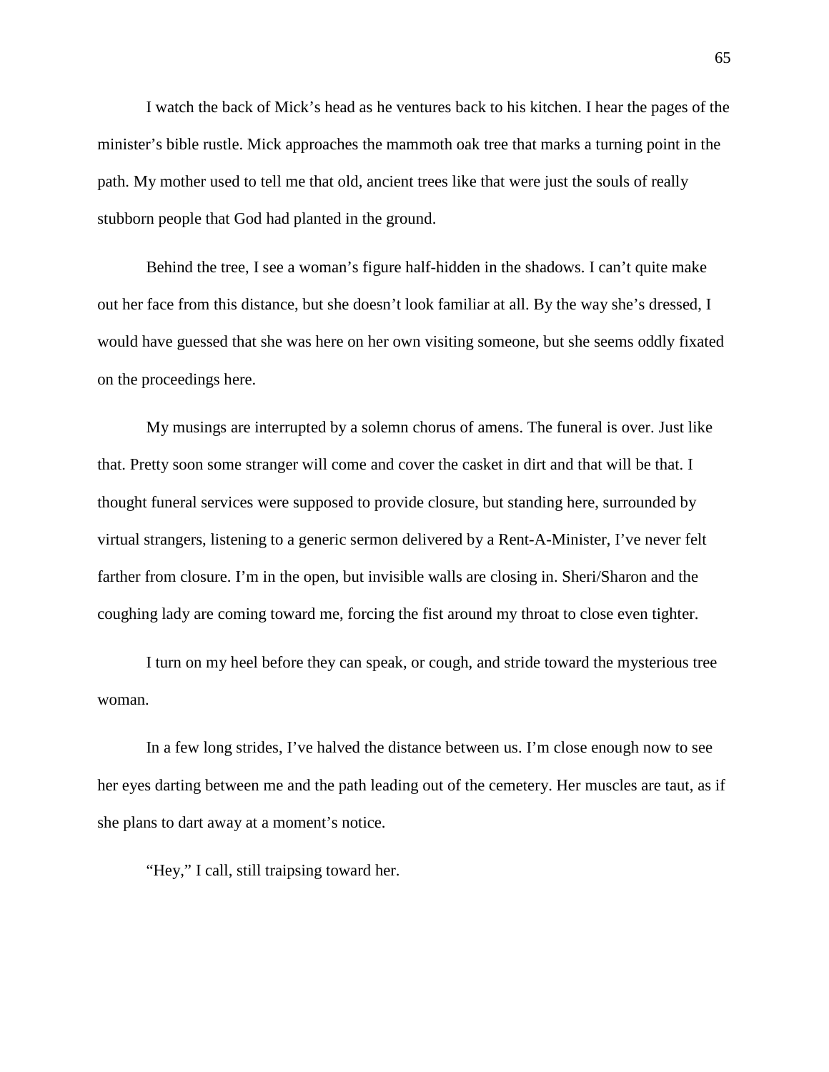I watch the back of Mick's head as he ventures back to his kitchen. I hear the pages of the minister's bible rustle. Mick approaches the mammoth oak tree that marks a turning point in the path. My mother used to tell me that old, ancient trees like that were just the souls of really stubborn people that God had planted in the ground.

Behind the tree, I see a woman's figure half-hidden in the shadows. I can't quite make out her face from this distance, but she doesn't look familiar at all. By the way she's dressed, I would have guessed that she was here on her own visiting someone, but she seems oddly fixated on the proceedings here.

My musings are interrupted by a solemn chorus of amens. The funeral is over. Just like that. Pretty soon some stranger will come and cover the casket in dirt and that will be that. I thought funeral services were supposed to provide closure, but standing here, surrounded by virtual strangers, listening to a generic sermon delivered by a Rent-A-Minister, I've never felt farther from closure. I'm in the open, but invisible walls are closing in. Sheri/Sharon and the coughing lady are coming toward me, forcing the fist around my throat to close even tighter.

I turn on my heel before they can speak, or cough, and stride toward the mysterious tree woman.

In a few long strides, I've halved the distance between us. I'm close enough now to see her eyes darting between me and the path leading out of the cemetery. Her muscles are taut, as if she plans to dart away at a moment's notice.

"Hey," I call, still traipsing toward her.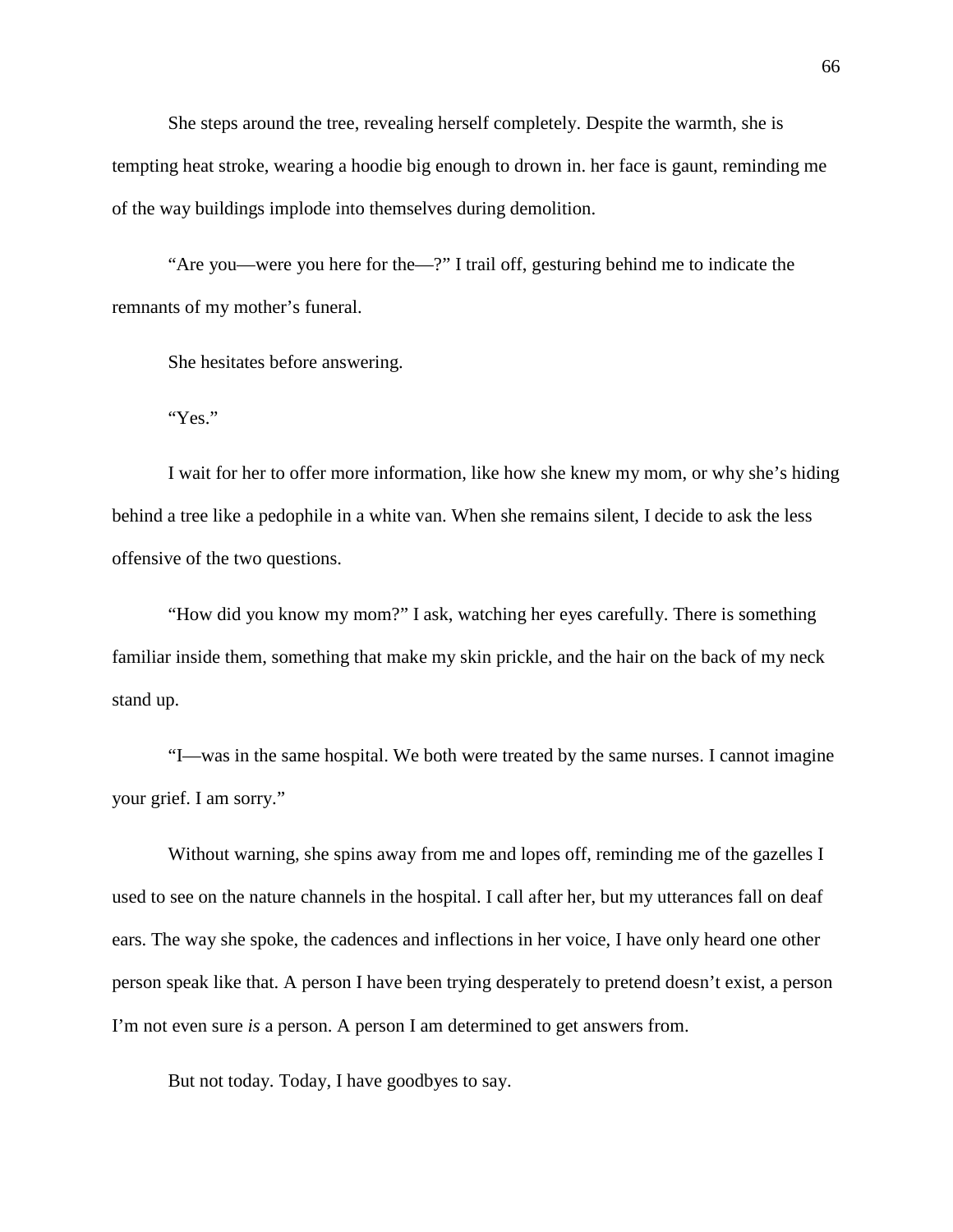She steps around the tree, revealing herself completely. Despite the warmth, she is tempting heat stroke, wearing a hoodie big enough to drown in. her face is gaunt, reminding me of the way buildings implode into themselves during demolition.

"Are you—were you here for the—?" I trail off, gesturing behind me to indicate the remnants of my mother's funeral.

She hesitates before answering.

"Yes."

I wait for her to offer more information, like how she knew my mom, or why she's hiding behind a tree like a pedophile in a white van. When she remains silent, I decide to ask the less offensive of the two questions.

"How did you know my mom?" I ask, watching her eyes carefully. There is something familiar inside them, something that make my skin prickle, and the hair on the back of my neck stand up.

"I—was in the same hospital. We both were treated by the same nurses. I cannot imagine your grief. I am sorry."

Without warning, she spins away from me and lopes off, reminding me of the gazelles I used to see on the nature channels in the hospital. I call after her, but my utterances fall on deaf ears. The way she spoke, the cadences and inflections in her voice, I have only heard one other person speak like that. A person I have been trying desperately to pretend doesn't exist, a person I'm not even sure *is* a person. A person I am determined to get answers from.

But not today. Today, I have goodbyes to say.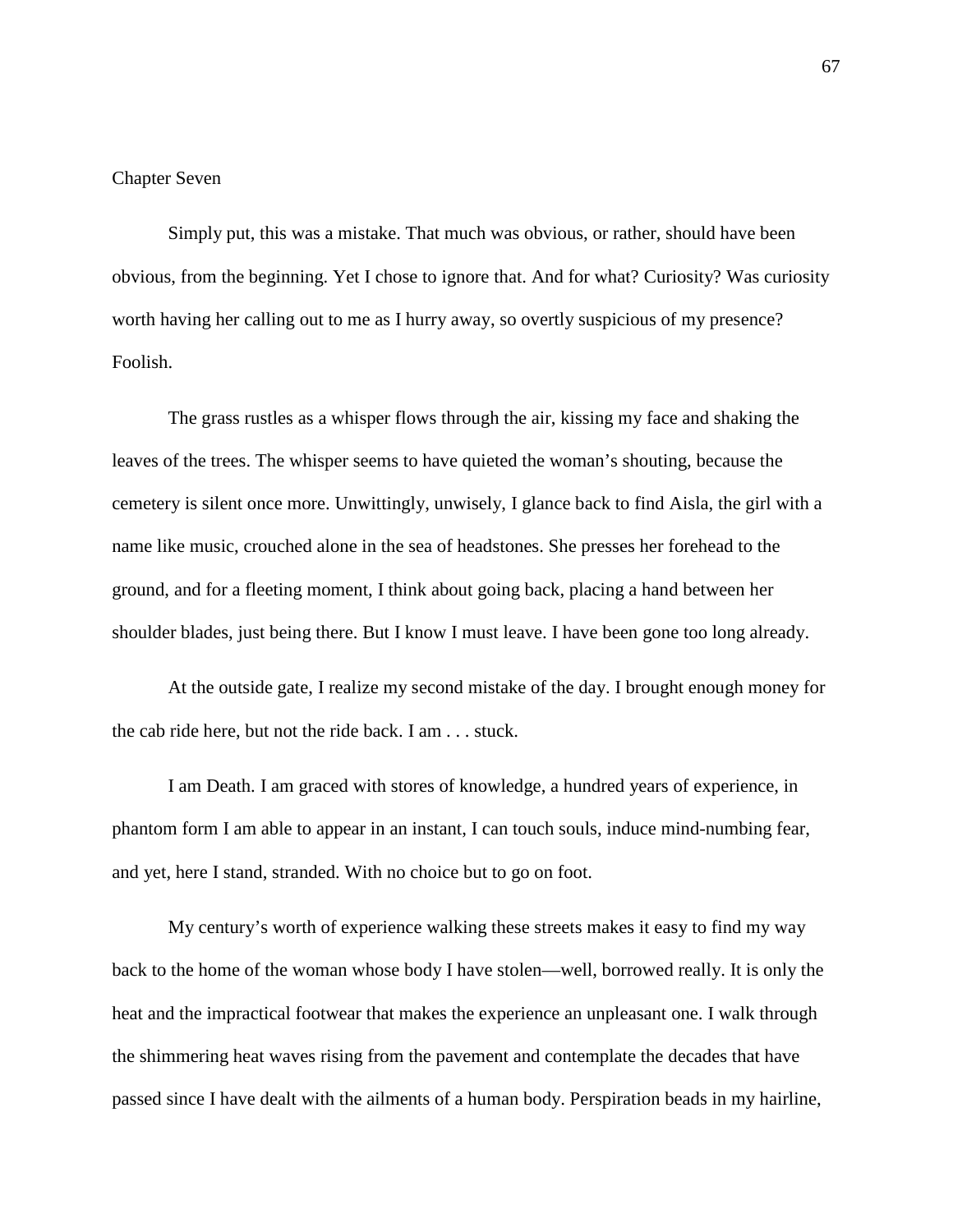## Chapter Seven

Simply put, this was a mistake. That much was obvious, or rather, should have been obvious, from the beginning. Yet I chose to ignore that. And for what? Curiosity? Was curiosity worth having her calling out to me as I hurry away, so overtly suspicious of my presence? Foolish.

The grass rustles as a whisper flows through the air, kissing my face and shaking the leaves of the trees. The whisper seems to have quieted the woman's shouting, because the cemetery is silent once more. Unwittingly, unwisely, I glance back to find Aisla, the girl with a name like music, crouched alone in the sea of headstones. She presses her forehead to the ground, and for a fleeting moment, I think about going back, placing a hand between her shoulder blades, just being there. But I know I must leave. I have been gone too long already.

At the outside gate, I realize my second mistake of the day. I brought enough money for the cab ride here, but not the ride back. I am . . . stuck.

I am Death. I am graced with stores of knowledge, a hundred years of experience, in phantom form I am able to appear in an instant, I can touch souls, induce mind-numbing fear, and yet, here I stand, stranded. With no choice but to go on foot.

My century's worth of experience walking these streets makes it easy to find my way back to the home of the woman whose body I have stolen—well, borrowed really. It is only the heat and the impractical footwear that makes the experience an unpleasant one. I walk through the shimmering heat waves rising from the pavement and contemplate the decades that have passed since I have dealt with the ailments of a human body. Perspiration beads in my hairline,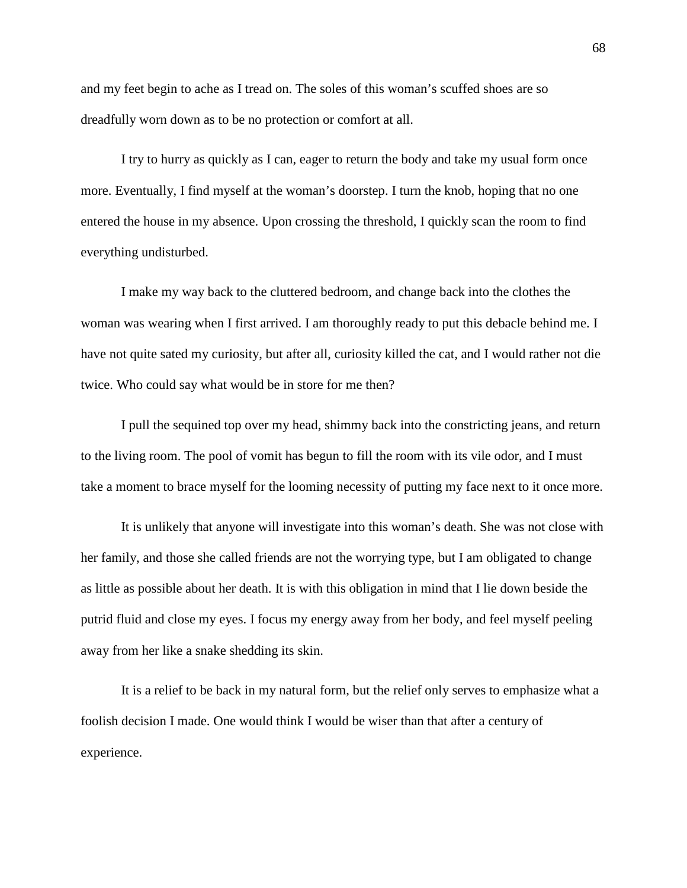and my feet begin to ache as I tread on. The soles of this woman's scuffed shoes are so dreadfully worn down as to be no protection or comfort at all.

I try to hurry as quickly as I can, eager to return the body and take my usual form once more. Eventually, I find myself at the woman's doorstep. I turn the knob, hoping that no one entered the house in my absence. Upon crossing the threshold, I quickly scan the room to find everything undisturbed.

I make my way back to the cluttered bedroom, and change back into the clothes the woman was wearing when I first arrived. I am thoroughly ready to put this debacle behind me. I have not quite sated my curiosity, but after all, curiosity killed the cat, and I would rather not die twice. Who could say what would be in store for me then?

I pull the sequined top over my head, shimmy back into the constricting jeans, and return to the living room. The pool of vomit has begun to fill the room with its vile odor, and I must take a moment to brace myself for the looming necessity of putting my face next to it once more.

It is unlikely that anyone will investigate into this woman's death. She was not close with her family, and those she called friends are not the worrying type, but I am obligated to change as little as possible about her death. It is with this obligation in mind that I lie down beside the putrid fluid and close my eyes. I focus my energy away from her body, and feel myself peeling away from her like a snake shedding its skin.

It is a relief to be back in my natural form, but the relief only serves to emphasize what a foolish decision I made. One would think I would be wiser than that after a century of experience.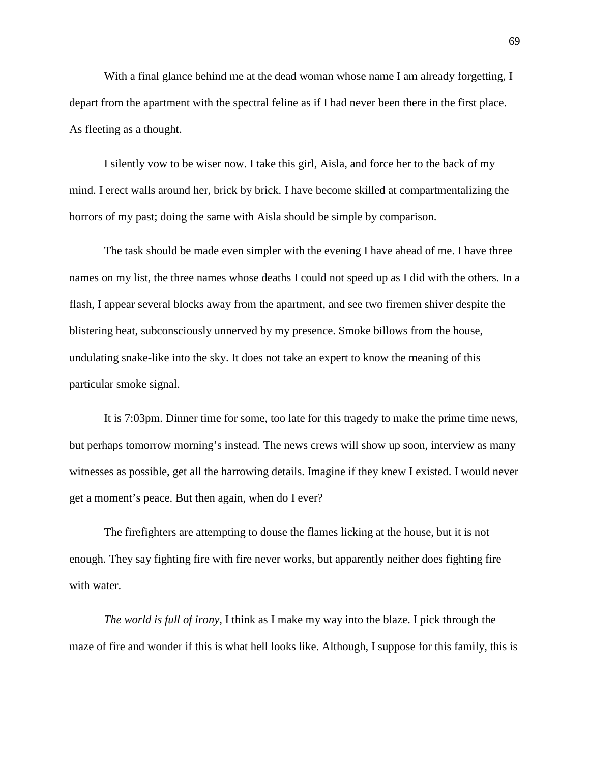With a final glance behind me at the dead woman whose name I am already forgetting, I depart from the apartment with the spectral feline as if I had never been there in the first place. As fleeting as a thought.

I silently vow to be wiser now. I take this girl, Aisla, and force her to the back of my mind. I erect walls around her, brick by brick. I have become skilled at compartmentalizing the horrors of my past; doing the same with Aisla should be simple by comparison.

The task should be made even simpler with the evening I have ahead of me. I have three names on my list, the three names whose deaths I could not speed up as I did with the others. In a flash, I appear several blocks away from the apartment, and see two firemen shiver despite the blistering heat, subconsciously unnerved by my presence. Smoke billows from the house, undulating snake-like into the sky. It does not take an expert to know the meaning of this particular smoke signal.

It is 7:03pm. Dinner time for some, too late for this tragedy to make the prime time news, but perhaps tomorrow morning's instead. The news crews will show up soon, interview as many witnesses as possible, get all the harrowing details. Imagine if they knew I existed. I would never get a moment's peace. But then again, when do I ever?

The firefighters are attempting to douse the flames licking at the house, but it is not enough. They say fighting fire with fire never works, but apparently neither does fighting fire with water.

*The world is full of irony*, I think as I make my way into the blaze. I pick through the maze of fire and wonder if this is what hell looks like. Although, I suppose for this family, this is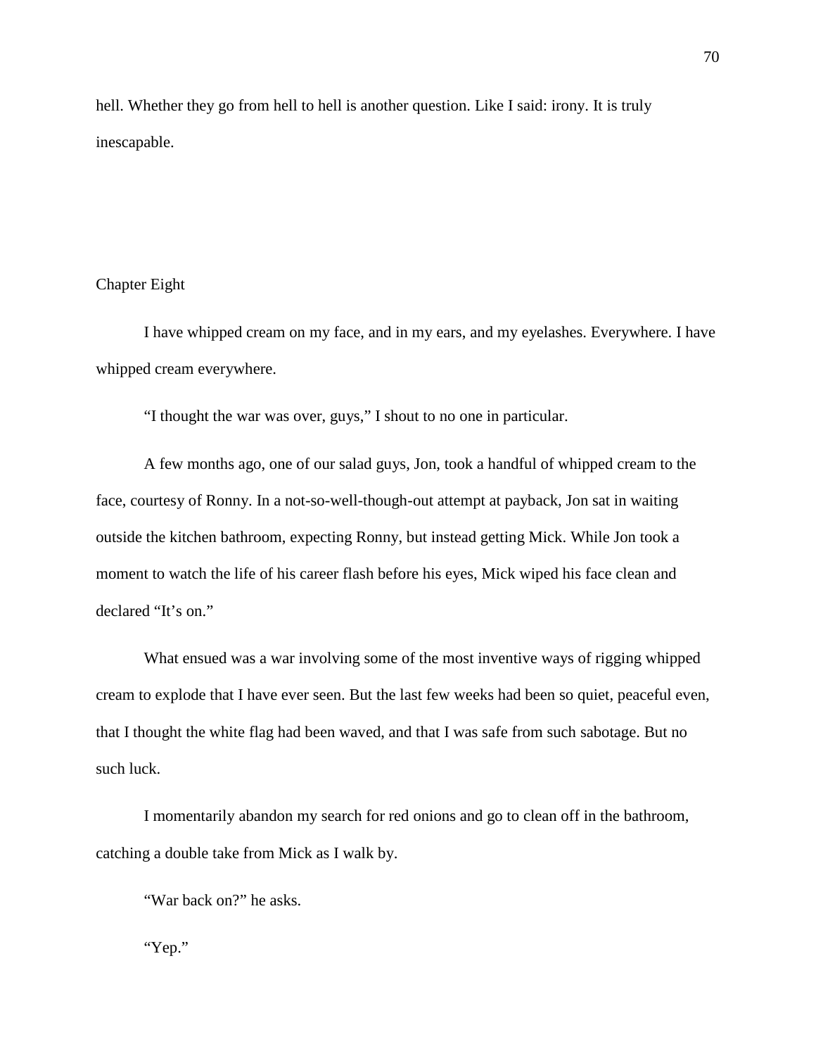hell. Whether they go from hell to hell is another question. Like I said: irony. It is truly inescapable.

## Chapter Eight

I have whipped cream on my face, and in my ears, and my eyelashes. Everywhere. I have whipped cream everywhere.

"I thought the war was over, guys," I shout to no one in particular.

A few months ago, one of our salad guys, Jon, took a handful of whipped cream to the face, courtesy of Ronny. In a not-so-well-though-out attempt at payback, Jon sat in waiting outside the kitchen bathroom, expecting Ronny, but instead getting Mick. While Jon took a moment to watch the life of his career flash before his eyes, Mick wiped his face clean and declared "It's on."

What ensued was a war involving some of the most inventive ways of rigging whipped cream to explode that I have ever seen. But the last few weeks had been so quiet, peaceful even, that I thought the white flag had been waved, and that I was safe from such sabotage. But no such luck.

I momentarily abandon my search for red onions and go to clean off in the bathroom, catching a double take from Mick as I walk by.

"War back on?" he asks.

"Yep."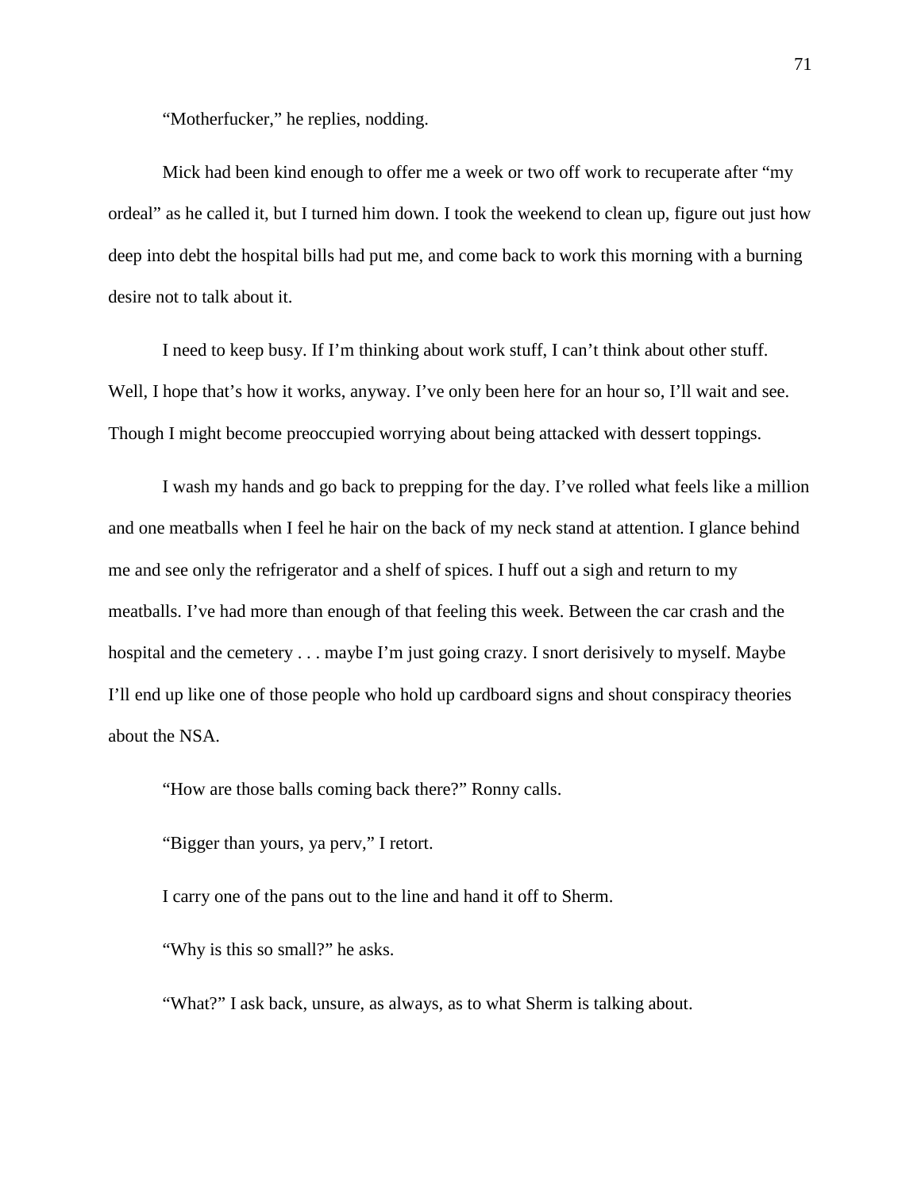"Motherfucker," he replies, nodding.

Mick had been kind enough to offer me a week or two off work to recuperate after "my ordeal" as he called it, but I turned him down. I took the weekend to clean up, figure out just how deep into debt the hospital bills had put me, and come back to work this morning with a burning desire not to talk about it.

I need to keep busy. If I'm thinking about work stuff, I can't think about other stuff. Well, I hope that's how it works, anyway. I've only been here for an hour so, I'll wait and see. Though I might become preoccupied worrying about being attacked with dessert toppings.

I wash my hands and go back to prepping for the day. I've rolled what feels like a million and one meatballs when I feel he hair on the back of my neck stand at attention. I glance behind me and see only the refrigerator and a shelf of spices. I huff out a sigh and return to my meatballs. I've had more than enough of that feeling this week. Between the car crash and the hospital and the cemetery . . . maybe I'm just going crazy. I snort derisively to myself. Maybe I'll end up like one of those people who hold up cardboard signs and shout conspiracy theories about the NSA.

"How are those balls coming back there?" Ronny calls.

"Bigger than yours, ya perv," I retort.

I carry one of the pans out to the line and hand it off to Sherm.

"Why is this so small?" he asks.

"What?" I ask back, unsure, as always, as to what Sherm is talking about.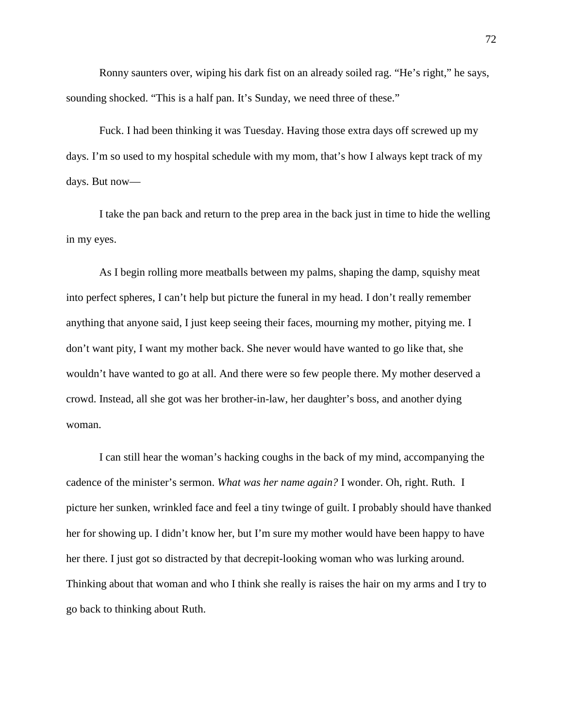Ronny saunters over, wiping his dark fist on an already soiled rag. “He’s right,” he says, sounding shocked. “This is a half pan. It’s Sunday, we need three of these.”

Fuck. I had been thinking it was Tuesday. Having those extra days off screwed up my days. I’m so used to my hospital schedule with my mom, that’s how I always kept track of my days. But now—

I take the pan back and return to the prep area in the back just in time to hide the welling in my eyes.

As I begin rolling more meatballs between my palms, shaping the damp, squishy meat into perfect spheres, I can’t help but picture the funeral in my head. I don’t really remember anything that anyone said, I just keep seeing their faces, mourning my mother, pitying me. I don’t want pity, I want my mother back. She never would have wanted to go like that, she wouldn’t have wanted to go at all. And there were so few people there. My mother deserved a crowd. Instead, all she got was her brother-in-law, her daughter’s boss, and another dying woman.

I can still hear the woman’s hacking coughs in the back of my mind, accompanying the cadence of the minister’s sermon. *What was her name again?* I wonder. Oh, right. Ruth. I picture her sunken, wrinkled face and feel a tiny twinge of guilt. I probably should have thanked her for showing up. I didn’t know her, but I’m sure my mother would have been happy to have her there. I just got so distracted by that decrepit-looking woman who was lurking around. Thinking about that woman and who I think she really is raises the hair on my arms and I try to go back to thinking about Ruth.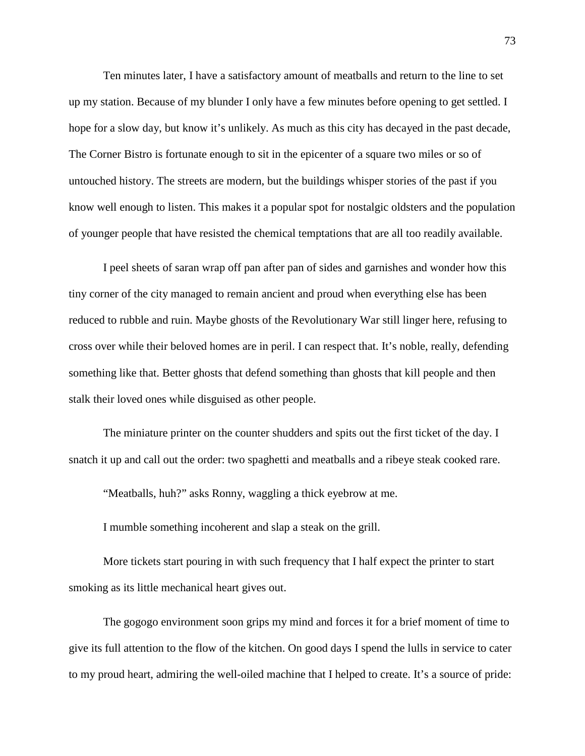Ten minutes later, I have a satisfactory amount of meatballs and return to the line to set up my station. Because of my blunder I only have a few minutes before opening to get settled. I hope for a slow day, but know it's unlikely. As much as this city has decayed in the past decade, The Corner Bistro is fortunate enough to sit in the epicenter of a square two miles or so of untouched history. The streets are modern, but the buildings whisper stories of the past if you know well enough to listen. This makes it a popular spot for nostalgic oldsters and the population of younger people that have resisted the chemical temptations that are all too readily available.

I peel sheets of saran wrap off pan after pan of sides and garnishes and wonder how this tiny corner of the city managed to remain ancient and proud when everything else has been reduced to rubble and ruin. Maybe ghosts of the Revolutionary War still linger here, refusing to cross over while their beloved homes are in peril. I can respect that. It's noble, really, defending something like that. Better ghosts that defend something than ghosts that kill people and then stalk their loved ones while disguised as other people.

The miniature printer on the counter shudders and spits out the first ticket of the day. I snatch it up and call out the order: two spaghetti and meatballs and a ribeye steak cooked rare.

"Meatballs, huh?" asks Ronny, waggling a thick eyebrow at me.

I mumble something incoherent and slap a steak on the grill.

More tickets start pouring in with such frequency that I half expect the printer to start smoking as its little mechanical heart gives out.

The gogogo environment soon grips my mind and forces it for a brief moment of time to give its full attention to the flow of the kitchen. On good days I spend the lulls in service to cater to my proud heart, admiring the well-oiled machine that I helped to create. It's a source of pride: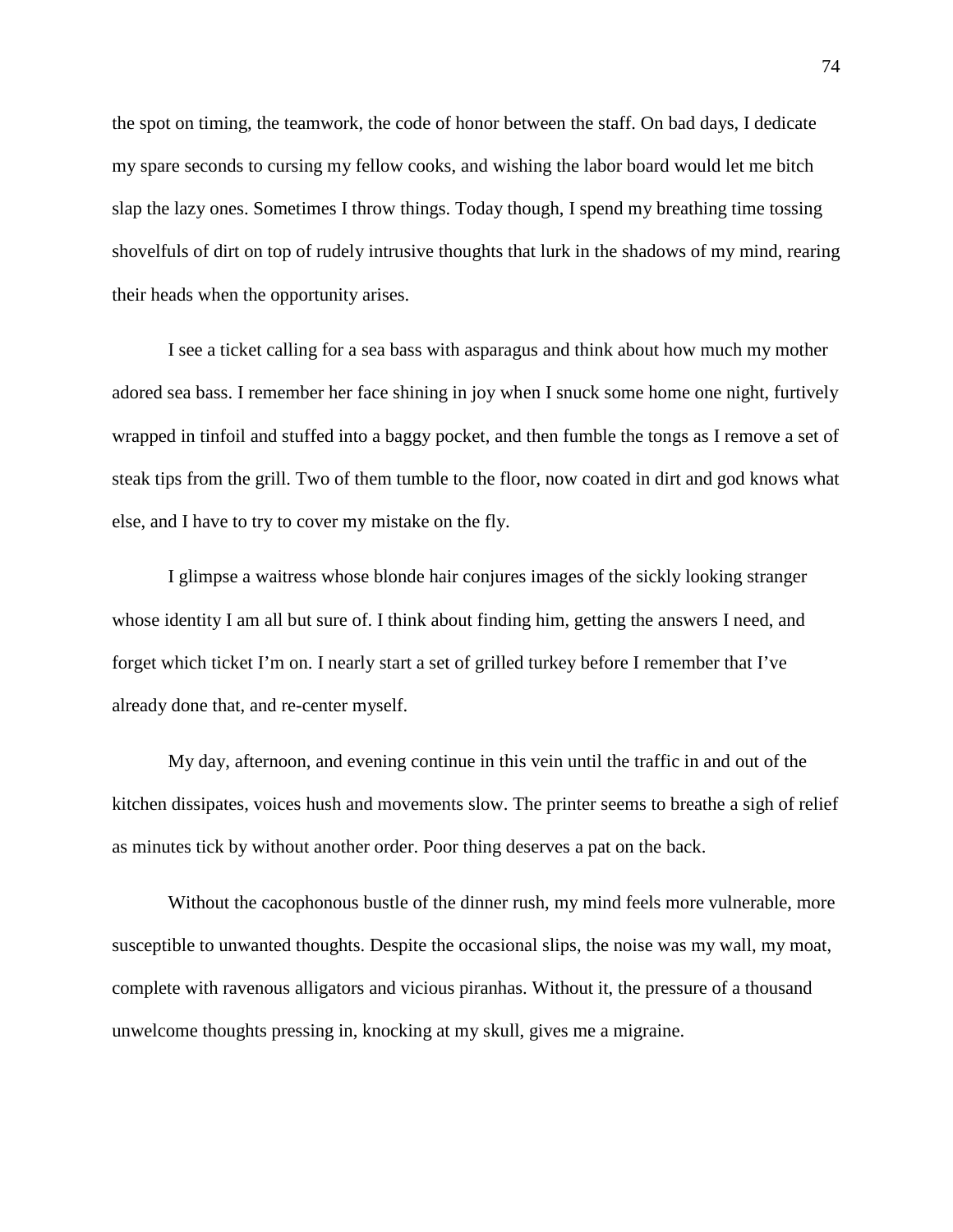the spot on timing, the teamwork, the code of honor between the staff. On bad days, I dedicate my spare seconds to cursing my fellow cooks, and wishing the labor board would let me bitch slap the lazy ones. Sometimes I throw things. Today though, I spend my breathing time tossing shovelfuls of dirt on top of rudely intrusive thoughts that lurk in the shadows of my mind, rearing their heads when the opportunity arises.

I see a ticket calling for a sea bass with asparagus and think about how much my mother adored sea bass. I remember her face shining in joy when I snuck some home one night, furtively wrapped in tinfoil and stuffed into a baggy pocket, and then fumble the tongs as I remove a set of steak tips from the grill. Two of them tumble to the floor, now coated in dirt and god knows what else, and I have to try to cover my mistake on the fly.

I glimpse a waitress whose blonde hair conjures images of the sickly looking stranger whose identity I am all but sure of. I think about finding him, getting the answers I need, and forget which ticket I'm on. I nearly start a set of grilled turkey before I remember that I've already done that, and re-center myself.

My day, afternoon, and evening continue in this vein until the traffic in and out of the kitchen dissipates, voices hush and movements slow. The printer seems to breathe a sigh of relief as minutes tick by without another order. Poor thing deserves a pat on the back.

Without the cacophonous bustle of the dinner rush, my mind feels more vulnerable, more susceptible to unwanted thoughts. Despite the occasional slips, the noise was my wall, my moat, complete with ravenous alligators and vicious piranhas. Without it, the pressure of a thousand unwelcome thoughts pressing in, knocking at my skull, gives me a migraine.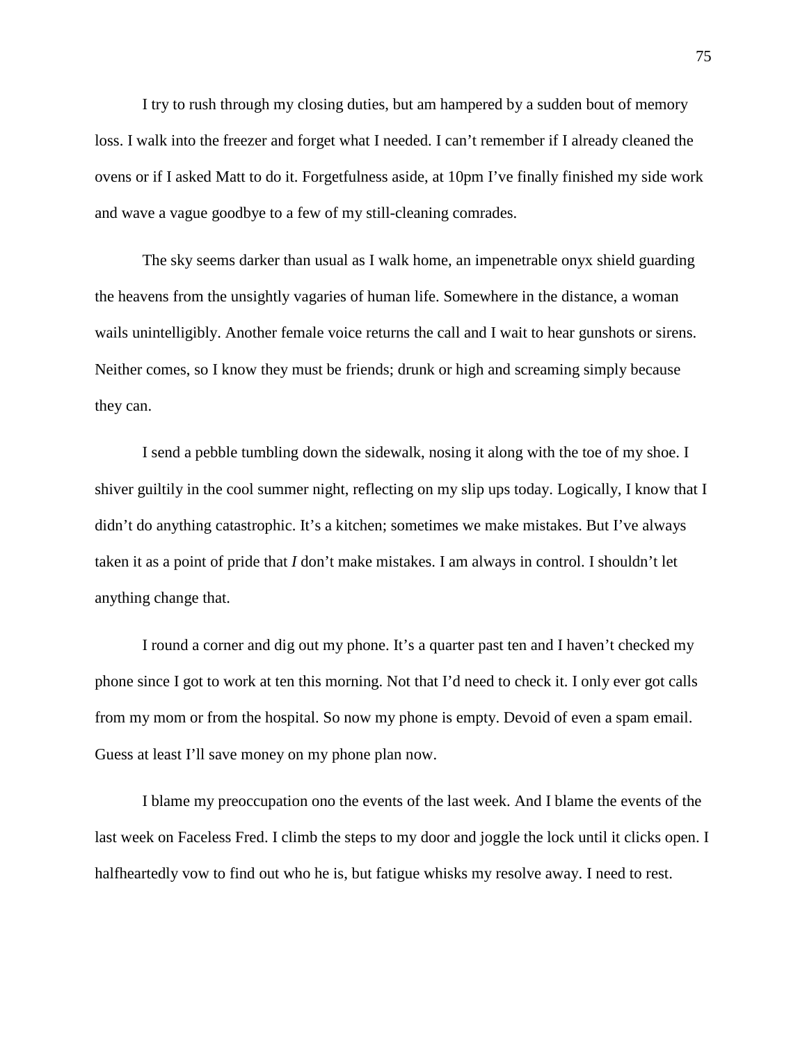I try to rush through my closing duties, but am hampered by a sudden bout of memory loss. I walk into the freezer and forget what I needed. I can't remember if I already cleaned the ovens or if I asked Matt to do it. Forgetfulness aside, at 10pm I've finally finished my side work and wave a vague goodbye to a few of my still-cleaning comrades.

The sky seems darker than usual as I walk home, an impenetrable onyx shield guarding the heavens from the unsightly vagaries of human life. Somewhere in the distance, a woman wails unintelligibly. Another female voice returns the call and I wait to hear gunshots or sirens. Neither comes, so I know they must be friends; drunk or high and screaming simply because they can.

I send a pebble tumbling down the sidewalk, nosing it along with the toe of my shoe. I shiver guiltily in the cool summer night, reflecting on my slip ups today. Logically, I know that I didn't do anything catastrophic. It's a kitchen; sometimes we make mistakes. But I've always taken it as a point of pride that *I* don't make mistakes. I am always in control. I shouldn't let anything change that.

I round a corner and dig out my phone. It's a quarter past ten and I haven't checked my phone since I got to work at ten this morning. Not that I'd need to check it. I only ever got calls from my mom or from the hospital. So now my phone is empty. Devoid of even a spam email. Guess at least I'll save money on my phone plan now.

I blame my preoccupation ono the events of the last week. And I blame the events of the last week on Faceless Fred. I climb the steps to my door and joggle the lock until it clicks open. I halfheartedly vow to find out who he is, but fatigue whisks my resolve away. I need to rest.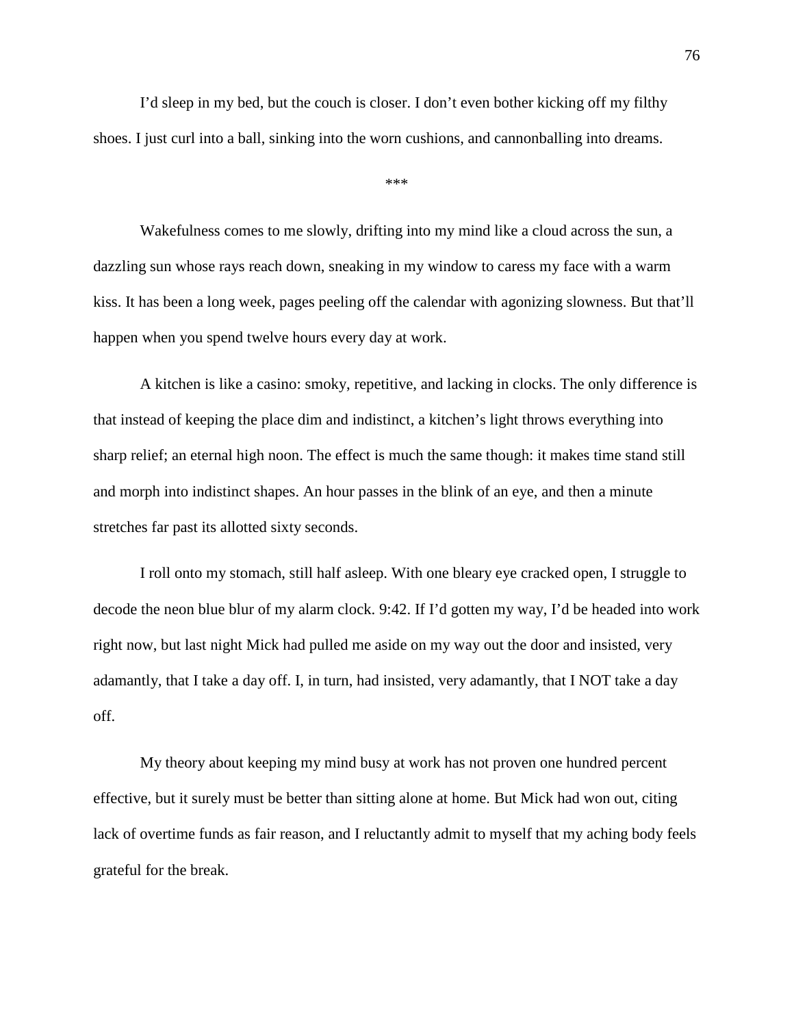I'd sleep in my bed, but the couch is closer. I don't even bother kicking off my filthy shoes. I just curl into a ball, sinking into the worn cushions, and cannonballing into dreams.

***

Wakefulness comes to me slowly, drifting into my mind like a cloud across the sun, a dazzling sun whose rays reach down, sneaking in my window to caress my face with a warm kiss. It has been a long week, pages peeling off the calendar with agonizing slowness. But that'll happen when you spend twelve hours every day at work.

A kitchen is like a casino: smoky, repetitive, and lacking in clocks. The only difference is that instead of keeping the place dim and indistinct, a kitchen's light throws everything into sharp relief; an eternal high noon. The effect is much the same though: it makes time stand still and morph into indistinct shapes. An hour passes in the blink of an eye, and then a minute stretches far past its allotted sixty seconds.

I roll onto my stomach, still half asleep. With one bleary eye cracked open, I struggle to decode the neon blue blur of my alarm clock. 9:42. If I'd gotten my way, I'd be headed into work right now, but last night Mick had pulled me aside on my way out the door and insisted, very adamantly, that I take a day off. I, in turn, had insisted, very adamantly, that I NOT take a day off.

My theory about keeping my mind busy at work has not proven one hundred percent effective, but it surely must be better than sitting alone at home. But Mick had won out, citing lack of overtime funds as fair reason, and I reluctantly admit to myself that my aching body feels grateful for the break.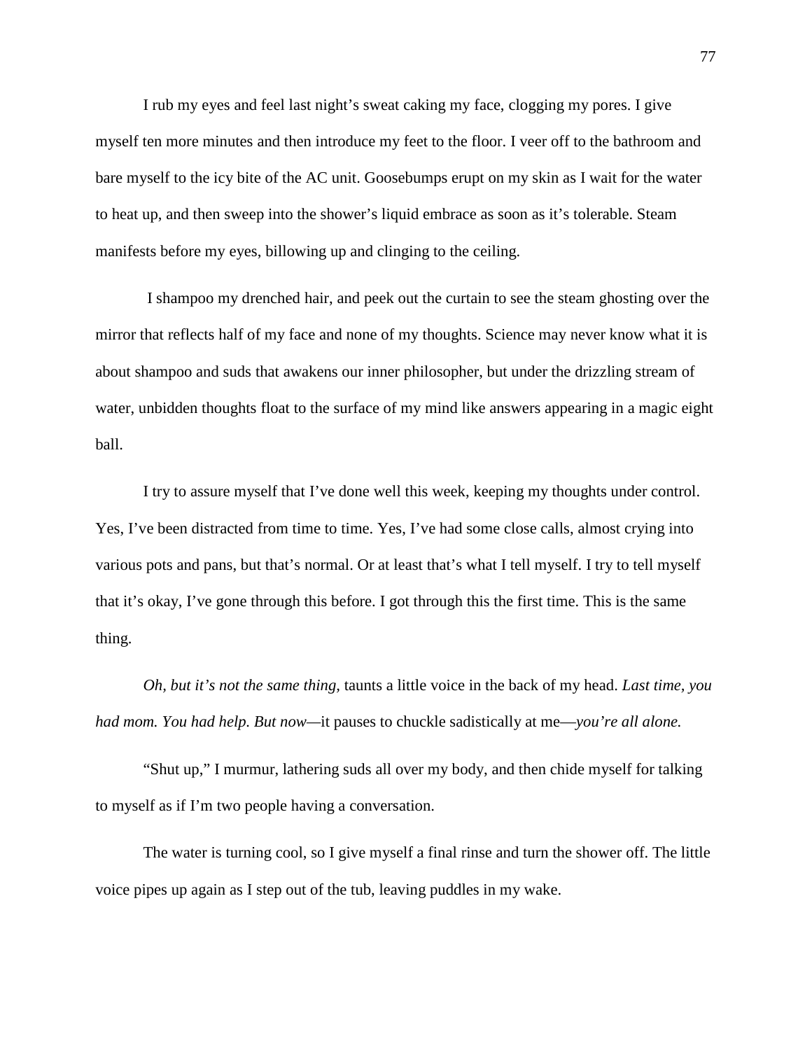I rub my eyes and feel last night's sweat caking my face, clogging my pores. I give myself ten more minutes and then introduce my feet to the floor. I veer off to the bathroom and bare myself to the icy bite of the AC unit. Goosebumps erupt on my skin as I wait for the water to heat up, and then sweep into the shower's liquid embrace as soon as it's tolerable. Steam manifests before my eyes, billowing up and clinging to the ceiling.

I shampoo my drenched hair, and peek out the curtain to see the steam ghosting over the mirror that reflects half of my face and none of my thoughts. Science may never know what it is about shampoo and suds that awakens our inner philosopher, but under the drizzling stream of water, unbidden thoughts float to the surface of my mind like answers appearing in a magic eight ball.

I try to assure myself that I've done well this week, keeping my thoughts under control. Yes, I've been distracted from time to time. Yes, I've had some close calls, almost crying into various pots and pans, but that's normal. Or at least that's what I tell myself. I try to tell myself that it's okay, I've gone through this before. I got through this the first time. This is the same thing.

*Oh, but it's not the same thing,* taunts a little voice in the back of my head. *Last time, you had mom. You had help. But now*—it pauses to chuckle sadistically at me—*you're all alone.*

"Shut up," I murmur, lathering suds all over my body, and then chide myself for talking to myself as if I'm two people having a conversation.

The water is turning cool, so I give myself a final rinse and turn the shower off. The little voice pipes up again as I step out of the tub, leaving puddles in my wake.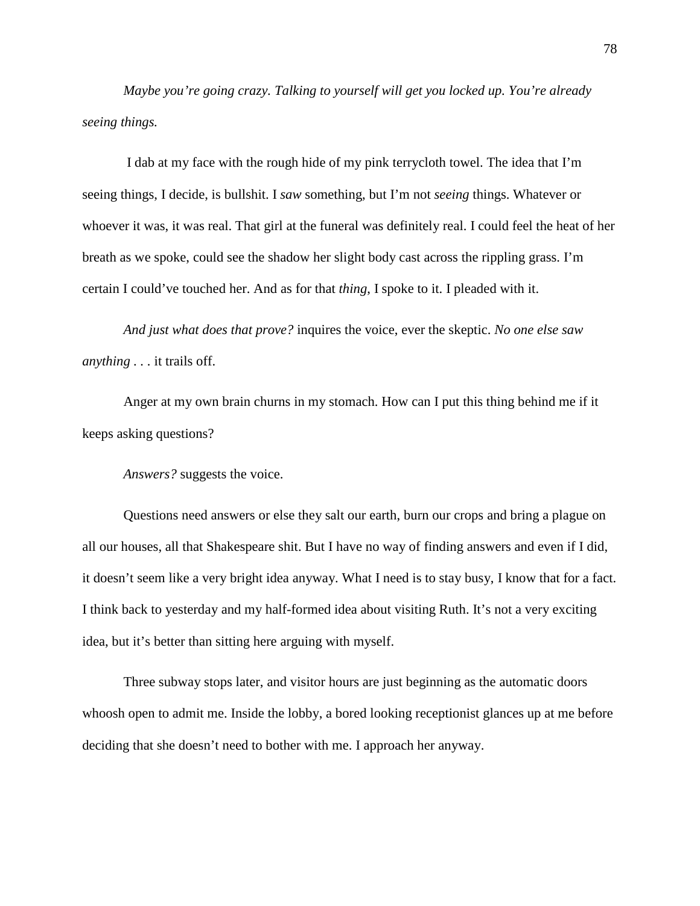*Maybe you're going crazy. Talking to yourself will get you locked up. You're already seeing things.*

I dab at my face with the rough hide of my pink terrycloth towel. The idea that I'm seeing things, I decide, is bullshit. I *saw* something, but I'm not *seeing* things. Whatever or whoever it was, it was real. That girl at the funeral was definitely real. I could feel the heat of her breath as we spoke, could see the shadow her slight body cast across the rippling grass. I'm certain I could've touched her. And as for that *thing*, I spoke to it. I pleaded with it.

*And just what does that prove?* inquires the voice, ever the skeptic. *No one else saw anything* . . . it trails off.

Anger at my own brain churns in my stomach. How can I put this thing behind me if it keeps asking questions?

*Answers?* suggests the voice.

Questions need answers or else they salt our earth, burn our crops and bring a plague on all our houses, all that Shakespeare shit. But I have no way of finding answers and even if I did, it doesn't seem like a very bright idea anyway. What I need is to stay busy, I know that for a fact. I think back to yesterday and my half-formed idea about visiting Ruth. It's not a very exciting idea, but it's better than sitting here arguing with myself.

Three subway stops later, and visitor hours are just beginning as the automatic doors whoosh open to admit me. Inside the lobby, a bored looking receptionist glances up at me before deciding that she doesn't need to bother with me. I approach her anyway.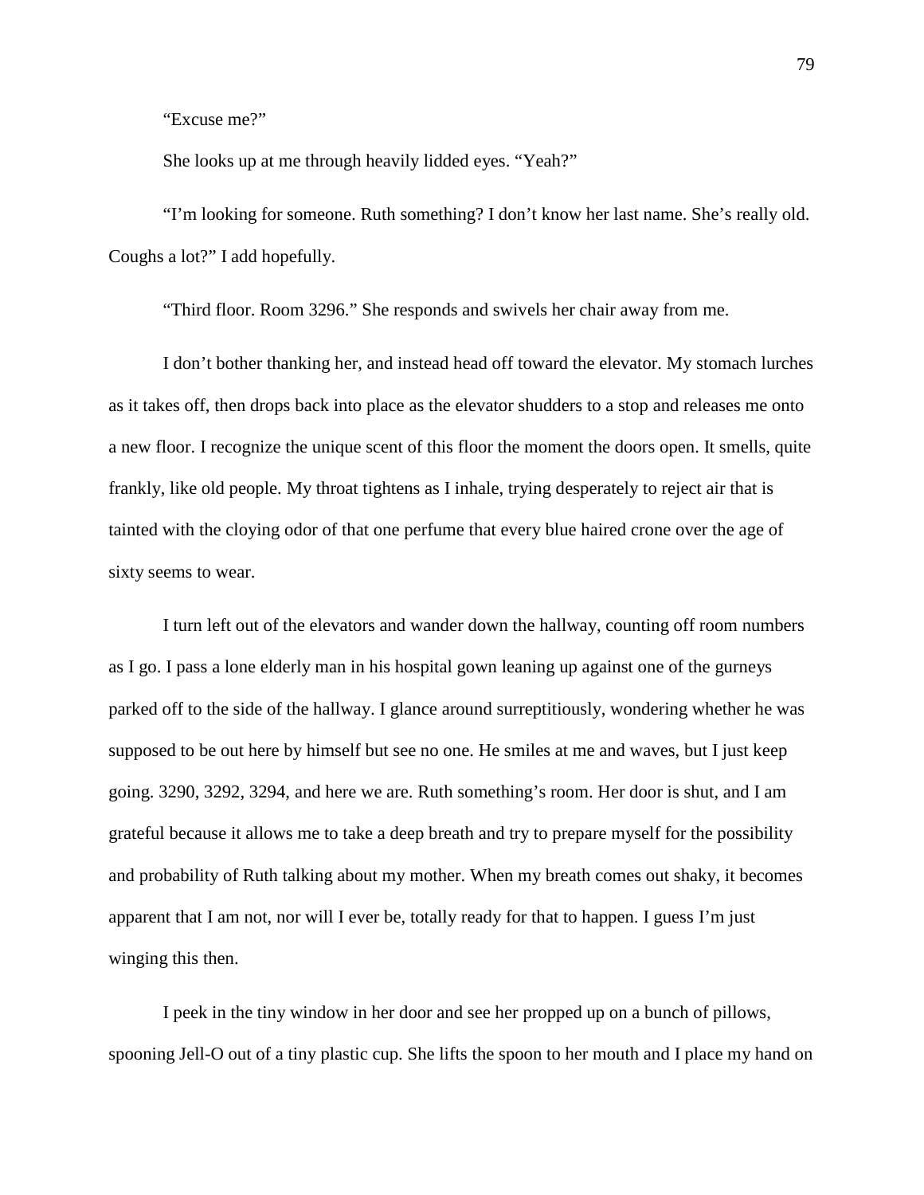"Excuse me?"

She looks up at me through heavily lidded eyes. "Yeah?"

"I'm looking for someone. Ruth something? I don't know her last name. She's really old. Coughs a lot?" I add hopefully.

"Third floor. Room 3296." She responds and swivels her chair away from me.

I don't bother thanking her, and instead head off toward the elevator. My stomach lurches as it takes off, then drops back into place as the elevator shudders to a stop and releases me onto a new floor. I recognize the unique scent of this floor the moment the doors open. It smells, quite frankly, like old people. My throat tightens as I inhale, trying desperately to reject air that is tainted with the cloying odor of that one perfume that every blue haired crone over the age of sixty seems to wear.

I turn left out of the elevators and wander down the hallway, counting off room numbers as I go. I pass a lone elderly man in his hospital gown leaning up against one of the gurneys parked off to the side of the hallway. I glance around surreptitiously, wondering whether he was supposed to be out here by himself but see no one. He smiles at me and waves, but I just keep going. 3290, 3292, 3294, and here we are. Ruth something's room. Her door is shut, and I am grateful because it allows me to take a deep breath and try to prepare myself for the possibility and probability of Ruth talking about my mother. When my breath comes out shaky, it becomes apparent that I am not, nor will I ever be, totally ready for that to happen. I guess I'm just winging this then.

I peek in the tiny window in her door and see her propped up on a bunch of pillows, spooning Jell-O out of a tiny plastic cup. She lifts the spoon to her mouth and I place my hand on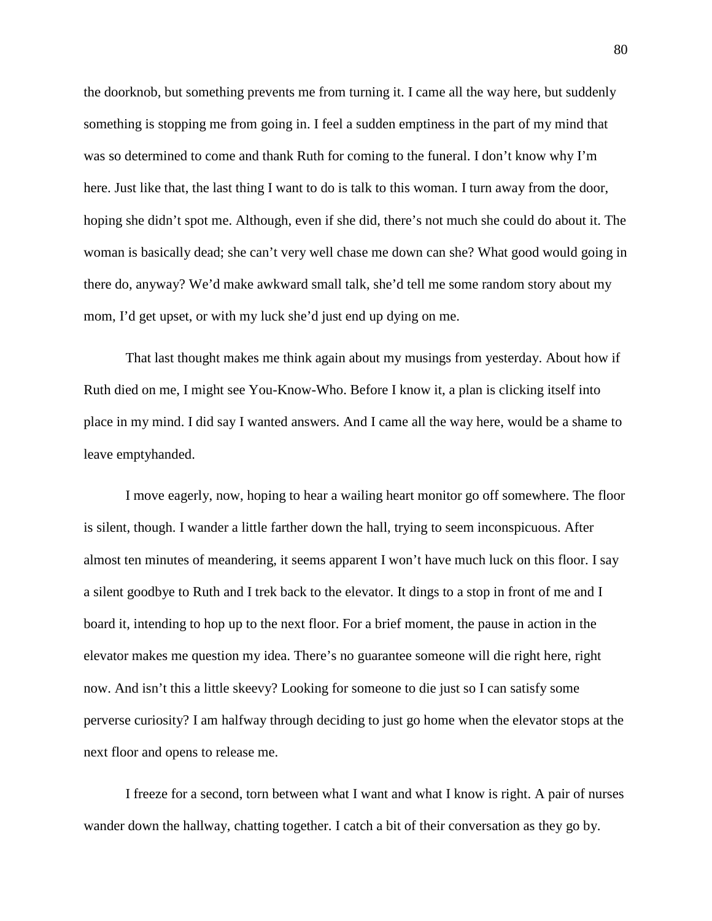the doorknob, but something prevents me from turning it. I came all the way here, but suddenly something is stopping me from going in. I feel a sudden emptiness in the part of my mind that was so determined to come and thank Ruth for coming to the funeral. I don't know why I'm here. Just like that, the last thing I want to do is talk to this woman. I turn away from the door, hoping she didn't spot me. Although, even if she did, there's not much she could do about it. The woman is basically dead; she can't very well chase me down can she? What good would going in there do, anyway? We'd make awkward small talk, she'd tell me some random story about my mom, I'd get upset, or with my luck she'd just end up dying on me.

That last thought makes me think again about my musings from yesterday. About how if Ruth died on me, I might see You-Know-Who. Before I know it, a plan is clicking itself into place in my mind. I did say I wanted answers. And I came all the way here, would be a shame to leave emptyhanded.

I move eagerly, now, hoping to hear a wailing heart monitor go off somewhere. The floor is silent, though. I wander a little farther down the hall, trying to seem inconspicuous. After almost ten minutes of meandering, it seems apparent I won't have much luck on this floor. I say a silent goodbye to Ruth and I trek back to the elevator. It dings to a stop in front of me and I board it, intending to hop up to the next floor. For a brief moment, the pause in action in the elevator makes me question my idea. There's no guarantee someone will die right here, right now. And isn't this a little skeevy? Looking for someone to die just so I can satisfy some perverse curiosity? I am halfway through deciding to just go home when the elevator stops at the next floor and opens to release me.

I freeze for a second, torn between what I want and what I know is right. A pair of nurses wander down the hallway, chatting together. I catch a bit of their conversation as they go by.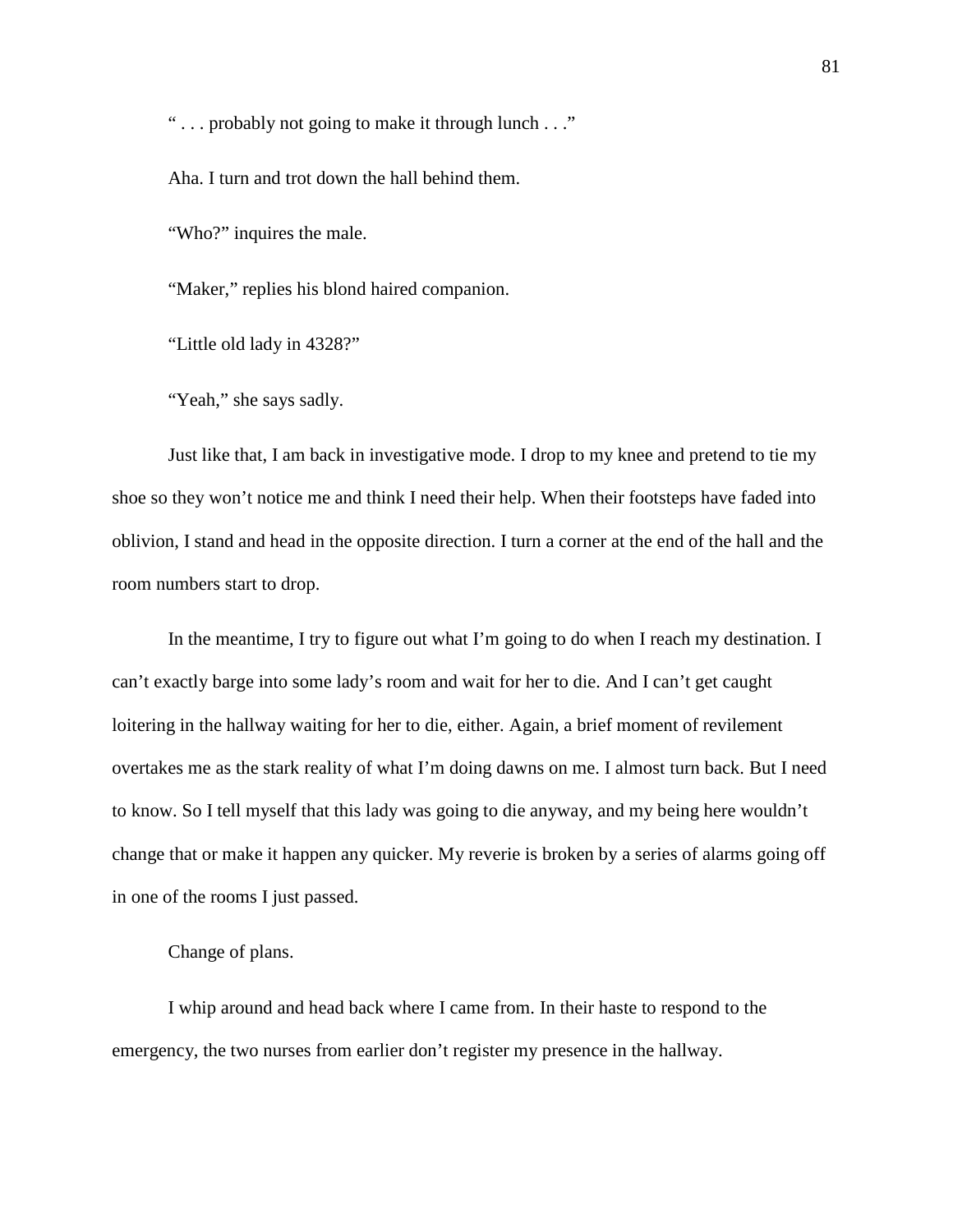" . . . probably not going to make it through lunch . . ."

Aha. I turn and trot down the hall behind them.

"Who?" inquires the male.

"Maker," replies his blond haired companion.

"Little old lady in 4328?"

"Yeah," she says sadly.

Just like that, I am back in investigative mode. I drop to my knee and pretend to tie my shoe so they won't notice me and think I need their help. When their footsteps have faded into oblivion, I stand and head in the opposite direction. I turn a corner at the end of the hall and the room numbers start to drop.

In the meantime, I try to figure out what I'm going to do when I reach my destination. I can't exactly barge into some lady's room and wait for her to die. And I can't get caught loitering in the hallway waiting for her to die, either. Again, a brief moment of revilement overtakes me as the stark reality of what I'm doing dawns on me. I almost turn back. But I need to know. So I tell myself that this lady was going to die anyway, and my being here wouldn't change that or make it happen any quicker. My reverie is broken by a series of alarms going off in one of the rooms I just passed.

Change of plans.

I whip around and head back where I came from. In their haste to respond to the emergency, the two nurses from earlier don't register my presence in the hallway.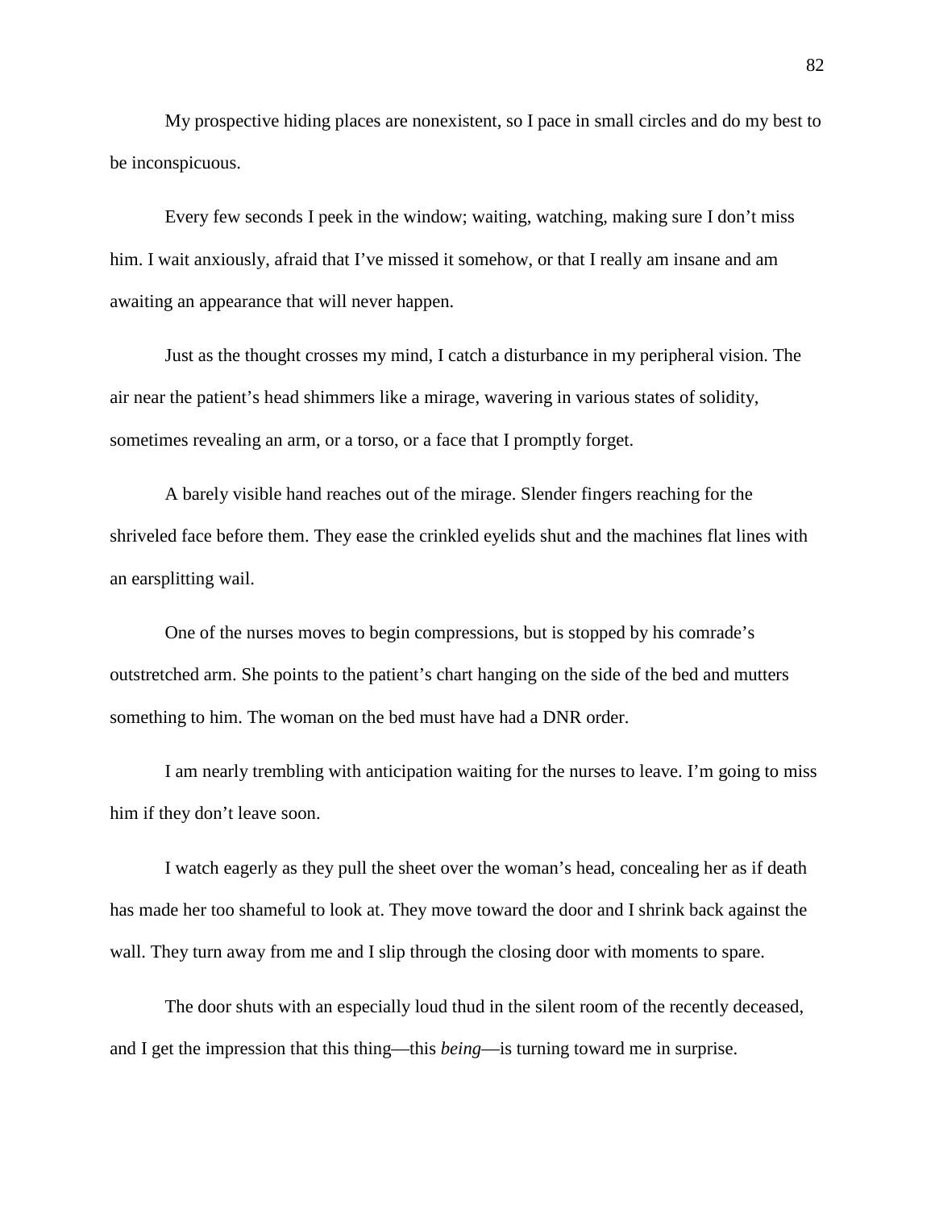My prospective hiding places are nonexistent, so I pace in small circles and do my best to be inconspicuous.

Every few seconds I peek in the window; waiting, watching, making sure I don't miss him. I wait anxiously, afraid that I've missed it somehow, or that I really am insane and am awaiting an appearance that will never happen.

Just as the thought crosses my mind, I catch a disturbance in my peripheral vision. The air near the patient's head shimmers like a mirage, wavering in various states of solidity, sometimes revealing an arm, or a torso, or a face that I promptly forget.

A barely visible hand reaches out of the mirage. Slender fingers reaching for the shriveled face before them. They ease the crinkled eyelids shut and the machines flat lines with an earsplitting wail.

One of the nurses moves to begin compressions, but is stopped by his comrade's outstretched arm. She points to the patient's chart hanging on the side of the bed and mutters something to him. The woman on the bed must have had a DNR order.

I am nearly trembling with anticipation waiting for the nurses to leave. I'm going to miss him if they don't leave soon.

I watch eagerly as they pull the sheet over the woman's head, concealing her as if death has made her too shameful to look at. They move toward the door and I shrink back against the wall. They turn away from me and I slip through the closing door with moments to spare.

The door shuts with an especially loud thud in the silent room of the recently deceased, and I get the impression that this thing—this *being*—is turning toward me in surprise.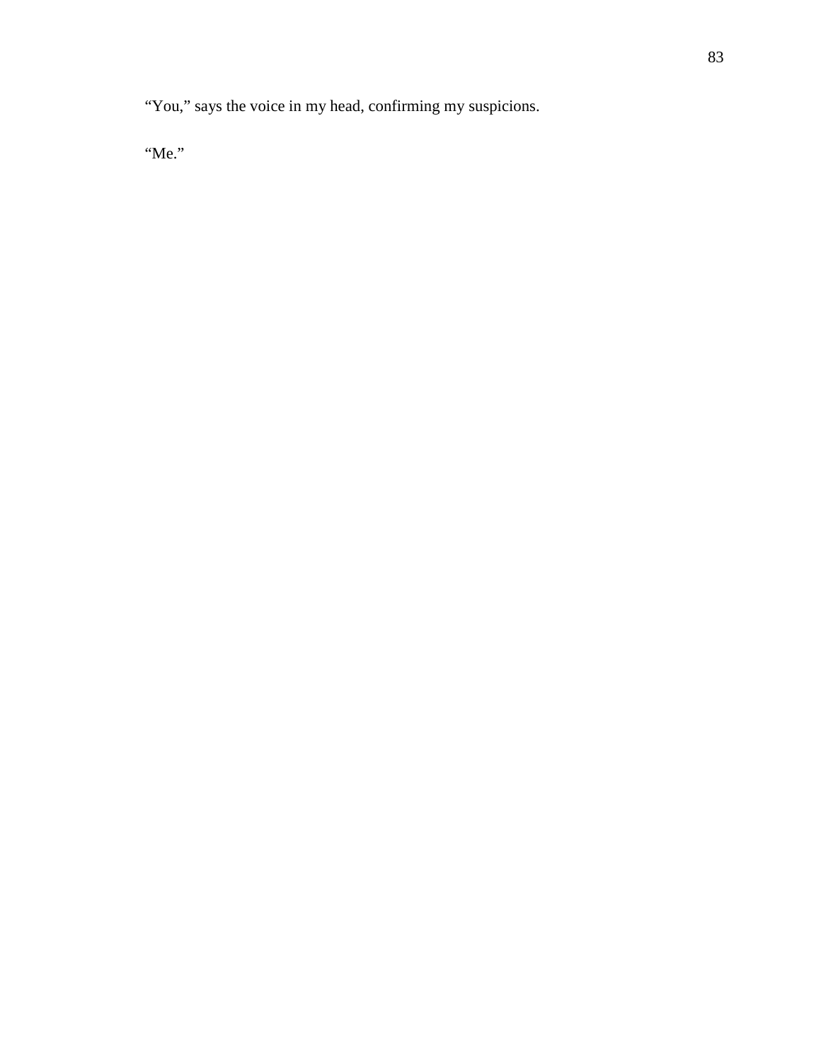“You,” says the voice in my head, confirming my suspicions.

“Me.”